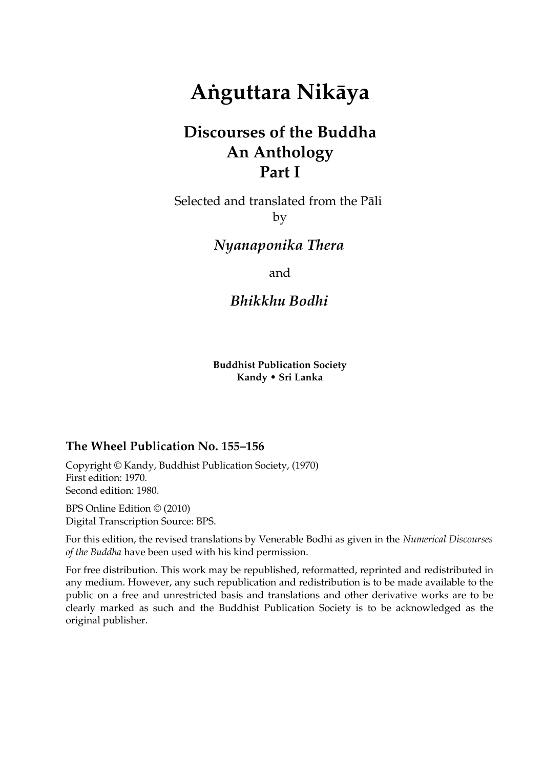# Aṅguttara Nikāya

## Discourses of the Buddha
## An Anthology
## Part I

Selected and translated from the Pāli
by

***Nyanaponika Thera***

and

***Bhikkhu Bodhi***

**Buddhist Publication Society**
**Kandy • Sri Lanka**

**The Wheel Publication No. 155–156**

Copyright © Kandy, Buddhist Publication Society, (1970)
First edition: 1970.
Second edition: 1980.

BPS Online Edition © (2010)
Digital Transcription Source: BPS.

For this edition, the revised translations by Venerable Bodhi as given in the *Numerical Discourses of the Buddha* have been used with his kind permission.

For free distribution. This work may be republished, reformatted, reprinted and redistributed in any medium. However, any such republication and redistribution is to be made available to the public on a free and unrestricted basis and translations and other derivative works are to be clearly marked as such and the Buddhist Publication Society is to be acknowledged as the original publisher.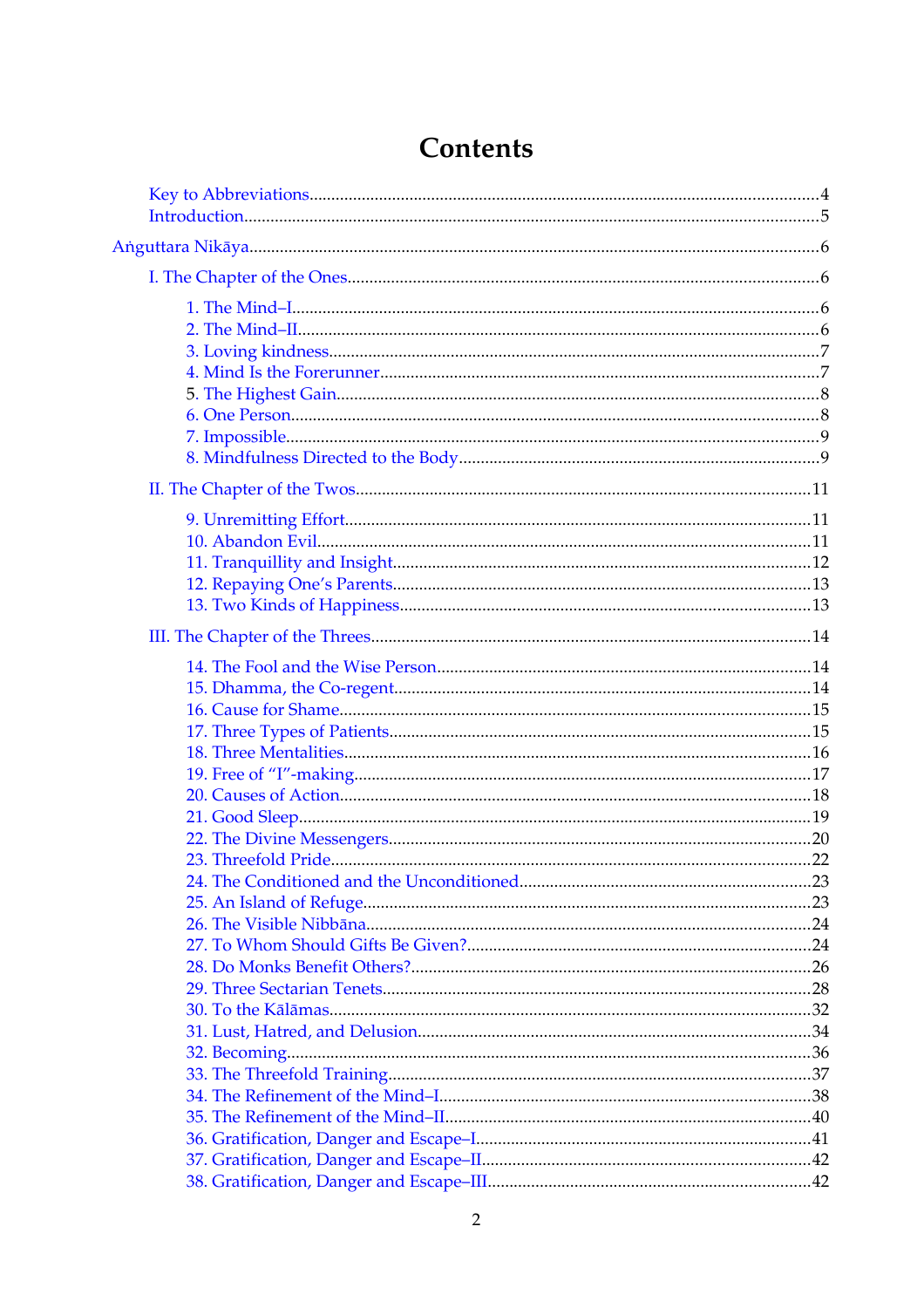# Contents

- Key to Abbreviations....4
- Introduction....5

Aṅguttara Nikāya....6

- I. The Chapter of the Ones....6
  - 1. The Mind–I....6
  - 2. The Mind–II....6
  - 3. Loving kindness....7
  - 4. Mind Is the Forerunner....7
  - 5. The Highest Gain....8
  - 6. One Person....8
  - 7. Impossible....9
  - 8. Mindfulness Directed to the Body....9
- II. The Chapter of the Twos....11
  - 9. Unremitting Effort....11
  - 10. Abandon Evil....11
  - 11. Tranquillity and Insight....12
  - 12. Repaying One's Parents....13
  - 13. Two Kinds of Happiness....13
- III. The Chapter of the Threes....14
  - 14. The Fool and the Wise Person....14
  - 15. Dhamma, the Co-regent....14
  - 16. Cause for Shame....15
  - 17. Three Types of Patients....15
  - 18. Three Mentalities....16
  - 19. Free of "I"-making....17
  - 20. Causes of Action....18
  - 21. Good Sleep....19
  - 22. The Divine Messengers....20
  - 23. Threefold Pride....22
  - 24. The Conditioned and the Unconditioned....23
  - 25. An Island of Refuge....23
  - 26. The Visible Nibbāna....24
  - 27. To Whom Should Gifts Be Given?....24
  - 28. Do Monks Benefit Others?....26
  - 29. Three Sectarian Tenets....28
  - 30. To the Kālāmas....32
  - 31. Lust, Hatred, and Delusion....34
  - 32. Becoming....36
  - 33. The Threefold Training....37
  - 34. The Refinement of the Mind–I....38
  - 35. The Refinement of the Mind–II....40
  - 36. Gratification, Danger and Escape–I....41
  - 37. Gratification, Danger and Escape–II....42
  - 38. Gratification, Danger and Escape–III....42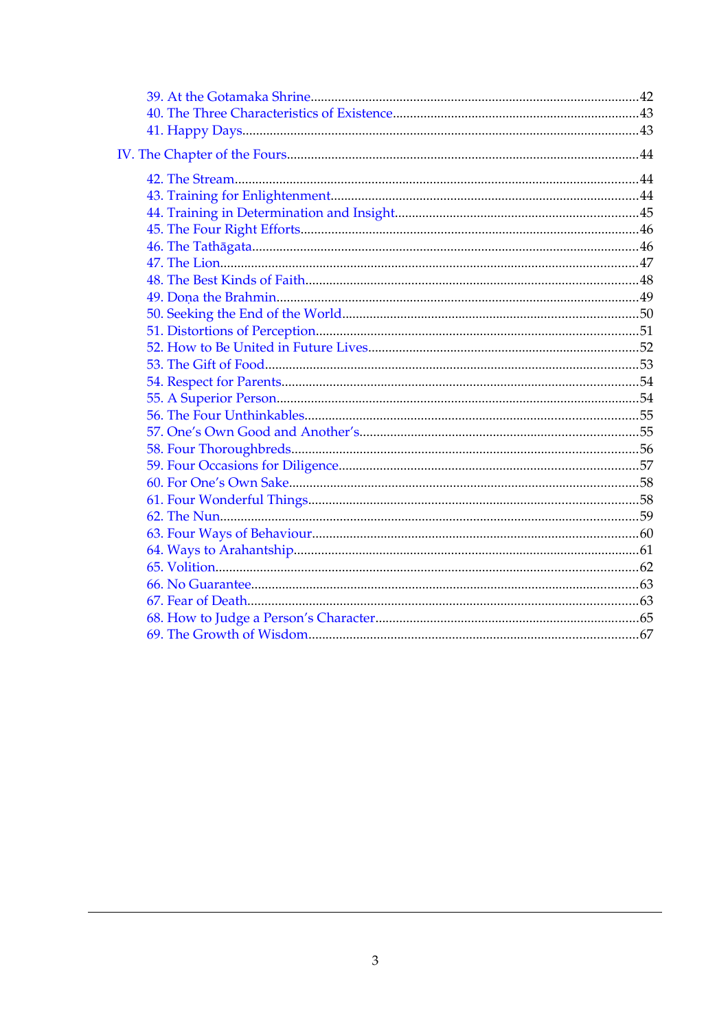- 39. At the Gotamaka Shrine.....42
- 40. The Three Characteristics of Existence.....43
- 41. Happy Days.....43

IV. The Chapter of the Fours.....44

- 42. The Stream.....44
- 43. Training for Enlightenment.....44
- 44. Training in Determination and Insight.....45
- 45. The Four Right Efforts.....46
- 46. The Tathāgata.....46
- 47. The Lion.....47
- 48. The Best Kinds of Faith.....48
- 49. Doṇa the Brahmin.....49
- 50. Seeking the End of the World.....50
- 51. Distortions of Perception.....51
- 52. How to Be United in Future Lives.....52
- 53. The Gift of Food.....53
- 54. Respect for Parents.....54
- 55. A Superior Person.....54
- 56. The Four Unthinkables.....55
- 57. One's Own Good and Another's.....55
- 58. Four Thoroughbreds.....56
- 59. Four Occasions for Diligence.....57
- 60. For One's Own Sake.....58
- 61. Four Wonderful Things.....58
- 62. The Nun.....59
- 63. Four Ways of Behaviour.....60
- 64. Ways to Arahantship.....61
- 65. Volition.....62
- 66. No Guarantee.....63
- 67. Fear of Death.....63
- 68. How to Judge a Person's Character.....65
- 69. The Growth of Wisdom.....67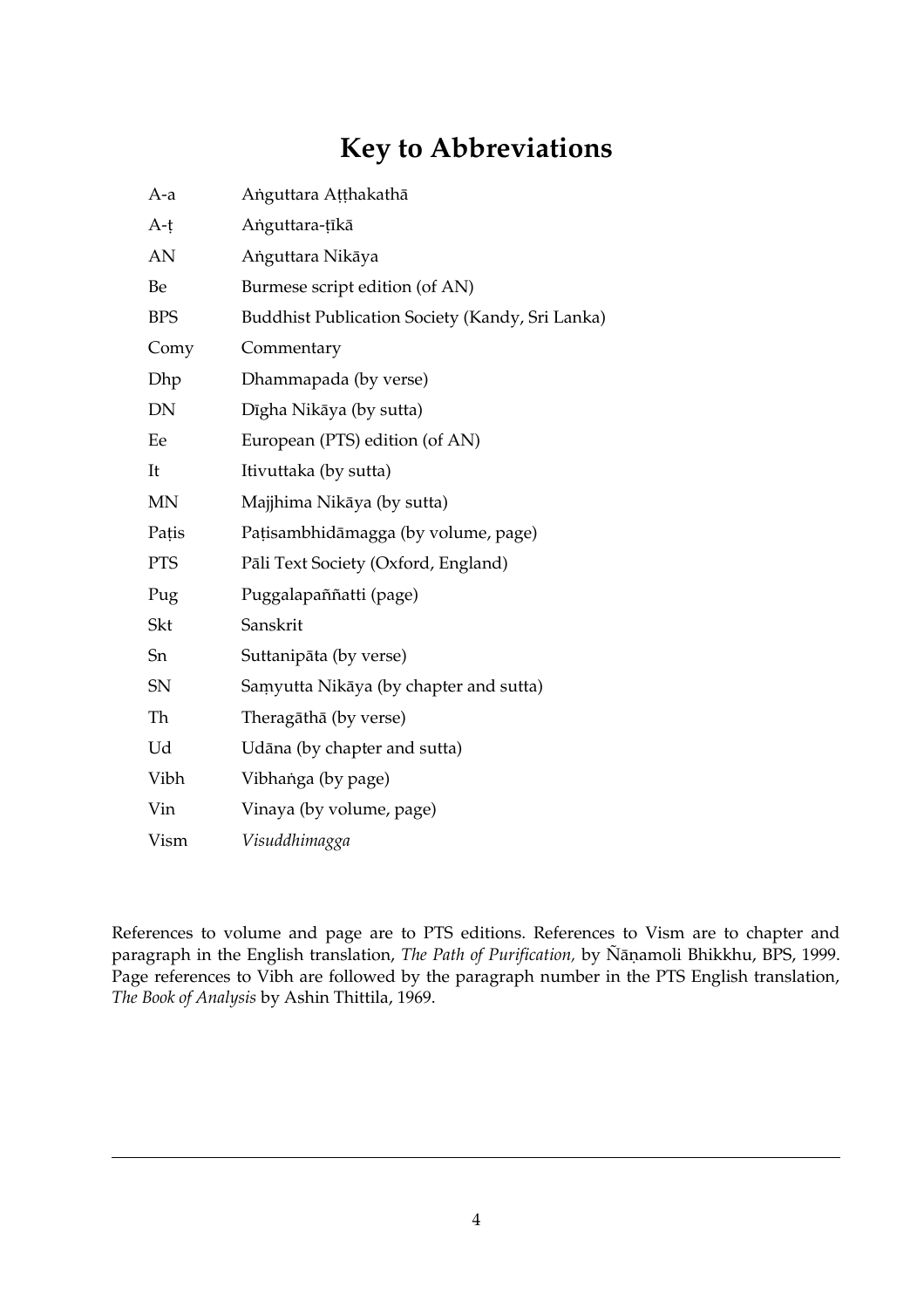# Key to Abbreviations

| | |
|---|---|
| A-a | Aṅguttara Aṭṭhakathā |
| A-ṭ | Aṅguttara-ṭīkā |
| AN | Aṅguttara Nikāya |
| Be | Burmese script edition (of AN) |
| BPS | Buddhist Publication Society (Kandy, Sri Lanka) |
| Comy | Commentary |
| Dhp | Dhammapada (by verse) |
| DN | Dīgha Nikāya (by sutta) |
| Ee | European (PTS) edition (of AN) |
| It | Itivuttaka (by sutta) |
| MN | Majjhima Nikāya (by sutta) |
| Paṭis | Paṭisambhidāmagga (by volume, page) |
| PTS | Pāli Text Society (Oxford, England) |
| Pug | Puggalapaññatti (page) |
| Skt | Sanskrit |
| Sn | Suttanipāta (by verse) |
| SN | Saṃyutta Nikāya (by chapter and sutta) |
| Th | Theragāthā (by verse) |
| Ud | Udāna (by chapter and sutta) |
| Vibh | Vibhaṅga (by page) |
| Vin | Vinaya (by volume, page) |
| Vism | *Visuddhimagga* |

References to volume and page are to PTS editions. References to Vism are to chapter and paragraph in the English translation, *The Path of Purification,* by Ñāṇamoli Bhikkhu, BPS, 1999. Page references to Vibh are followed by the paragraph number in the PTS English translation, *The Book of Analysis* by Ashin Thittila, 1969.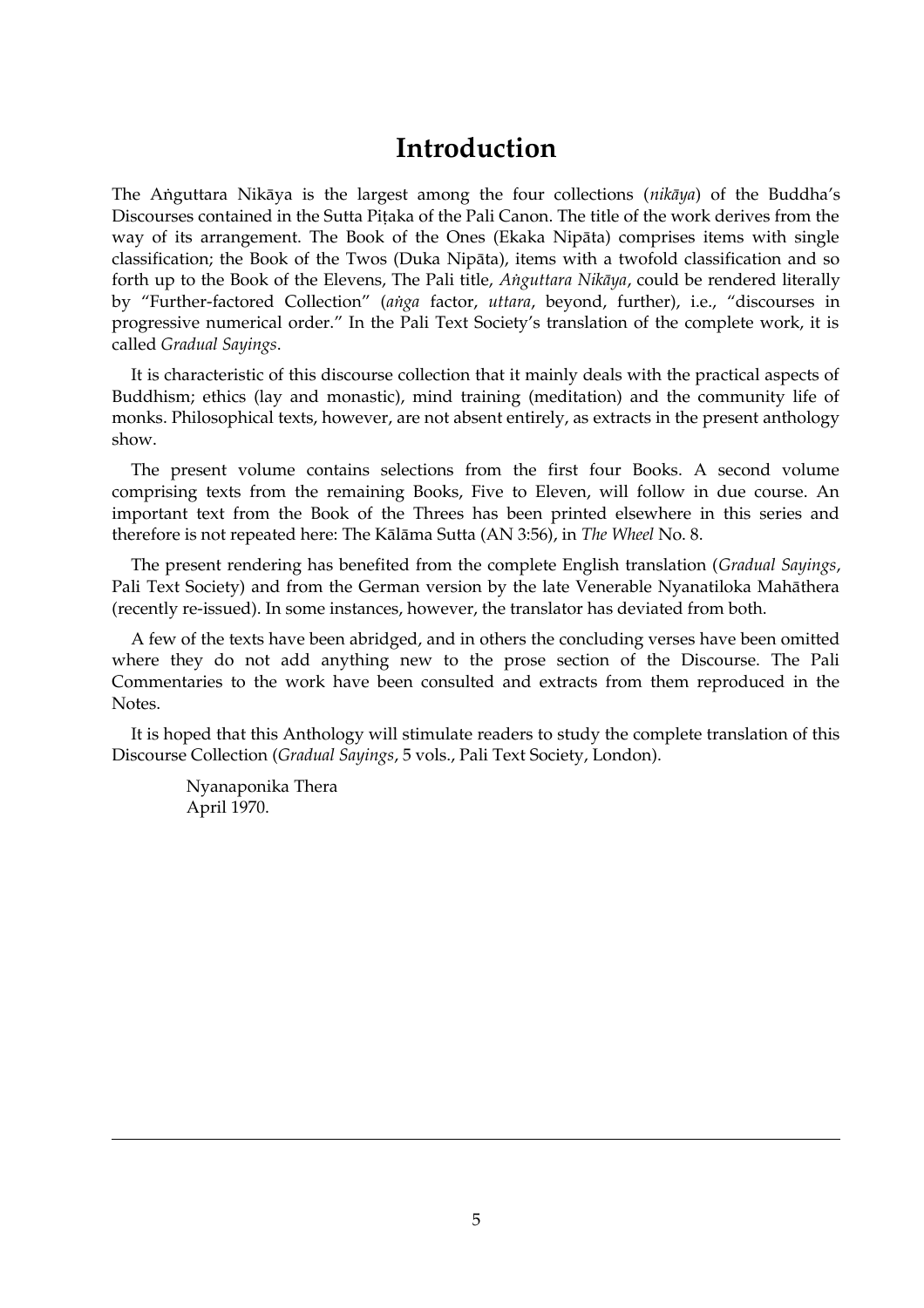# Introduction

The Aṅguttara Nikāya is the largest among the four collections (*nikāya*) of the Buddha's Discourses contained in the Sutta Piṭaka of the Pali Canon. The title of the work derives from the way of its arrangement. The Book of the Ones (Ekaka Nipāta) comprises items with single classification; the Book of the Twos (Duka Nipāta), items with a twofold classification and so forth up to the Book of the Elevens, The Pali title, *Aṅguttara Nikāya*, could be rendered literally by "Further-factored Collection" (*aṅga* factor, *uttara*, beyond, further), i.e., "discourses in progressive numerical order." In the Pali Text Society's translation of the complete work, it is called *Gradual Sayings*.

It is characteristic of this discourse collection that it mainly deals with the practical aspects of Buddhism; ethics (lay and monastic), mind training (meditation) and the community life of monks. Philosophical texts, however, are not absent entirely, as extracts in the present anthology show.

The present volume contains selections from the first four Books. A second volume comprising texts from the remaining Books, Five to Eleven, will follow in due course. An important text from the Book of the Threes has been printed elsewhere in this series and therefore is not repeated here: The Kālāma Sutta (AN 3:56), in *The Wheel* No. 8.

The present rendering has benefited from the complete English translation (*Gradual Sayings*, Pali Text Society) and from the German version by the late Venerable Nyanatiloka Mahāthera (recently re-issued). In some instances, however, the translator has deviated from both.

A few of the texts have been abridged, and in others the concluding verses have been omitted where they do not add anything new to the prose section of the Discourse. The Pali Commentaries to the work have been consulted and extracts from them reproduced in the Notes.

It is hoped that this Anthology will stimulate readers to study the complete translation of this Discourse Collection (*Gradual Sayings*, 5 vols., Pali Text Society, London).

Nyanaponika Thera
April 1970.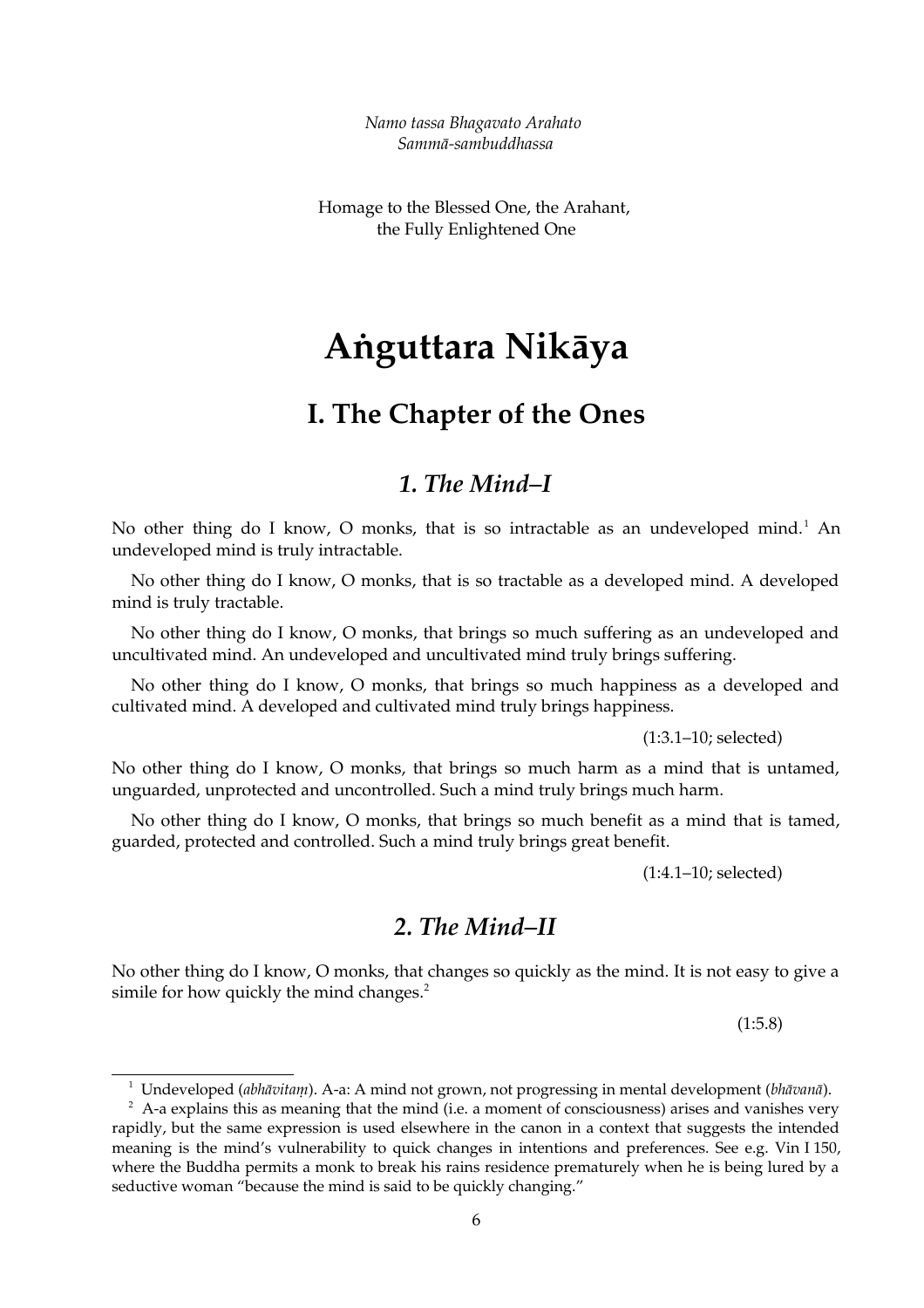*Namo tassa Bhagavato Arahato*
*Sammā-sambuddhassa*

Homage to the Blessed One, the Arahant,
the Fully Enlightened One

# Aṅguttara Nikāya

## I. The Chapter of the Ones

### *1. The Mind–I*

No other thing do I know, O monks, that is so intractable as an undeveloped mind.[1] An undeveloped mind is truly intractable.

No other thing do I know, O monks, that is so tractable as a developed mind. A developed mind is truly tractable.

No other thing do I know, O monks, that brings so much suffering as an undeveloped and uncultivated mind. An undeveloped and uncultivated mind truly brings suffering.

No other thing do I know, O monks, that brings so much happiness as a developed and cultivated mind. A developed and cultivated mind truly brings happiness.

(1:3.1–10; selected)

No other thing do I know, O monks, that brings so much harm as a mind that is untamed, unguarded, unprotected and uncontrolled. Such a mind truly brings much harm.

No other thing do I know, O monks, that brings so much benefit as a mind that is tamed, guarded, protected and controlled. Such a mind truly brings great benefit.

(1:4.1–10; selected)

### *2. The Mind–II*

No other thing do I know, O monks, that changes so quickly as the mind. It is not easy to give a simile for how quickly the mind changes.[2]

(1:5.8)

---

[1] Undeveloped (*abhāvitaṃ*). A-a: A mind not grown, not progressing in mental development (*bhāvanā*).

[2] A-a explains this as meaning that the mind (i.e. a moment of consciousness) arises and vanishes very rapidly, but the same expression is used elsewhere in the canon in a context that suggests the intended meaning is the mind's vulnerability to quick changes in intentions and preferences. See e.g. Vin I 150, where the Buddha permits a monk to break his rains residence prematurely when he is being lured by a seductive woman "because the mind is said to be quickly changing."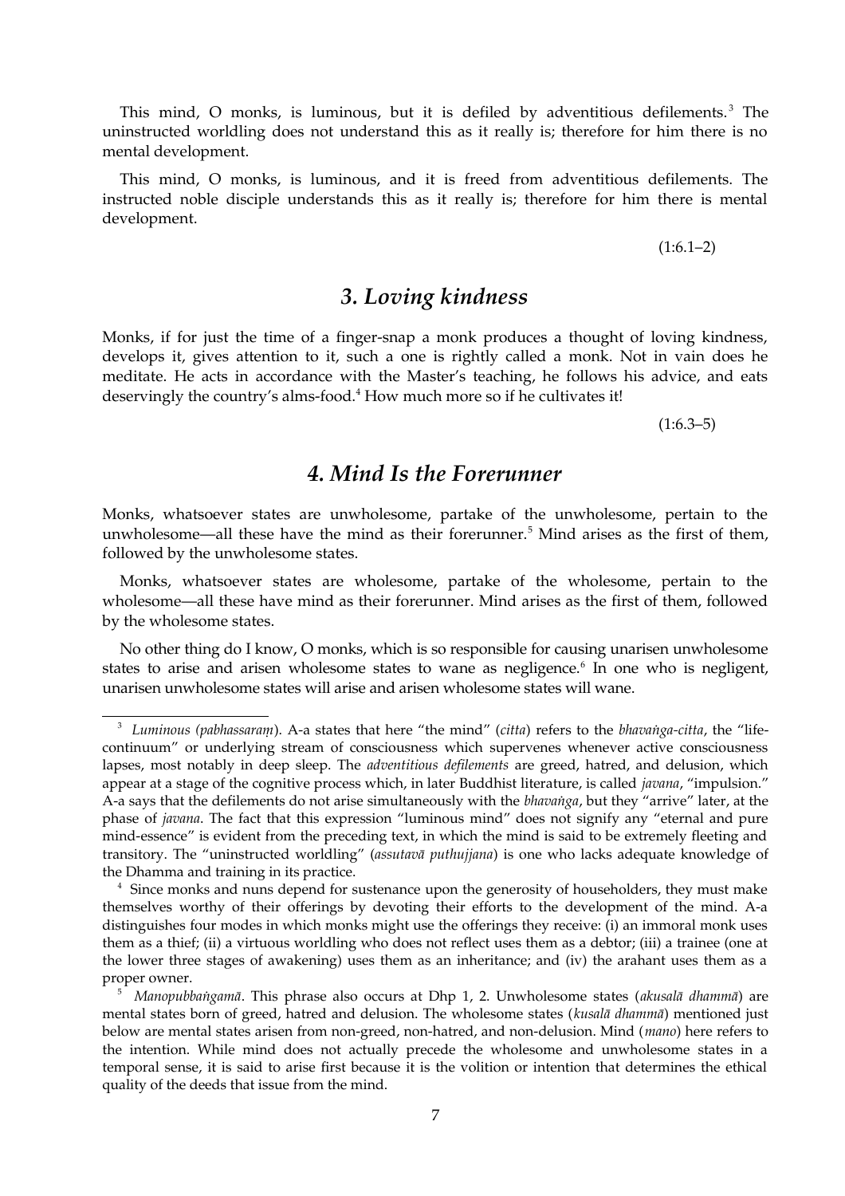This mind, O monks, is luminous, but it is defiled by adventitious defilements.[3] The uninstructed worldling does not understand this as it really is; therefore for him there is no mental development.

This mind, O monks, is luminous, and it is freed from adventitious defilements. The instructed noble disciple understands this as it really is; therefore for him there is mental development.

(1:6.1–2)

## *3. Loving kindness*

Monks, if for just the time of a finger-snap a monk produces a thought of loving kindness, develops it, gives attention to it, such a one is rightly called a monk. Not in vain does he meditate. He acts in accordance with the Master's teaching, he follows his advice, and eats deservingly the country's alms-food.[4] How much more so if he cultivates it!

(1:6.3–5)

## *4. Mind Is the Forerunner*

Monks, whatsoever states are unwholesome, partake of the unwholesome, pertain to the unwholesome—all these have the mind as their forerunner.[5] Mind arises as the first of them, followed by the unwholesome states.

Monks, whatsoever states are wholesome, partake of the wholesome, pertain to the wholesome—all these have mind as their forerunner. Mind arises as the first of them, followed by the wholesome states.

No other thing do I know, O monks, which is so responsible for causing unarisen unwholesome states to arise and arisen wholesome states to wane as negligence.[6] In one who is negligent, unarisen unwholesome states will arise and arisen wholesome states will wane.

---

[3] *Luminous (pabhassaraṃ)*. A-a states that here "the mind" (*citta*) refers to the *bhavaṅga-citta*, the "life-continuum" or underlying stream of consciousness which supervenes whenever active consciousness lapses, most notably in deep sleep. The *adventitious defilements* are greed, hatred, and delusion, which appear at a stage of the cognitive process which, in later Buddhist literature, is called *javana*, "impulsion." A-a says that the defilements do not arise simultaneously with the *bhavaṅga*, but they "arrive" later, at the phase of *javana*. The fact that this expression "luminous mind" does not signify any "eternal and pure mind-essence" is evident from the preceding text, in which the mind is said to be extremely fleeting and transitory. The "uninstructed worldling" (*assutavā puthujjana*) is one who lacks adequate knowledge of the Dhamma and training in its practice.

[4] Since monks and nuns depend for sustenance upon the generosity of householders, they must make themselves worthy of their offerings by devoting their efforts to the development of the mind. A-a distinguishes four modes in which monks might use the offerings they receive: (i) an immoral monk uses them as a thief; (ii) a virtuous worldling who does not reflect uses them as a debtor; (iii) a trainee (one at the lower three stages of awakening) uses them as an inheritance; and (iv) the arahant uses them as a proper owner.

[5] *Manopubbaṅgamā*. This phrase also occurs at Dhp 1, 2. Unwholesome states (*akusalā dhammā*) are mental states born of greed, hatred and delusion. The wholesome states (*kusalā dhammā*) mentioned just below are mental states arisen from non-greed, non-hatred, and non-delusion. Mind (*mano*) here refers to the intention. While mind does not actually precede the wholesome and unwholesome states in a temporal sense, it is said to arise first because it is the volition or intention that determines the ethical quality of the deeds that issue from the mind.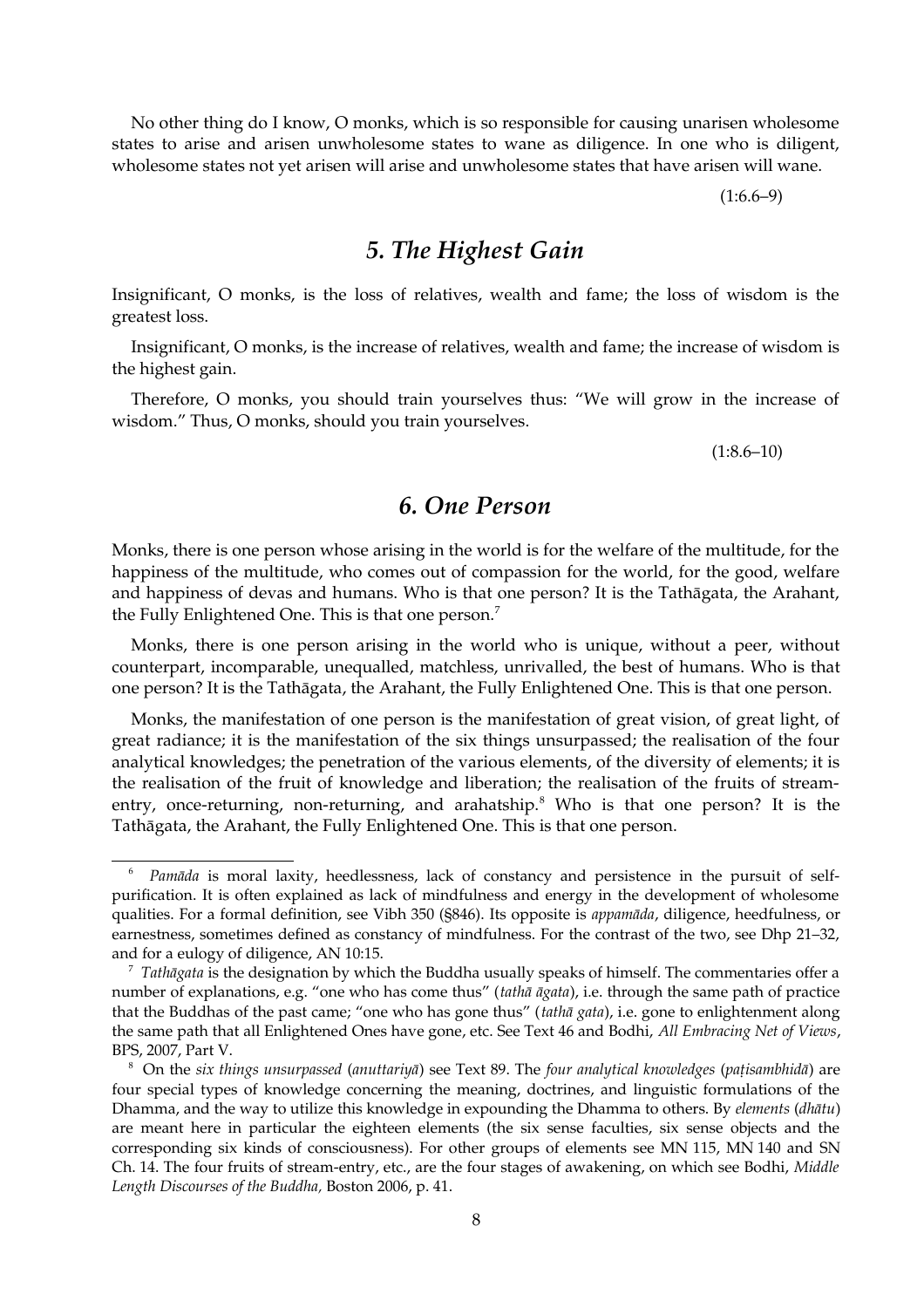No other thing do I know, O monks, which is so responsible for causing unarisen wholesome states to arise and arisen unwholesome states to wane as diligence. In one who is diligent, wholesome states not yet arisen will arise and unwholesome states that have arisen will wane.

(1:6.6–9)

## *5. The Highest Gain*

Insignificant, O monks, is the loss of relatives, wealth and fame; the loss of wisdom is the greatest loss.

Insignificant, O monks, is the increase of relatives, wealth and fame; the increase of wisdom is the highest gain.

Therefore, O monks, you should train yourselves thus: "We will grow in the increase of wisdom." Thus, O monks, should you train yourselves.

(1:8.6–10)

## *6. One Person*

Monks, there is one person whose arising in the world is for the welfare of the multitude, for the happiness of the multitude, who comes out of compassion for the world, for the good, welfare and happiness of devas and humans. Who is that one person? It is the Tathāgata, the Arahant, the Fully Enlightened One. This is that one person.[7]

Monks, there is one person arising in the world who is unique, without a peer, without counterpart, incomparable, unequalled, matchless, unrivalled, the best of humans. Who is that one person? It is the Tathāgata, the Arahant, the Fully Enlightened One. This is that one person.

Monks, the manifestation of one person is the manifestation of great vision, of great light, of great radiance; it is the manifestation of the six things unsurpassed; the realisation of the four analytical knowledges; the penetration of the various elements, of the diversity of elements; it is the realisation of the fruit of knowledge and liberation; the realisation of the fruits of stream-entry, once-returning, non-returning, and arahatship.[8] Who is that one person? It is the Tathāgata, the Arahant, the Fully Enlightened One. This is that one person.

---

[6] *Pamāda* is moral laxity, heedlessness, lack of constancy and persistence in the pursuit of self-purification. It is often explained as lack of mindfulness and energy in the development of wholesome qualities. For a formal definition, see Vibh 350 (§846). Its opposite is *appamāda*, diligence, heedfulness, or earnestness, sometimes defined as constancy of mindfulness. For the contrast of the two, see Dhp 21–32, and for a eulogy of diligence, AN 10:15.

[7] *Tathāgata* is the designation by which the Buddha usually speaks of himself. The commentaries offer a number of explanations, e.g. "one who has come thus" (*tathā āgata*), i.e. through the same path of practice that the Buddhas of the past came; "one who has gone thus" (*tathā gata*), i.e. gone to enlightenment along the same path that all Enlightened Ones have gone, etc. See Text 46 and Bodhi, *All Embracing Net of Views*, BPS, 2007, Part V.

[8] On the *six things unsurpassed* (*anuttariyā*) see Text 89. The *four analytical knowledges* (*paṭisambhidā*) are four special types of knowledge concerning the meaning, doctrines, and linguistic formulations of the Dhamma, and the way to utilize this knowledge in expounding the Dhamma to others. By *elements* (*dhātu*) are meant here in particular the eighteen elements (the six sense faculties, six sense objects and the corresponding six kinds of consciousness). For other groups of elements see MN 115, MN 140 and SN Ch. 14. The four fruits of stream-entry, etc., are the four stages of awakening, on which see Bodhi, *Middle Length Discourses of the Buddha,* Boston 2006, p. 41.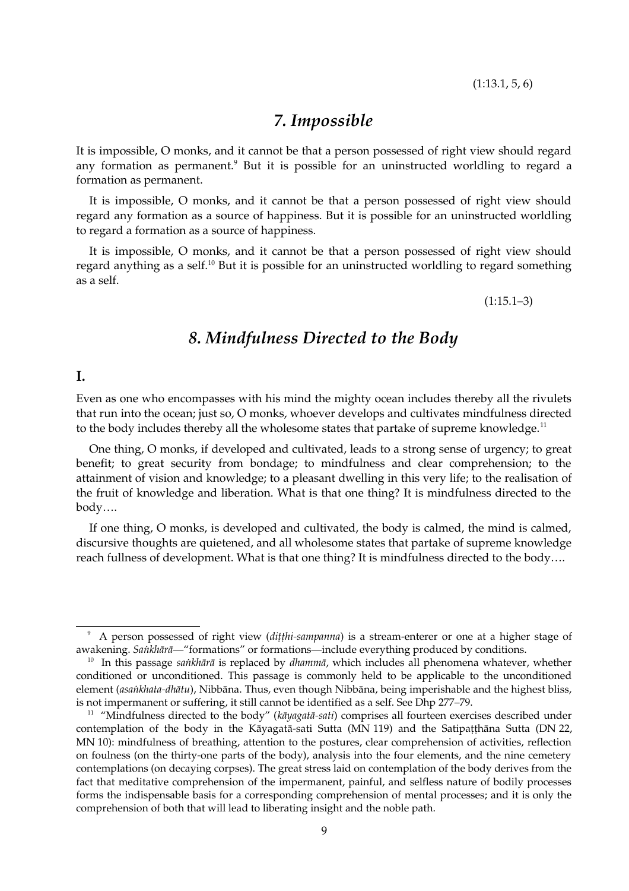(1:13.1, 5, 6)

## *7. Impossible*

It is impossible, O monks, and it cannot be that a person possessed of right view should regard any formation as permanent.[9] But it is possible for an uninstructed worldling to regard a formation as permanent.

It is impossible, O monks, and it cannot be that a person possessed of right view should regard any formation as a source of happiness. But it is possible for an uninstructed worldling to regard a formation as a source of happiness.

It is impossible, O monks, and it cannot be that a person possessed of right view should regard anything as a self.[10] But it is possible for an uninstructed worldling to regard something as a self.

(1:15.1–3)

## *8. Mindfulness Directed to the Body*

### I.

Even as one who encompasses with his mind the mighty ocean includes thereby all the rivulets that run into the ocean; just so, O monks, whoever develops and cultivates mindfulness directed to the body includes thereby all the wholesome states that partake of supreme knowledge.[11]

One thing, O monks, if developed and cultivated, leads to a strong sense of urgency; to great benefit; to great security from bondage; to mindfulness and clear comprehension; to the attainment of vision and knowledge; to a pleasant dwelling in this very life; to the realisation of the fruit of knowledge and liberation. What is that one thing? It is mindfulness directed to the body….

If one thing, O monks, is developed and cultivated, the body is calmed, the mind is calmed, discursive thoughts are quietened, and all wholesome states that partake of supreme knowledge reach fullness of development. What is that one thing? It is mindfulness directed to the body….

---

[9] A person possessed of right view (*diṭṭhi-sampanna*) is a stream-enterer or one at a higher stage of awakening. *Saṅkhārā*—"formations" or formations—include everything produced by conditions.

[10] In this passage *saṅkhārā* is replaced by *dhammā*, which includes all phenomena whatever, whether conditioned or unconditioned. This passage is commonly held to be applicable to the unconditioned element (*asaṅkhata-dhātu*), Nibbāna. Thus, even though Nibbāna, being imperishable and the highest bliss, is not impermanent or suffering, it still cannot be identified as a self. See Dhp 277–79.

[11] "Mindfulness directed to the body" (*kāyagatā-sati*) comprises all fourteen exercises described under contemplation of the body in the Kāyagatā-sati Sutta (MN 119) and the Satipaṭṭhāna Sutta (DN 22, MN 10): mindfulness of breathing, attention to the postures, clear comprehension of activities, reflection on foulness (on the thirty-one parts of the body), analysis into the four elements, and the nine cemetery contemplations (on decaying corpses). The great stress laid on contemplation of the body derives from the fact that meditative comprehension of the impermanent, painful, and selfless nature of bodily processes forms the indispensable basis for a corresponding comprehension of mental processes; and it is only the comprehension of both that will lead to liberating insight and the noble path.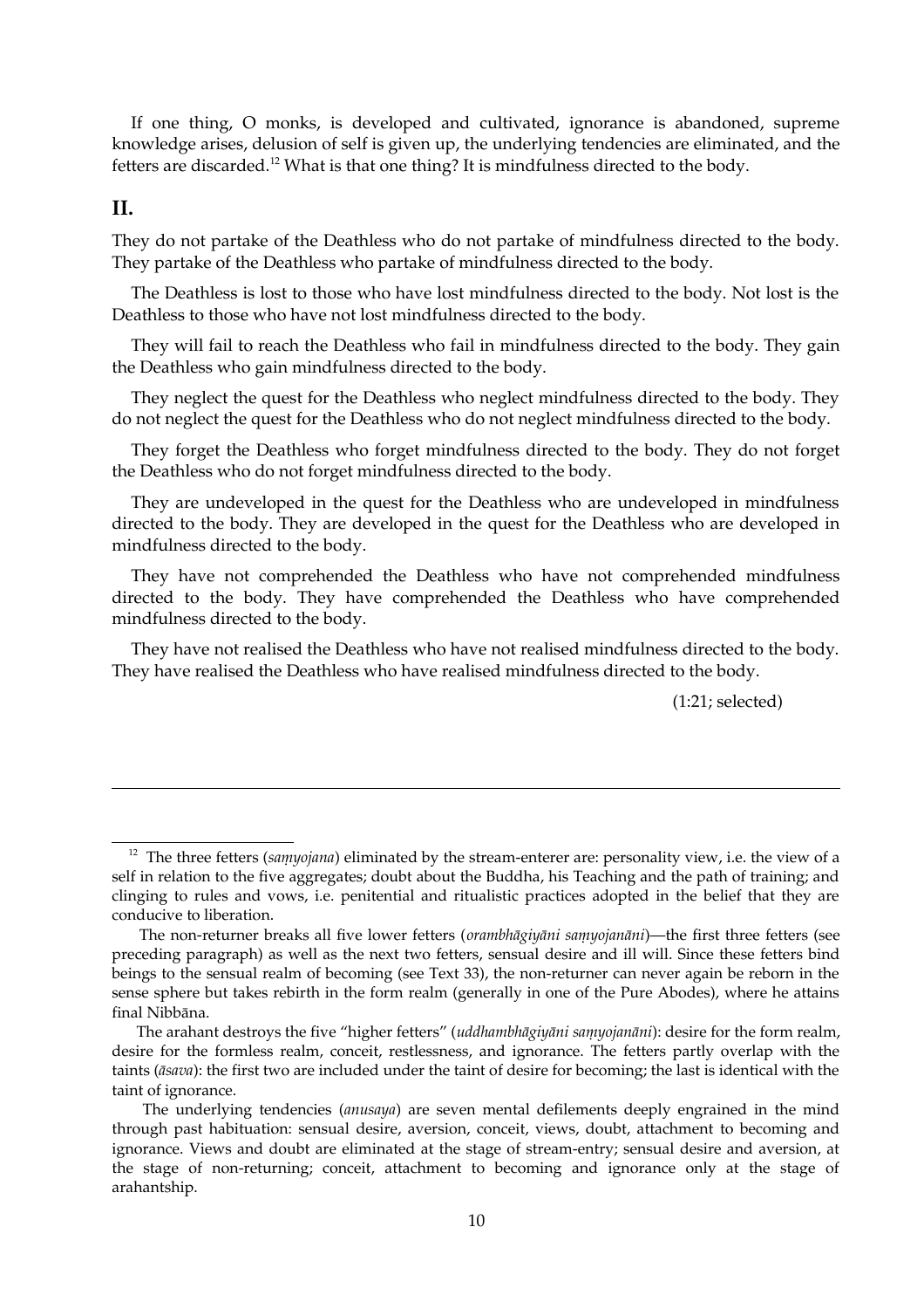If one thing, O monks, is developed and cultivated, ignorance is abandoned, supreme knowledge arises, delusion of self is given up, the underlying tendencies are eliminated, and the fetters are discarded.[12] What is that one thing? It is mindfulness directed to the body.

## II.

They do not partake of the Deathless who do not partake of mindfulness directed to the body. They partake of the Deathless who partake of mindfulness directed to the body.

The Deathless is lost to those who have lost mindfulness directed to the body. Not lost is the Deathless to those who have not lost mindfulness directed to the body.

They will fail to reach the Deathless who fail in mindfulness directed to the body. They gain the Deathless who gain mindfulness directed to the body.

They neglect the quest for the Deathless who neglect mindfulness directed to the body. They do not neglect the quest for the Deathless who do not neglect mindfulness directed to the body.

They forget the Deathless who forget mindfulness directed to the body. They do not forget the Deathless who do not forget mindfulness directed to the body.

They are undeveloped in the quest for the Deathless who are undeveloped in mindfulness directed to the body. They are developed in the quest for the Deathless who are developed in mindfulness directed to the body.

They have not comprehended the Deathless who have not comprehended mindfulness directed to the body. They have comprehended the Deathless who have comprehended mindfulness directed to the body.

They have not realised the Deathless who have not realised mindfulness directed to the body. They have realised the Deathless who have realised mindfulness directed to the body.

(1:21; selected)

---

[12] The three fetters (*saṃyojana*) eliminated by the stream-enterer are: personality view, i.e. the view of a self in relation to the five aggregates; doubt about the Buddha, his Teaching and the path of training; and clinging to rules and vows, i.e. penitential and ritualistic practices adopted in the belief that they are conducive to liberation.

The non-returner breaks all five lower fetters (*orambhāgiyāni saṃyojanāni*)—the first three fetters (see preceding paragraph) as well as the next two fetters, sensual desire and ill will. Since these fetters bind beings to the sensual realm of becoming (see Text 33), the non-returner can never again be reborn in the sense sphere but takes rebirth in the form realm (generally in one of the Pure Abodes), where he attains final Nibbāna.

The arahant destroys the five "higher fetters" (*uddhambhāgiyāni saṃyojanāni*): desire for the form realm, desire for the formless realm, conceit, restlessness, and ignorance. The fetters partly overlap with the taints (*āsava*): the first two are included under the taint of desire for becoming; the last is identical with the taint of ignorance.

The underlying tendencies (*anusaya*) are seven mental defilements deeply engrained in the mind through past habituation: sensual desire, aversion, conceit, views, doubt, attachment to becoming and ignorance. Views and doubt are eliminated at the stage of stream-entry; sensual desire and aversion, at the stage of non-returning; conceit, attachment to becoming and ignorance only at the stage of arahantship.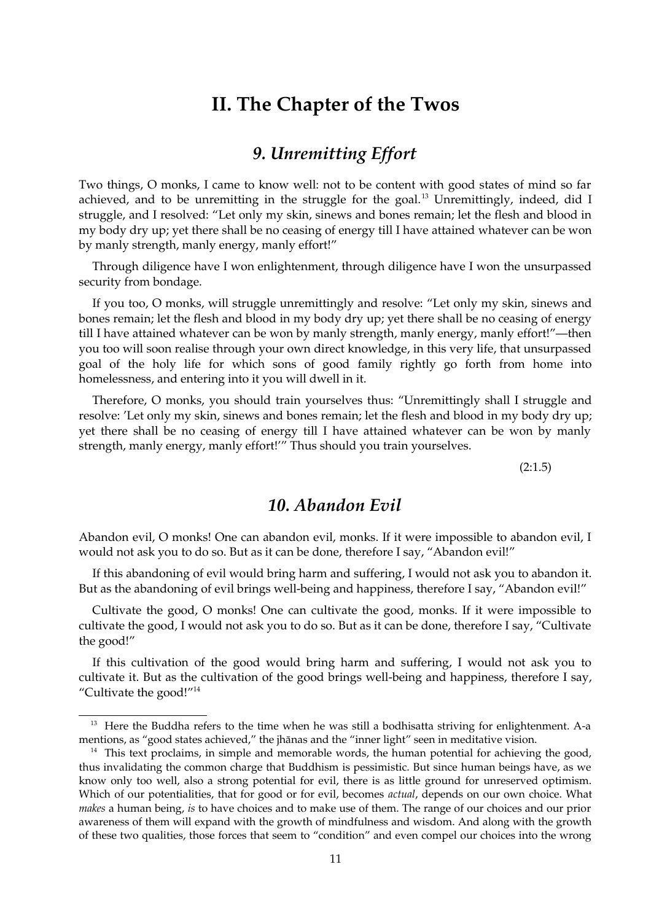# II. The Chapter of the Twos

## *9. Unremitting Effort*

Two things, O monks, I came to know well: not to be content with good states of mind so far achieved, and to be unremitting in the struggle for the goal.[13] Unremittingly, indeed, did I struggle, and I resolved: "Let only my skin, sinews and bones remain; let the flesh and blood in my body dry up; yet there shall be no ceasing of energy till I have attained whatever can be won by manly strength, manly energy, manly effort!"

Through diligence have I won enlightenment, through diligence have I won the unsurpassed security from bondage.

If you too, O monks, will struggle unremittingly and resolve: "Let only my skin, sinews and bones remain; let the flesh and blood in my body dry up; yet there shall be no ceasing of energy till I have attained whatever can be won by manly strength, manly energy, manly effort!"—then you too will soon realise through your own direct knowledge, in this very life, that unsurpassed goal of the holy life for which sons of good family rightly go forth from home into homelessness, and entering into it you will dwell in it.

Therefore, O monks, you should train yourselves thus: "Unremittingly shall I struggle and resolve: 'Let only my skin, sinews and bones remain; let the flesh and blood in my body dry up; yet there shall be no ceasing of energy till I have attained whatever can be won by manly strength, manly energy, manly effort!'" Thus should you train yourselves.

(2:1.5)

## *10. Abandon Evil*

Abandon evil, O monks! One can abandon evil, monks. If it were impossible to abandon evil, I would not ask you to do so. But as it can be done, therefore I say, "Abandon evil!"

If this abandoning of evil would bring harm and suffering, I would not ask you to abandon it. But as the abandoning of evil brings well-being and happiness, therefore I say, "Abandon evil!"

Cultivate the good, O monks! One can cultivate the good, monks. If it were impossible to cultivate the good, I would not ask you to do so. But as it can be done, therefore I say, "Cultivate the good!"

If this cultivation of the good would bring harm and suffering, I would not ask you to cultivate it. But as the cultivation of the good brings well-being and happiness, therefore I say, "Cultivate the good!"[14]

---

[13] Here the Buddha refers to the time when he was still a bodhisatta striving for enlightenment. A-a mentions, as "good states achieved," the jhānas and the "inner light" seen in meditative vision.

[14] This text proclaims, in simple and memorable words, the human potential for achieving the good, thus invalidating the common charge that Buddhism is pessimistic. But since human beings have, as we know only too well, also a strong potential for evil, there is as little ground for unreserved optimism. Which of our potentialities, that for good or for evil, becomes *actual*, depends on our own choice. What *makes* a human being, *is* to have choices and to make use of them. The range of our choices and our prior awareness of them will expand with the growth of mindfulness and wisdom. And along with the growth of these two qualities, those forces that seem to "condition" and even compel our choices into the wrong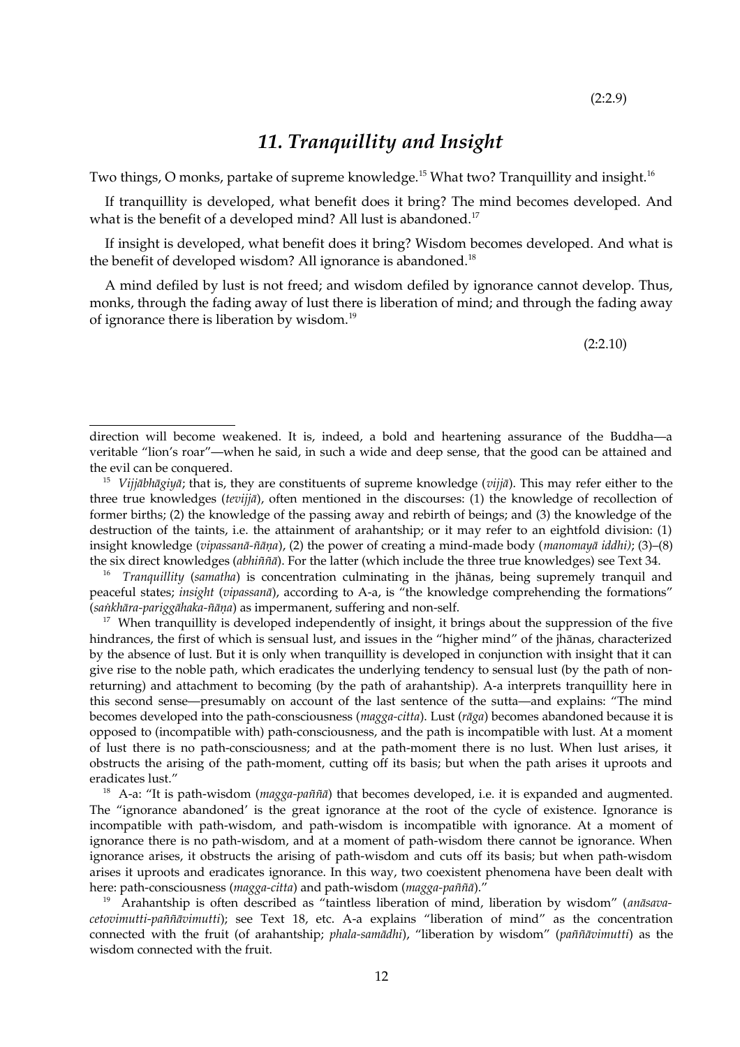(2:2.9)

## *11. Tranquillity and Insight*

Two things, O monks, partake of supreme knowledge.[15] What two? Tranquillity and insight.[16]

If tranquillity is developed, what benefit does it bring? The mind becomes developed. And what is the benefit of a developed mind? All lust is abandoned.[17]

If insight is developed, what benefit does it bring? Wisdom becomes developed. And what is the benefit of developed wisdom? All ignorance is abandoned.[18]

A mind defiled by lust is not freed; and wisdom defiled by ignorance cannot develop. Thus, monks, through the fading away of lust there is liberation of mind; and through the fading away of ignorance there is liberation by wisdom.[19]

(2:2.10)

---

direction will become weakened. It is, indeed, a bold and heartening assurance of the Buddha—a veritable "lion's roar"—when he said, in such a wide and deep sense, that the good can be attained and the evil can be conquered.

[15] *Vijjābhāgiyā*; that is, they are constituents of supreme knowledge (*vijjā*). This may refer either to the three true knowledges (*tevijjā*), often mentioned in the discourses: (1) the knowledge of recollection of former births; (2) the knowledge of the passing away and rebirth of beings; and (3) the knowledge of the destruction of the taints, i.e. the attainment of arahantship; or it may refer to an eightfold division: (1) insight knowledge (*vipassanā-ñāṇa*), (2) the power of creating a mind-made body (*manomayā iddhi)*; (3)–(8) the six direct knowledges (*abhiññā*). For the latter (which include the three true knowledges) see Text 34.

[16] *Tranquillity* (*samatha*) is concentration culminating in the jhānas, being supremely tranquil and peaceful states; *insight* (*vipassanā*), according to A-a, is "the knowledge comprehending the formations" (*saṅkhāra-pariggāhaka-ñāṇa*) as impermanent, suffering and non-self.

[17] When tranquillity is developed independently of insight, it brings about the suppression of the five hindrances, the first of which is sensual lust, and issues in the "higher mind" of the jhānas, characterized by the absence of lust. But it is only when tranquillity is developed in conjunction with insight that it can give rise to the noble path, which eradicates the underlying tendency to sensual lust (by the path of non-returning) and attachment to becoming (by the path of arahantship). A-a interprets tranquillity here in this second sense—presumably on account of the last sentence of the sutta—and explains: "The mind becomes developed into the path-consciousness (*magga-citta*). Lust (*rāga*) becomes abandoned because it is opposed to (incompatible with) path-consciousness, and the path is incompatible with lust. At a moment of lust there is no path-consciousness; and at the path-moment there is no lust. When lust arises, it obstructs the arising of the path-moment, cutting off its basis; but when the path arises it uproots and eradicates lust."

[18] A-a: "It is path-wisdom (*magga-paññā*) that becomes developed, i.e. it is expanded and augmented. The "ignorance abandoned' is the great ignorance at the root of the cycle of existence. Ignorance is incompatible with path-wisdom, and path-wisdom is incompatible with ignorance. At a moment of ignorance there is no path-wisdom, and at a moment of path-wisdom there cannot be ignorance. When ignorance arises, it obstructs the arising of path-wisdom and cuts off its basis; but when path-wisdom arises it uproots and eradicates ignorance. In this way, two coexistent phenomena have been dealt with here: path-consciousness (*magga-citta*) and path-wisdom (*magga-paññā*)."

[19] Arahantship is often described as "taintless liberation of mind, liberation by wisdom" (*anāsava-cetovimutti-paññāvimutti*); see Text 18, etc. A-a explains "liberation of mind" as the concentration connected with the fruit (of arahantship; *phala-samādhi*), "liberation by wisdom" (*paññāvimutti*) as the wisdom connected with the fruit.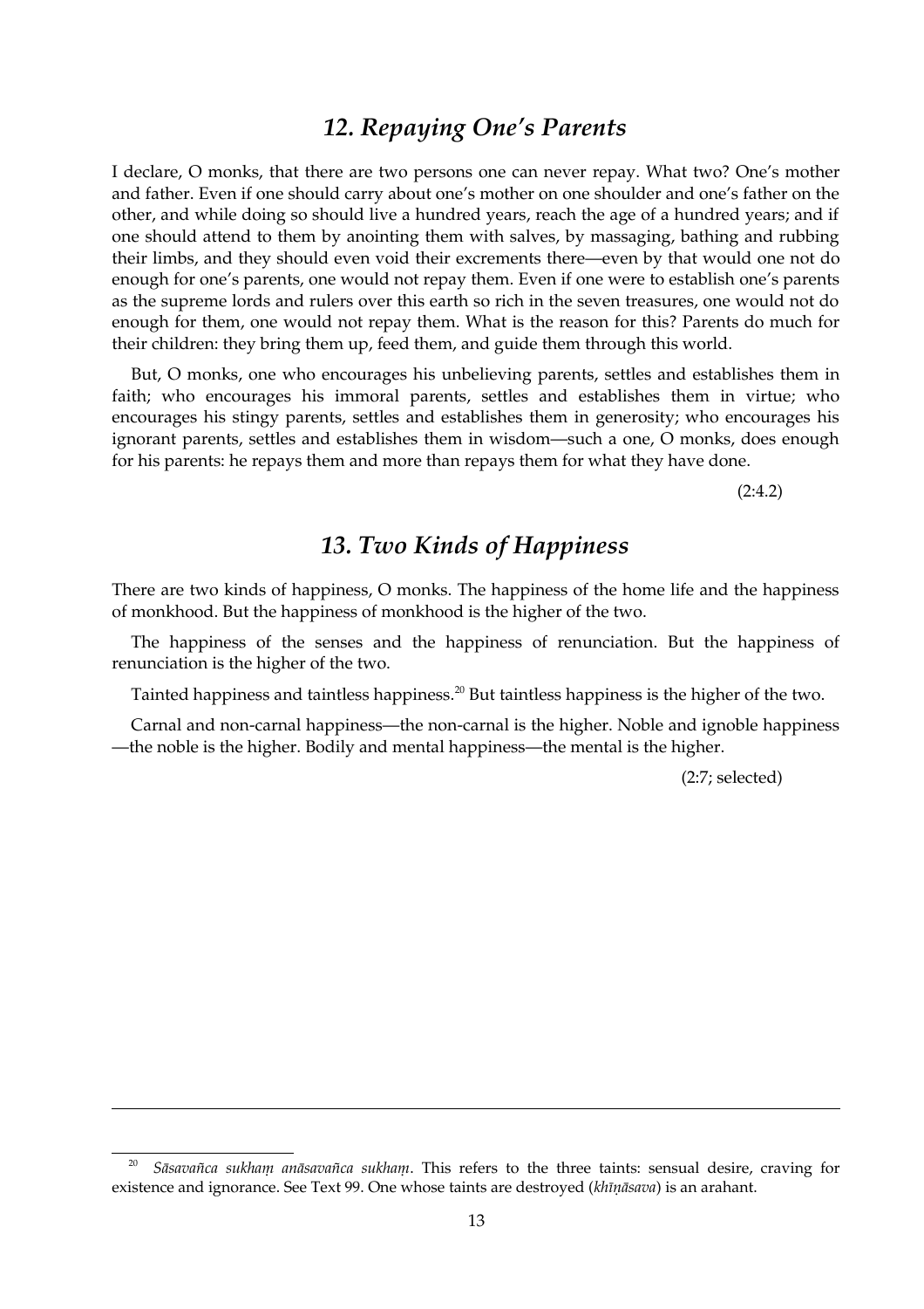## *12. Repaying One's Parents*

I declare, O monks, that there are two persons one can never repay. What two? One's mother and father. Even if one should carry about one's mother on one shoulder and one's father on the other, and while doing so should live a hundred years, reach the age of a hundred years; and if one should attend to them by anointing them with salves, by massaging, bathing and rubbing their limbs, and they should even void their excrements there—even by that would one not do enough for one's parents, one would not repay them. Even if one were to establish one's parents as the supreme lords and rulers over this earth so rich in the seven treasures, one would not do enough for them, one would not repay them. What is the reason for this? Parents do much for their children: they bring them up, feed them, and guide them through this world.

But, O monks, one who encourages his unbelieving parents, settles and establishes them in faith; who encourages his immoral parents, settles and establishes them in virtue; who encourages his stingy parents, settles and establishes them in generosity; who encourages his ignorant parents, settles and establishes them in wisdom—such a one, O monks, does enough for his parents: he repays them and more than repays them for what they have done.

(2:4.2)

## *13. Two Kinds of Happiness*

There are two kinds of happiness, O monks. The happiness of the home life and the happiness of monkhood. But the happiness of monkhood is the higher of the two.

The happiness of the senses and the happiness of renunciation. But the happiness of renunciation is the higher of the two.

Tainted happiness and taintless happiness.[20] But taintless happiness is the higher of the two.

Carnal and non-carnal happiness—the non-carnal is the higher. Noble and ignoble happiness—the noble is the higher. Bodily and mental happiness—the mental is the higher.

(2:7; selected)

---

[20] *Sāsavañca sukhaṃ anāsavañca sukhaṃ*. This refers to the three taints: sensual desire, craving for existence and ignorance. See Text 99. One whose taints are destroyed (*khīṇāsava*) is an arahant.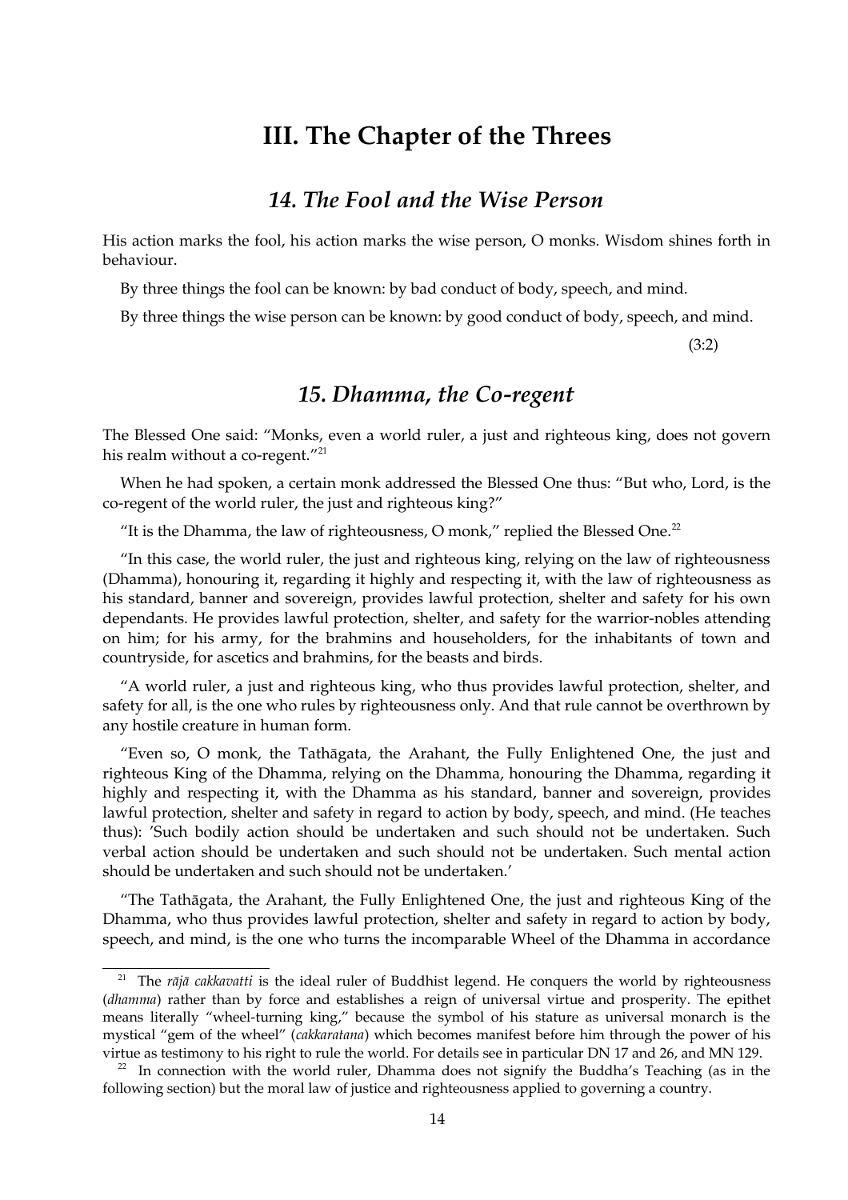# III. The Chapter of the Threes

## *14. The Fool and the Wise Person*

His action marks the fool, his action marks the wise person, O monks. Wisdom shines forth in behaviour.

By three things the fool can be known: by bad conduct of body, speech, and mind.

By three things the wise person can be known: by good conduct of body, speech, and mind.

(3:2)

## *15. Dhamma, the Co-regent*

The Blessed One said: "Monks, even a world ruler, a just and righteous king, does not govern his realm without a co-regent."[21]

When he had spoken, a certain monk addressed the Blessed One thus: "But who, Lord, is the co-regent of the world ruler, the just and righteous king?"

"It is the Dhamma, the law of righteousness, O monk," replied the Blessed One.[22]

"In this case, the world ruler, the just and righteous king, relying on the law of righteousness (Dhamma), honouring it, regarding it highly and respecting it, with the law of righteousness as his standard, banner and sovereign, provides lawful protection, shelter and safety for his own dependants. He provides lawful protection, shelter, and safety for the warrior-nobles attending on him; for his army, for the brahmins and householders, for the inhabitants of town and countryside, for ascetics and brahmins, for the beasts and birds.

"A world ruler, a just and righteous king, who thus provides lawful protection, shelter, and safety for all, is the one who rules by righteousness only. And that rule cannot be overthrown by any hostile creature in human form.

"Even so, O monk, the Tathāgata, the Arahant, the Fully Enlightened One, the just and righteous King of the Dhamma, relying on the Dhamma, honouring the Dhamma, regarding it highly and respecting it, with the Dhamma as his standard, banner and sovereign, provides lawful protection, shelter and safety in regard to action by body, speech, and mind. (He teaches thus): 'Such bodily action should be undertaken and such should not be undertaken. Such verbal action should be undertaken and such should not be undertaken. Such mental action should be undertaken and such should not be undertaken.'

"The Tathāgata, the Arahant, the Fully Enlightened One, the just and righteous King of the Dhamma, who thus provides lawful protection, shelter and safety in regard to action by body, speech, and mind, is the one who turns the incomparable Wheel of the Dhamma in accordance

---

[21] The *rājā cakkavatti* is the ideal ruler of Buddhist legend. He conquers the world by righteousness (*dhamma*) rather than by force and establishes a reign of universal virtue and prosperity. The epithet means literally "wheel-turning king," because the symbol of his stature as universal monarch is the mystical "gem of the wheel" (*cakkaratana*) which becomes manifest before him through the power of his virtue as testimony to his right to rule the world. For details see in particular DN 17 and 26, and MN 129.

[22] In connection with the world ruler, Dhamma does not signify the Buddha's Teaching (as in the following section) but the moral law of justice and righteousness applied to governing a country.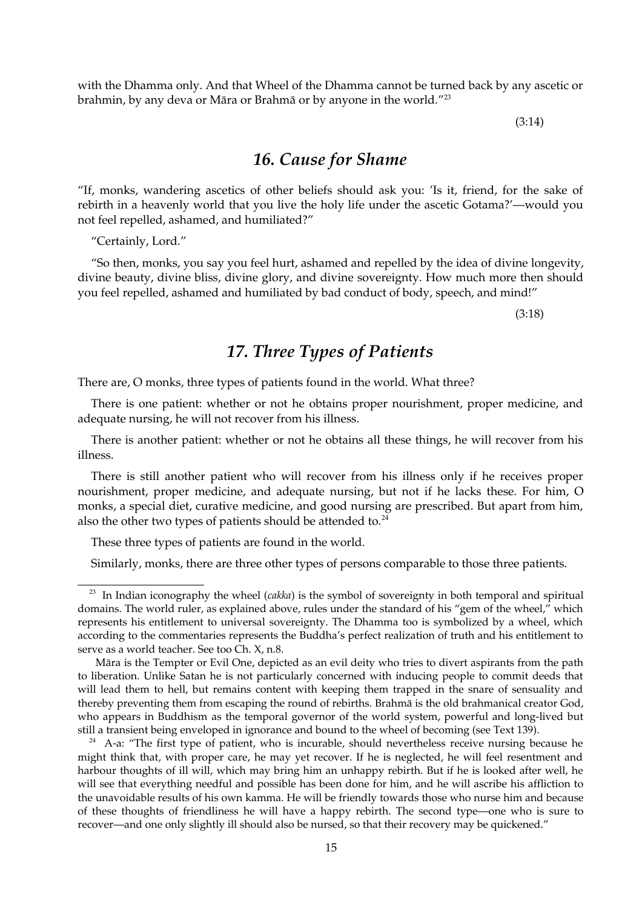with the Dhamma only. And that Wheel of the Dhamma cannot be turned back by any ascetic or brahmin, by any deva or Māra or Brahmā or by anyone in the world."[23]

(3:14)

## 16. Cause for Shame

"If, monks, wandering ascetics of other beliefs should ask you: 'Is it, friend, for the sake of rebirth in a heavenly world that you live the holy life under the ascetic Gotama?'—would you not feel repelled, ashamed, and humiliated?"

"Certainly, Lord."

"So then, monks, you say you feel hurt, ashamed and repelled by the idea of divine longevity, divine beauty, divine bliss, divine glory, and divine sovereignty. How much more then should you feel repelled, ashamed and humiliated by bad conduct of body, speech, and mind!"

(3:18)

## 17. Three Types of Patients

There are, O monks, three types of patients found in the world. What three?

There is one patient: whether or not he obtains proper nourishment, proper medicine, and adequate nursing, he will not recover from his illness.

There is another patient: whether or not he obtains all these things, he will recover from his illness.

There is still another patient who will recover from his illness only if he receives proper nourishment, proper medicine, and adequate nursing, but not if he lacks these. For him, O monks, a special diet, curative medicine, and good nursing are prescribed. But apart from him, also the other two types of patients should be attended to.[24]

These three types of patients are found in the world.

Similarly, monks, there are three other types of persons comparable to those three patients.

---

[23] In Indian iconography the wheel (*cakka*) is the symbol of sovereignty in both temporal and spiritual domains. The world ruler, as explained above, rules under the standard of his "gem of the wheel," which represents his entitlement to universal sovereignty. The Dhamma too is symbolized by a wheel, which according to the commentaries represents the Buddha's perfect realization of truth and his entitlement to serve as a world teacher. See too Ch. X, n.8.

Māra is the Tempter or Evil One, depicted as an evil deity who tries to divert aspirants from the path to liberation. Unlike Satan he is not particularly concerned with inducing people to commit deeds that will lead them to hell, but remains content with keeping them trapped in the snare of sensuality and thereby preventing them from escaping the round of rebirths. Brahmā is the old brahmanical creator God, who appears in Buddhism as the temporal governor of the world system, powerful and long-lived but still a transient being enveloped in ignorance and bound to the wheel of becoming (see Text 139).

[24] A-a: "The first type of patient, who is incurable, should nevertheless receive nursing because he might think that, with proper care, he may yet recover. If he is neglected, he will feel resentment and harbour thoughts of ill will, which may bring him an unhappy rebirth. But if he is looked after well, he will see that everything needful and possible has been done for him, and he will ascribe his affliction to the unavoidable results of his own kamma. He will be friendly towards those who nurse him and because of these thoughts of friendliness he will have a happy rebirth. The second type—one who is sure to recover—and one only slightly ill should also be nursed, so that their recovery may be quickened."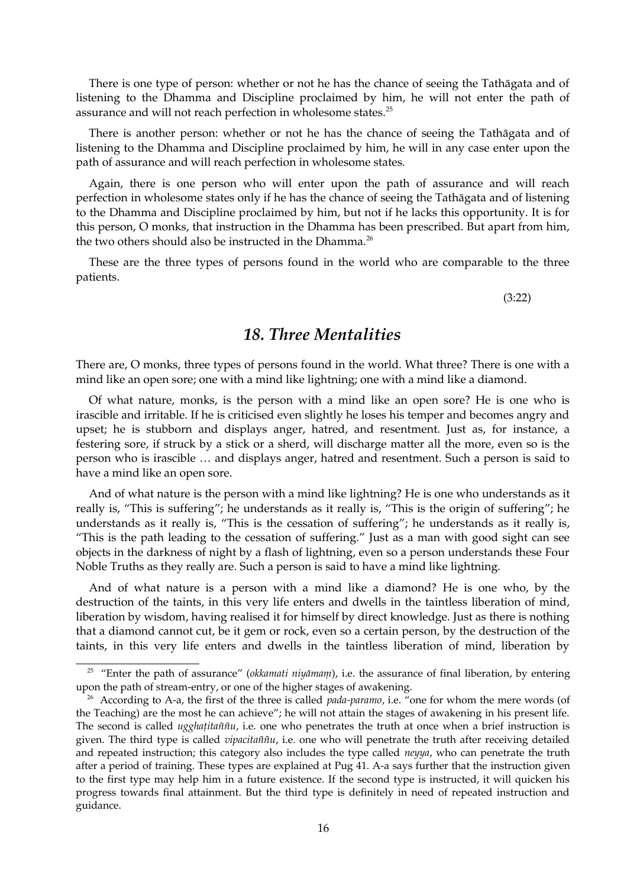There is one type of person: whether or not he has the chance of seeing the Tathāgata and of listening to the Dhamma and Discipline proclaimed by him, he will not enter the path of assurance and will not reach perfection in wholesome states.[25]

There is another person: whether or not he has the chance of seeing the Tathāgata and of listening to the Dhamma and Discipline proclaimed by him, he will in any case enter upon the path of assurance and will reach perfection in wholesome states.

Again, there is one person who will enter upon the path of assurance and will reach perfection in wholesome states only if he has the chance of seeing the Tathāgata and of listening to the Dhamma and Discipline proclaimed by him, but not if he lacks this opportunity. It is for this person, O monks, that instruction in the Dhamma has been prescribed. But apart from him, the two others should also be instructed in the Dhamma.[26]

These are the three types of persons found in the world who are comparable to the three patients.

(3:22)

## *18. Three Mentalities*

There are, O monks, three types of persons found in the world. What three? There is one with a mind like an open sore; one with a mind like lightning; one with a mind like a diamond.

Of what nature, monks, is the person with a mind like an open sore? He is one who is irascible and irritable. If he is criticised even slightly he loses his temper and becomes angry and upset; he is stubborn and displays anger, hatred, and resentment. Just as, for instance, a festering sore, if struck by a stick or a sherd, will discharge matter all the more, even so is the person who is irascible … and displays anger, hatred and resentment. Such a person is said to have a mind like an open sore.

And of what nature is the person with a mind like lightning? He is one who understands as it really is, "This is suffering"; he understands as it really is, "This is the origin of suffering"; he understands as it really is, "This is the cessation of suffering"; he understands as it really is, "This is the path leading to the cessation of suffering." Just as a man with good sight can see objects in the darkness of night by a flash of lightning, even so a person understands these Four Noble Truths as they really are. Such a person is said to have a mind like lightning.

And of what nature is a person with a mind like a diamond? He is one who, by the destruction of the taints, in this very life enters and dwells in the taintless liberation of mind, liberation by wisdom, having realised it for himself by direct knowledge. Just as there is nothing that a diamond cannot cut, be it gem or rock, even so a certain person, by the destruction of the taints, in this very life enters and dwells in the taintless liberation of mind, liberation by

---

[25] "Enter the path of assurance" (*okkamati niyāmaṃ*), i.e. the assurance of final liberation, by entering upon the path of stream-entry, or one of the higher stages of awakening.

[26] According to A-a, the first of the three is called *pada-paramo*, i.e. "one for whom the mere words (of the Teaching) are the most he can achieve"; he will not attain the stages of awakening in his present life. The second is called *ugghaṭitaññu*, i.e. one who penetrates the truth at once when a brief instruction is given. The third type is called *vipacitaññu*, i.e. one who will penetrate the truth after receiving detailed and repeated instruction; this category also includes the type called *neyya*, who can penetrate the truth after a period of training. These types are explained at Pug 41. A-a says further that the instruction given to the first type may help him in a future existence. If the second type is instructed, it will quicken his progress towards final attainment. But the third type is definitely in need of repeated instruction and guidance.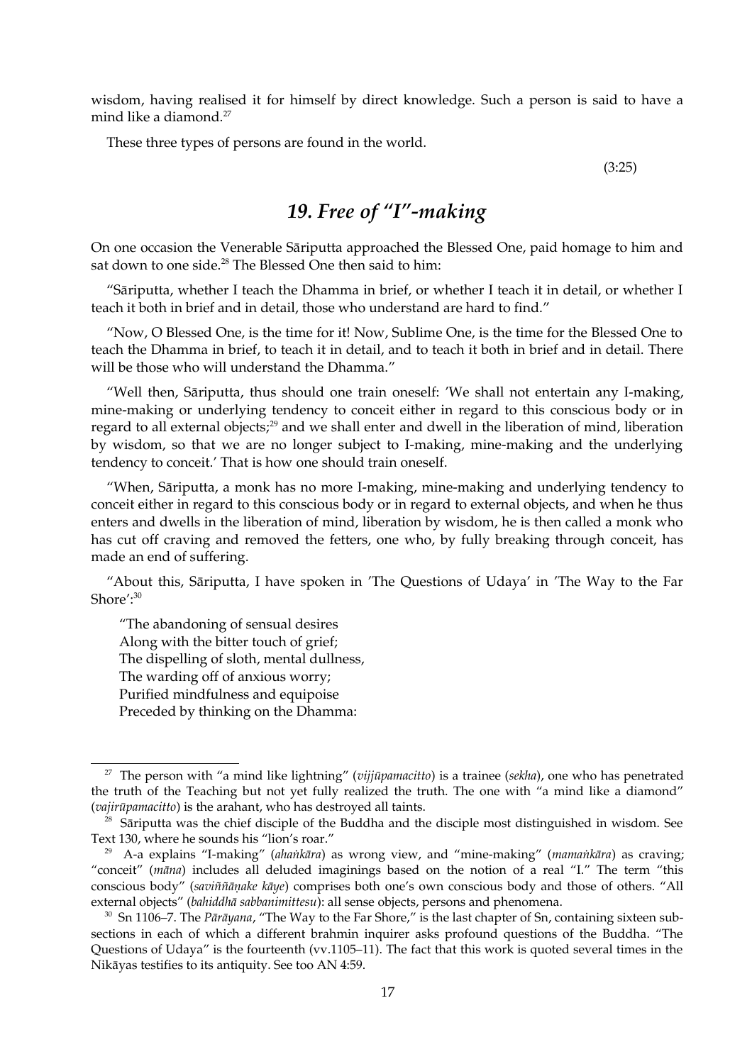wisdom, having realised it for himself by direct knowledge. Such a person is said to have a mind like a diamond.[27]

These three types of persons are found in the world.

(3:25)

## *19. Free of "I"-making*

On one occasion the Venerable Sāriputta approached the Blessed One, paid homage to him and sat down to one side.[28] The Blessed One then said to him:

"Sāriputta, whether I teach the Dhamma in brief, or whether I teach it in detail, or whether I teach it both in brief and in detail, those who understand are hard to find."

"Now, O Blessed One, is the time for it! Now, Sublime One, is the time for the Blessed One to teach the Dhamma in brief, to teach it in detail, and to teach it both in brief and in detail. There will be those who will understand the Dhamma."

"Well then, Sāriputta, thus should one train oneself: 'We shall not entertain any I-making, mine-making or underlying tendency to conceit either in regard to this conscious body or in regard to all external objects;[29] and we shall enter and dwell in the liberation of mind, liberation by wisdom, so that we are no longer subject to I-making, mine-making and the underlying tendency to conceit.' That is how one should train oneself.

"When, Sāriputta, a monk has no more I-making, mine-making and underlying tendency to conceit either in regard to this conscious body or in regard to external objects, and when he thus enters and dwells in the liberation of mind, liberation by wisdom, he is then called a monk who has cut off craving and removed the fetters, one who, by fully breaking through conceit, has made an end of suffering.

"About this, Sāriputta, I have spoken in 'The Questions of Udaya' in 'The Way to the Far Shore':[30]

"The abandoning of sensual desires
Along with the bitter touch of grief;
The dispelling of sloth, mental dullness,
The warding off of anxious worry;
Purified mindfulness and equipoise
Preceded by thinking on the Dhamma:

---

[27] The person with "a mind like lightning" (*vijjūpamacitto*) is a trainee (*sekha*), one who has penetrated the truth of the Teaching but not yet fully realized the truth. The one with "a mind like a diamond" (*vajirūpamacitto*) is the arahant, who has destroyed all taints.

[28] Sāriputta was the chief disciple of the Buddha and the disciple most distinguished in wisdom. See Text 130, where he sounds his "lion's roar."

[29] A-a explains "I-making" (*ahaṅkāra*) as wrong view, and "mine-making" (*mamaṅkāra*) as craving; "conceit" (*māna*) includes all deluded imaginings based on the notion of a real "I." The term "this conscious body" (*saviññāṇake kāye*) comprises both one's own conscious body and those of others. "All external objects" (*bahiddhā sabbanimittesu*): all sense objects, persons and phenomena.

[30] Sn 1106–7. The *Pārāyana*, "The Way to the Far Shore," is the last chapter of Sn, containing sixteen sub-sections in each of which a different brahmin inquirer asks profound questions of the Buddha. "The Questions of Udaya" is the fourteenth (vv.1105–11). The fact that this work is quoted several times in the Nikāyas testifies to its antiquity. See too AN 4:59.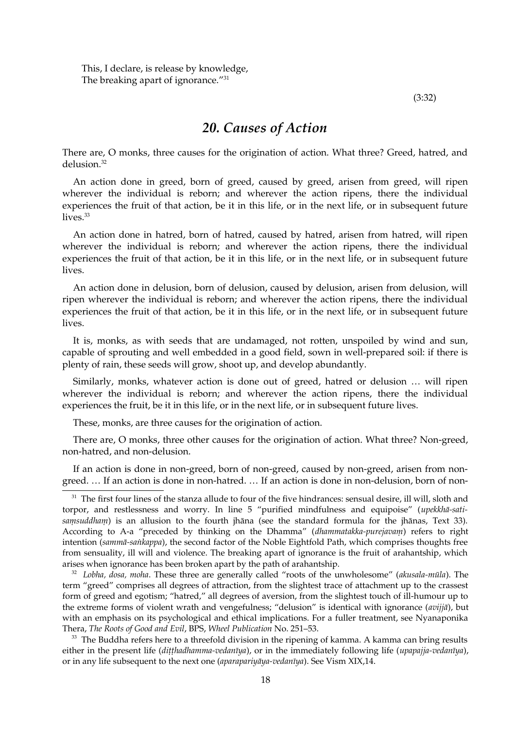This, I declare, is release by knowledge,
The breaking apart of ignorance."[31]

(3:32)

## *20. Causes of Action*

There are, O monks, three causes for the origination of action. What three? Greed, hatred, and delusion.[32]

An action done in greed, born of greed, caused by greed, arisen from greed, will ripen wherever the individual is reborn; and wherever the action ripens, there the individual experiences the fruit of that action, be it in this life, or in the next life, or in subsequent future lives.[33]

An action done in hatred, born of hatred, caused by hatred, arisen from hatred, will ripen wherever the individual is reborn; and wherever the action ripens, there the individual experiences the fruit of that action, be it in this life, or in the next life, or in subsequent future lives.

An action done in delusion, born of delusion, caused by delusion, arisen from delusion, will ripen wherever the individual is reborn; and wherever the action ripens, there the individual experiences the fruit of that action, be it in this life, or in the next life, or in subsequent future lives.

It is, monks, as with seeds that are undamaged, not rotten, unspoiled by wind and sun, capable of sprouting and well embedded in a good field, sown in well-prepared soil: if there is plenty of rain, these seeds will grow, shoot up, and develop abundantly.

Similarly, monks, whatever action is done out of greed, hatred or delusion … will ripen wherever the individual is reborn; and wherever the action ripens, there the individual experiences the fruit, be it in this life, or in the next life, or in subsequent future lives.

These, monks, are three causes for the origination of action.

There are, O monks, three other causes for the origination of action. What three? Non-greed, non-hatred, and non-delusion.

If an action is done in non-greed, born of non-greed, caused by non-greed, arisen from non-greed. … If an action is done in non-hatred. … If an action is done in non-delusion, born of non-

---

[31] The first four lines of the stanza allude to four of the five hindrances: sensual desire, ill will, sloth and torpor, and restlessness and worry. In line 5 "purified mindfulness and equipoise" (*upekkhā-sati-saṃsuddhaṃ*) is an allusion to the fourth jhāna (see the standard formula for the jhānas, Text 33). According to A-a "preceded by thinking on the Dhamma" (*dhammatakka-purejavaṃ*) refers to right intention (*sammā-saṅkappa*), the second factor of the Noble Eightfold Path, which comprises thoughts free from sensuality, ill will and violence. The breaking apart of ignorance is the fruit of arahantship, which arises when ignorance has been broken apart by the path of arahantship.

[32] *Lobha, dosa, moha*. These three are generally called "roots of the unwholesome" (*akusala-mūla*). The term "greed" comprises all degrees of attraction, from the slightest trace of attachment up to the crassest form of greed and egotism; "hatred," all degrees of aversion, from the slightest touch of ill-humour up to the extreme forms of violent wrath and vengefulness; "delusion" is identical with ignorance (*avijjā*), but with an emphasis on its psychological and ethical implications. For a fuller treatment, see Nyanaponika Thera, *The Roots of Good and Evil*, BPS, *Wheel Publication* No. 251–53.

[33] The Buddha refers here to a threefold division in the ripening of kamma. A kamma can bring results either in the present life (*diṭṭhadhamma-vedanīya*), or in the immediately following life (*upapajja-vedanīya*), or in any life subsequent to the next one (*aparapariyāya-vedanīya*). See Vism XIX,14.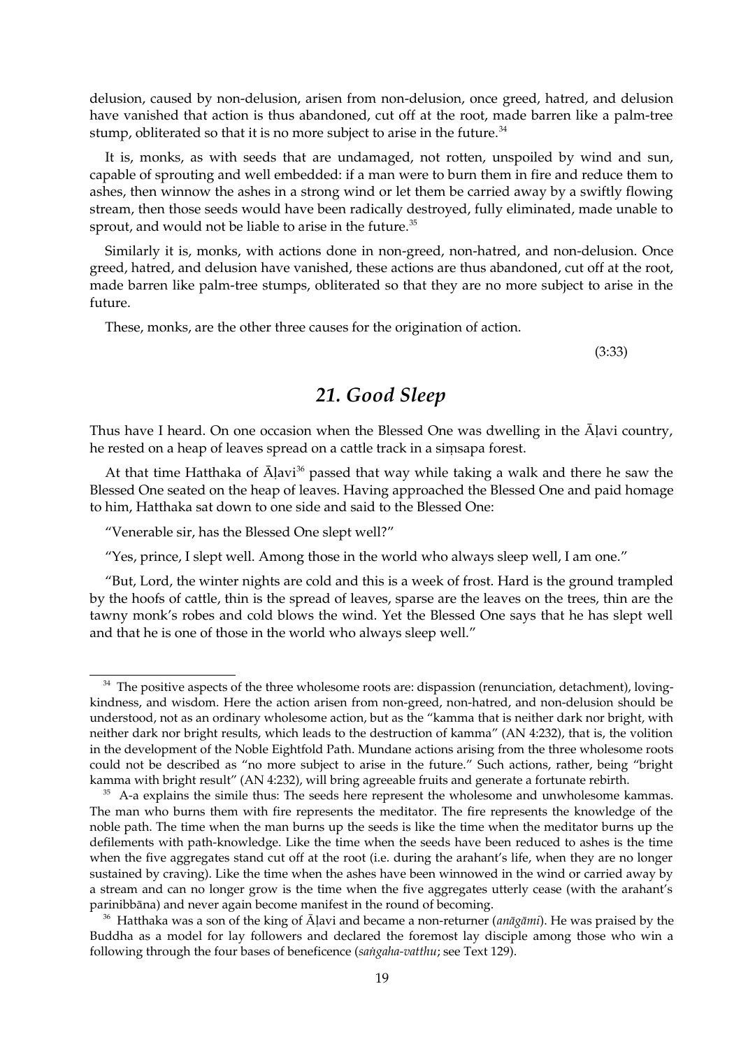delusion, caused by non-delusion, arisen from non-delusion, once greed, hatred, and delusion have vanished that action is thus abandoned, cut off at the root, made barren like a palm-tree stump, obliterated so that it is no more subject to arise in the future.[34]

It is, monks, as with seeds that are undamaged, not rotten, unspoiled by wind and sun, capable of sprouting and well embedded: if a man were to burn them in fire and reduce them to ashes, then winnow the ashes in a strong wind or let them be carried away by a swiftly flowing stream, then those seeds would have been radically destroyed, fully eliminated, made unable to sprout, and would not be liable to arise in the future.[35]

Similarly it is, monks, with actions done in non-greed, non-hatred, and non-delusion. Once greed, hatred, and delusion have vanished, these actions are thus abandoned, cut off at the root, made barren like palm-tree stumps, obliterated so that they are no more subject to arise in the future.

These, monks, are the other three causes for the origination of action.

(3:33)

## *21. Good Sleep*

Thus have I heard. On one occasion when the Blessed One was dwelling in the Āḷavi country, he rested on a heap of leaves spread on a cattle track in a siṃsapa forest.

At that time Hatthaka of Āḷavi[36] passed that way while taking a walk and there he saw the Blessed One seated on the heap of leaves. Having approached the Blessed One and paid homage to him, Hatthaka sat down to one side and said to the Blessed One:

"Venerable sir, has the Blessed One slept well?"

"Yes, prince, I slept well. Among those in the world who always sleep well, I am one."

"But, Lord, the winter nights are cold and this is a week of frost. Hard is the ground trampled by the hoofs of cattle, thin is the spread of leaves, sparse are the leaves on the trees, thin are the tawny monk's robes and cold blows the wind. Yet the Blessed One says that he has slept well and that he is one of those in the world who always sleep well."

---

[34] The positive aspects of the three wholesome roots are: dispassion (renunciation, detachment), loving-kindness, and wisdom. Here the action arisen from non-greed, non-hatred, and non-delusion should be understood, not as an ordinary wholesome action, but as the "kamma that is neither dark nor bright, with neither dark nor bright results, which leads to the destruction of kamma" (AN 4:232), that is, the volition in the development of the Noble Eightfold Path. Mundane actions arising from the three wholesome roots could not be described as "no more subject to arise in the future." Such actions, rather, being "bright kamma with bright result" (AN 4:232), will bring agreeable fruits and generate a fortunate rebirth.

[35] A-a explains the simile thus: The seeds here represent the wholesome and unwholesome kammas. The man who burns them with fire represents the meditator. The fire represents the knowledge of the noble path. The time when the man burns up the seeds is like the time when the meditator burns up the defilements with path-knowledge. Like the time when the seeds have been reduced to ashes is the time when the five aggregates stand cut off at the root (i.e. during the arahant's life, when they are no longer sustained by craving). Like the time when the ashes have been winnowed in the wind or carried away by a stream and can no longer grow is the time when the five aggregates utterly cease (with the arahant's parinibbāna) and never again become manifest in the round of becoming.

[36] Hatthaka was a son of the king of Āḷavi and became a non-returner (*anāgāmi*). He was praised by the Buddha as a model for lay followers and declared the foremost lay disciple among those who win a following through the four bases of beneficence (*saṅgaha-vatthu*; see Text 129).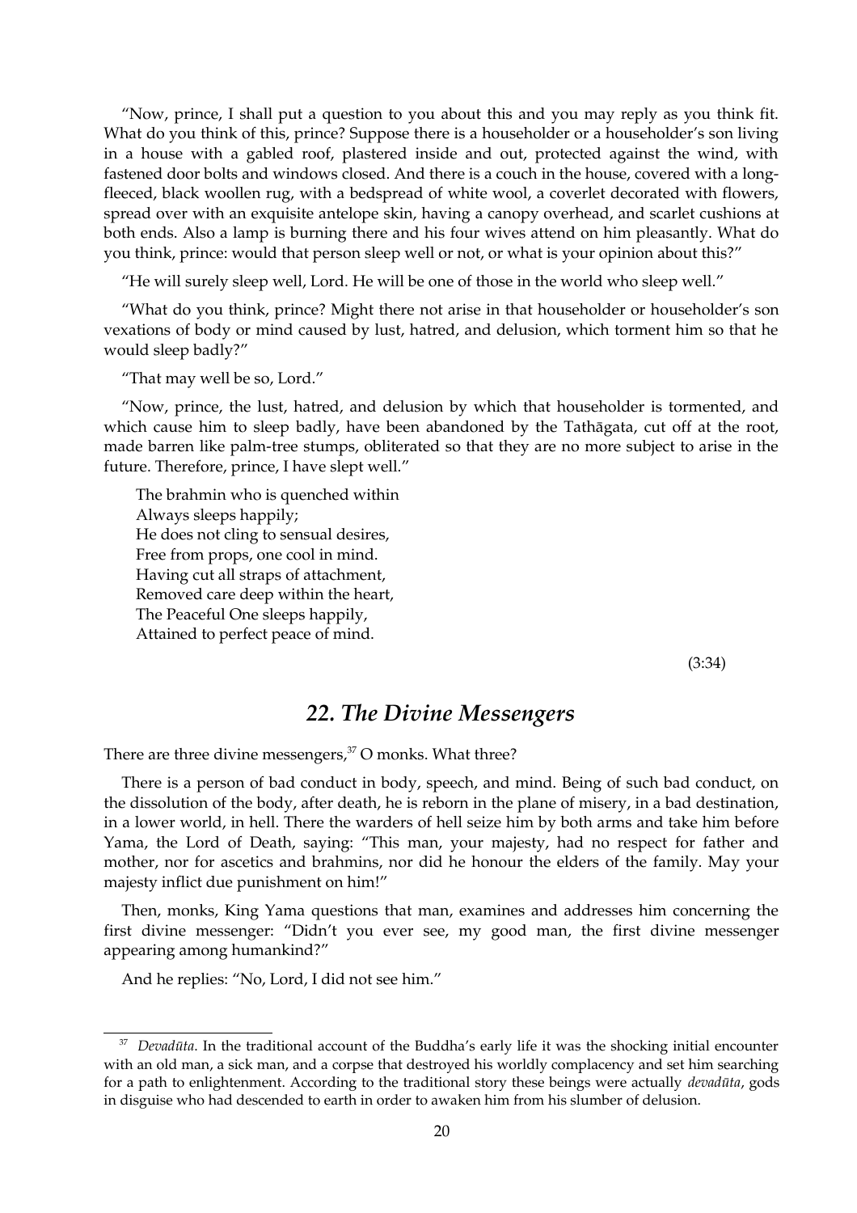"Now, prince, I shall put a question to you about this and you may reply as you think fit. What do you think of this, prince? Suppose there is a householder or a householder's son living in a house with a gabled roof, plastered inside and out, protected against the wind, with fastened door bolts and windows closed. And there is a couch in the house, covered with a long-fleeced, black woollen rug, with a bedspread of white wool, a coverlet decorated with flowers, spread over with an exquisite antelope skin, having a canopy overhead, and scarlet cushions at both ends. Also a lamp is burning there and his four wives attend on him pleasantly. What do you think, prince: would that person sleep well or not, or what is your opinion about this?"

"He will surely sleep well, Lord. He will be one of those in the world who sleep well."

"What do you think, prince? Might there not arise in that householder or householder's son vexations of body or mind caused by lust, hatred, and delusion, which torment him so that he would sleep badly?"

"That may well be so, Lord."

"Now, prince, the lust, hatred, and delusion by which that householder is tormented, and which cause him to sleep badly, have been abandoned by the Tathāgata, cut off at the root, made barren like palm-tree stumps, obliterated so that they are no more subject to arise in the future. Therefore, prince, I have slept well."

> The brahmin who is quenched within  
> Always sleeps happily;  
> He does not cling to sensual desires,  
> Free from props, one cool in mind.  
> Having cut all straps of attachment,  
> Removed care deep within the heart,  
> The Peaceful One sleeps happily,  
> Attained to perfect peace of mind.

(3:34)

## *22. The Divine Messengers*

There are three divine messengers,[37] O monks. What three?

There is a person of bad conduct in body, speech, and mind. Being of such bad conduct, on the dissolution of the body, after death, he is reborn in the plane of misery, in a bad destination, in a lower world, in hell. There the warders of hell seize him by both arms and take him before Yama, the Lord of Death, saying: "This man, your majesty, had no respect for father and mother, nor for ascetics and brahmins, nor did he honour the elders of the family. May your majesty inflict due punishment on him!"

Then, monks, King Yama questions that man, examines and addresses him concerning the first divine messenger: "Didn't you ever see, my good man, the first divine messenger appearing among humankind?"

And he replies: "No, Lord, I did not see him."

---

[37] *Devadūta*. In the traditional account of the Buddha's early life it was the shocking initial encounter with an old man, a sick man, and a corpse that destroyed his worldly complacency and set him searching for a path to enlightenment. According to the traditional story these beings were actually *devadūta*, gods in disguise who had descended to earth in order to awaken him from his slumber of delusion.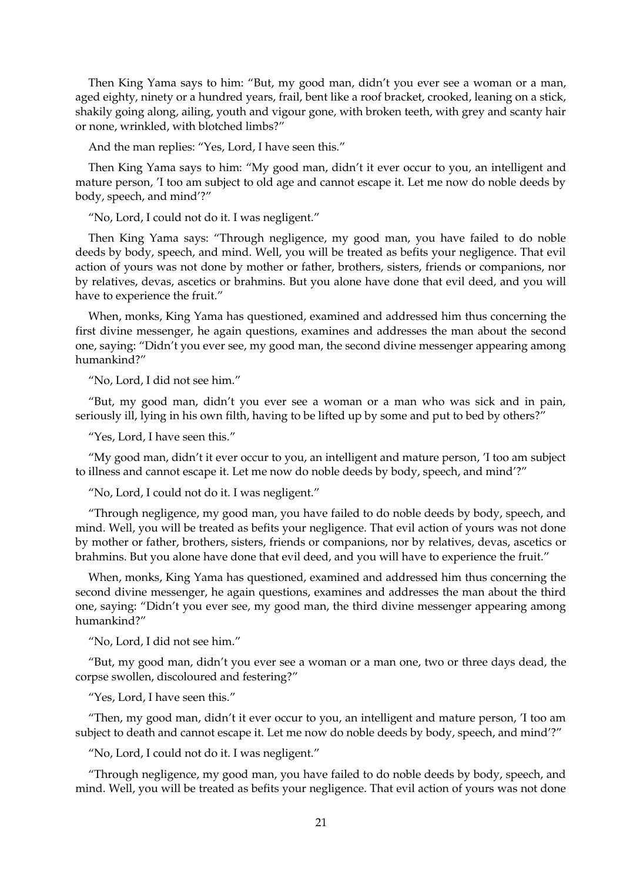Then King Yama says to him: “But, my good man, didn’t you ever see a woman or a man, aged eighty, ninety or a hundred years, frail, bent like a roof bracket, crooked, leaning on a stick, shakily going along, ailing, youth and vigour gone, with broken teeth, with grey and scanty hair or none, wrinkled, with blotched limbs?”

And the man replies: “Yes, Lord, I have seen this.”

Then King Yama says to him: “My good man, didn’t it ever occur to you, an intelligent and mature person, ’I too am subject to old age and cannot escape it. Let me now do noble deeds by body, speech, and mind’?”

“No, Lord, I could not do it. I was negligent.”

Then King Yama says: “Through negligence, my good man, you have failed to do noble deeds by body, speech, and mind. Well, you will be treated as befits your negligence. That evil action of yours was not done by mother or father, brothers, sisters, friends or companions, nor by relatives, devas, ascetics or brahmins. But you alone have done that evil deed, and you will have to experience the fruit.”

When, monks, King Yama has questioned, examined and addressed him thus concerning the first divine messenger, he again questions, examines and addresses the man about the second one, saying: “Didn’t you ever see, my good man, the second divine messenger appearing among humankind?”

“No, Lord, I did not see him.”

“But, my good man, didn’t you ever see a woman or a man who was sick and in pain, seriously ill, lying in his own filth, having to be lifted up by some and put to bed by others?”

“Yes, Lord, I have seen this.”

“My good man, didn’t it ever occur to you, an intelligent and mature person, ’I too am subject to illness and cannot escape it. Let me now do noble deeds by body, speech, and mind’?”

“No, Lord, I could not do it. I was negligent.”

“Through negligence, my good man, you have failed to do noble deeds by body, speech, and mind. Well, you will be treated as befits your negligence. That evil action of yours was not done by mother or father, brothers, sisters, friends or companions, nor by relatives, devas, ascetics or brahmins. But you alone have done that evil deed, and you will have to experience the fruit.”

When, monks, King Yama has questioned, examined and addressed him thus concerning the second divine messenger, he again questions, examines and addresses the man about the third one, saying: “Didn’t you ever see, my good man, the third divine messenger appearing among humankind?”

“No, Lord, I did not see him.”

“But, my good man, didn’t you ever see a woman or a man one, two or three days dead, the corpse swollen, discoloured and festering?”

“Yes, Lord, I have seen this.”

“Then, my good man, didn’t it ever occur to you, an intelligent and mature person, ’I too am subject to death and cannot escape it. Let me now do noble deeds by body, speech, and mind’?”

“No, Lord, I could not do it. I was negligent.”

“Through negligence, my good man, you have failed to do noble deeds by body, speech, and mind. Well, you will be treated as befits your negligence. That evil action of yours was not done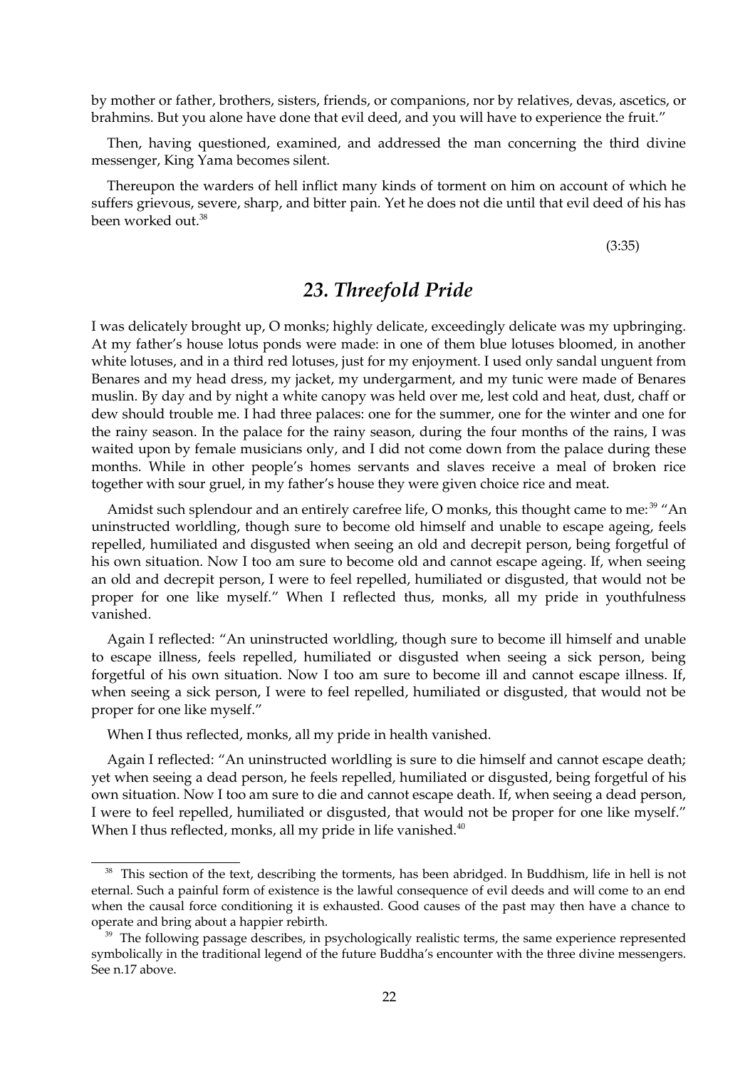by mother or father, brothers, sisters, friends, or companions, nor by relatives, devas, ascetics, or brahmins. But you alone have done that evil deed, and you will have to experience the fruit."

Then, having questioned, examined, and addressed the man concerning the third divine messenger, King Yama becomes silent.

Thereupon the warders of hell inflict many kinds of torment on him on account of which he suffers grievous, severe, sharp, and bitter pain. Yet he does not die until that evil deed of his has been worked out.[38]

(3:35)

## *23. Threefold Pride*

I was delicately brought up, O monks; highly delicate, exceedingly delicate was my upbringing. At my father's house lotus ponds were made: in one of them blue lotuses bloomed, in another white lotuses, and in a third red lotuses, just for my enjoyment. I used only sandal unguent from Benares and my head dress, my jacket, my undergarment, and my tunic were made of Benares muslin. By day and by night a white canopy was held over me, lest cold and heat, dust, chaff or dew should trouble me. I had three palaces: one for the summer, one for the winter and one for the rainy season. In the palace for the rainy season, during the four months of the rains, I was waited upon by female musicians only, and I did not come down from the palace during these months. While in other people's homes servants and slaves receive a meal of broken rice together with sour gruel, in my father's house they were given choice rice and meat.

Amidst such splendour and an entirely carefree life, O monks, this thought came to me:[39] "An uninstructed worldling, though sure to become old himself and unable to escape ageing, feels repelled, humiliated and disgusted when seeing an old and decrepit person, being forgetful of his own situation. Now I too am sure to become old and cannot escape ageing. If, when seeing an old and decrepit person, I were to feel repelled, humiliated or disgusted, that would not be proper for one like myself." When I reflected thus, monks, all my pride in youthfulness vanished.

Again I reflected: "An uninstructed worldling, though sure to become ill himself and unable to escape illness, feels repelled, humiliated or disgusted when seeing a sick person, being forgetful of his own situation. Now I too am sure to become ill and cannot escape illness. If, when seeing a sick person, I were to feel repelled, humiliated or disgusted, that would not be proper for one like myself."

When I thus reflected, monks, all my pride in health vanished.

Again I reflected: "An uninstructed worldling is sure to die himself and cannot escape death; yet when seeing a dead person, he feels repelled, humiliated or disgusted, being forgetful of his own situation. Now I too am sure to die and cannot escape death. If, when seeing a dead person, I were to feel repelled, humiliated or disgusted, that would not be proper for one like myself." When I thus reflected, monks, all my pride in life vanished.[40]

---

[38] This section of the text, describing the torments, has been abridged. In Buddhism, life in hell is not eternal. Such a painful form of existence is the lawful consequence of evil deeds and will come to an end when the causal force conditioning it is exhausted. Good causes of the past may then have a chance to operate and bring about a happier rebirth.

[39] The following passage describes, in psychologically realistic terms, the same experience represented symbolically in the traditional legend of the future Buddha's encounter with the three divine messengers. See n.17 above.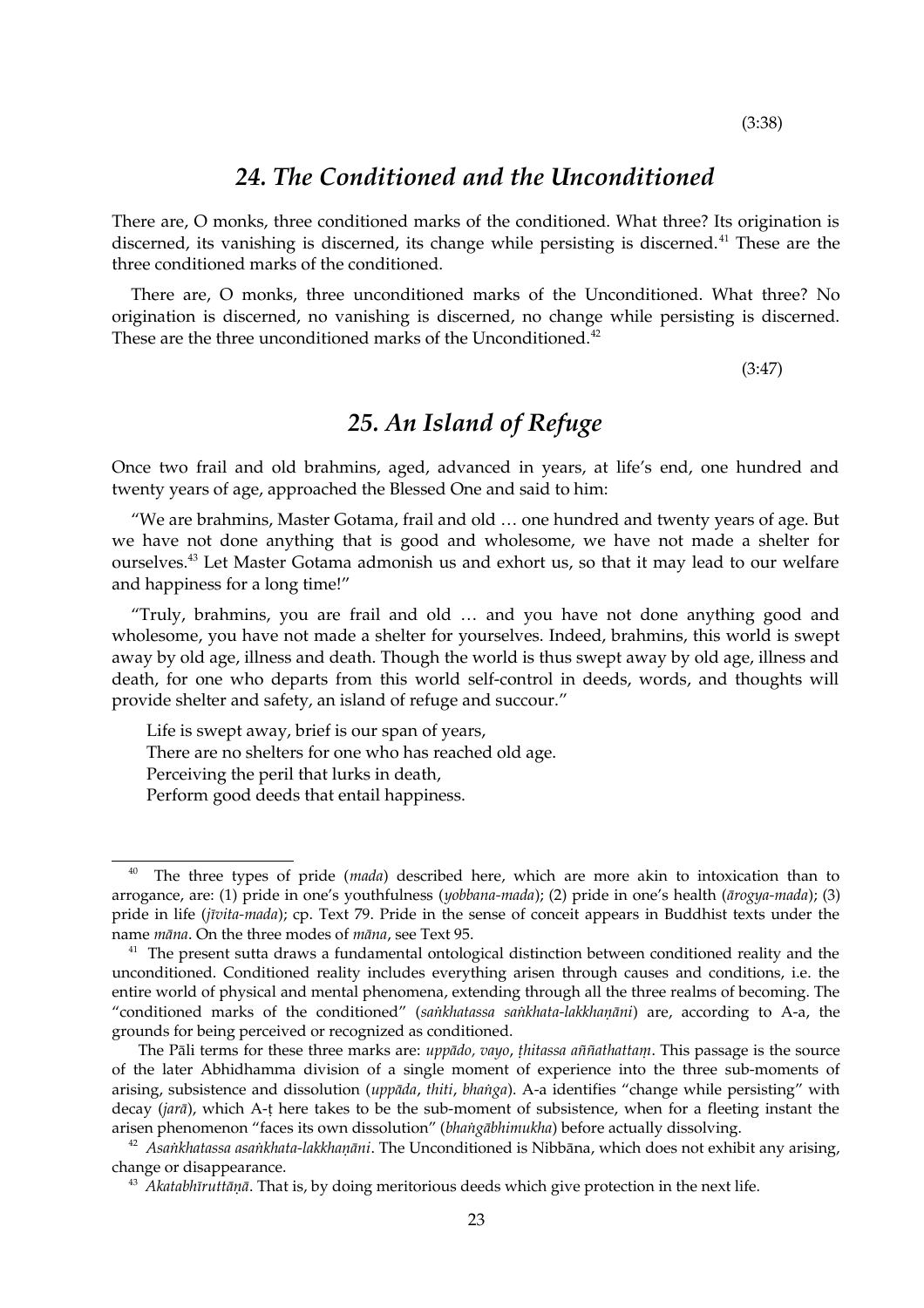(3:38)

## *24. The Conditioned and the Unconditioned*

There are, O monks, three conditioned marks of the conditioned. What three? Its origination is discerned, its vanishing is discerned, its change while persisting is discerned.[41] These are the three conditioned marks of the conditioned.

There are, O monks, three unconditioned marks of the Unconditioned. What three? No origination is discerned, no vanishing is discerned, no change while persisting is discerned. These are the three unconditioned marks of the Unconditioned.[42]

(3:47)

## *25. An Island of Refuge*

Once two frail and old brahmins, aged, advanced in years, at life's end, one hundred and twenty years of age, approached the Blessed One and said to him:

"We are brahmins, Master Gotama, frail and old … one hundred and twenty years of age. But we have not done anything that is good and wholesome, we have not made a shelter for ourselves.[43] Let Master Gotama admonish us and exhort us, so that it may lead to our welfare and happiness for a long time!"

"Truly, brahmins, you are frail and old … and you have not done anything good and wholesome, you have not made a shelter for yourselves. Indeed, brahmins, this world is swept away by old age, illness and death. Though the world is thus swept away by old age, illness and death, for one who departs from this world self-control in deeds, words, and thoughts will provide shelter and safety, an island of refuge and succour."

Life is swept away, brief is our span of years,
There are no shelters for one who has reached old age.
Perceiving the peril that lurks in death,
Perform good deeds that entail happiness.

---

[40] The three types of pride (*mada*) described here, which are more akin to intoxication than to arrogance, are: (1) pride in one's youthfulness (*yobbana-mada*); (2) pride in one's health (*ārogya-mada*); (3) pride in life (*jīvita-mada*); cp. Text 79. Pride in the sense of conceit appears in Buddhist texts under the name *māna*. On the three modes of *māna*, see Text 95.

[41] The present sutta draws a fundamental ontological distinction between conditioned reality and the unconditioned. Conditioned reality includes everything arisen through causes and conditions, i.e. the entire world of physical and mental phenomena, extending through all the three realms of becoming. The "conditioned marks of the conditioned" (*saṅkhatassa saṅkhata-lakkhaṇāni*) are, according to A-a, the grounds for being perceived or recognized as conditioned.

The Pāli terms for these three marks are: *uppādo, vayo*, *ṭhitassa aññathattaṃ*. This passage is the source of the later Abhidhamma division of a single moment of experience into the three sub-moments of arising, subsistence and dissolution (*uppāda*, *thiti*, *bhaṅga*). A-a identifies "change while persisting" with decay (*jarā*), which A-ṭ here takes to be the sub-moment of subsistence, when for a fleeting instant the arisen phenomenon "faces its own dissolution" (*bhaṅgābhimukha*) before actually dissolving.

[42] *Asaṅkhatassa asaṅkhata-lakkhaṇāni*. The Unconditioned is Nibbāna, which does not exhibit any arising, change or disappearance.

[43] *Akatabhīruttāṇā*. That is, by doing meritorious deeds which give protection in the next life.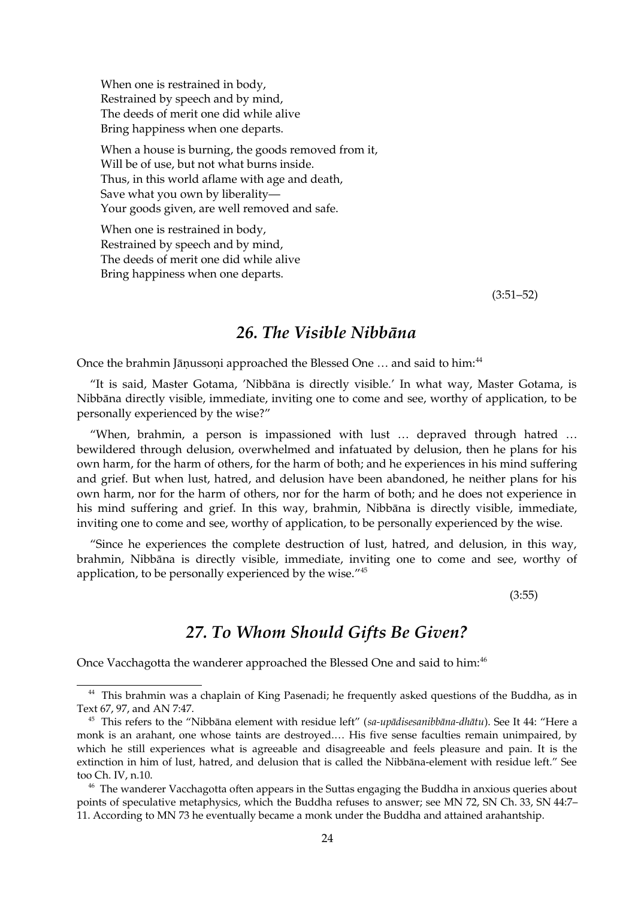When one is restrained in body,
Restrained by speech and by mind,
The deeds of merit one did while alive
Bring happiness when one departs.

When a house is burning, the goods removed from it,
Will be of use, but not what burns inside.
Thus, in this world aflame with age and death,
Save what you own by liberality—
Your goods given, are well removed and safe.

When one is restrained in body,
Restrained by speech and by mind,
The deeds of merit one did while alive
Bring happiness when one departs.

(3:51–52)

## *26. The Visible Nibbāna*

Once the brahmin Jāṇussoṇi approached the Blessed One … and said to him:[44]

"It is said, Master Gotama, 'Nibbāna is directly visible.' In what way, Master Gotama, is Nibbāna directly visible, immediate, inviting one to come and see, worthy of application, to be personally experienced by the wise?"

"When, brahmin, a person is impassioned with lust … depraved through hatred … bewildered through delusion, overwhelmed and infatuated by delusion, then he plans for his own harm, for the harm of others, for the harm of both; and he experiences in his mind suffering and grief. But when lust, hatred, and delusion have been abandoned, he neither plans for his own harm, nor for the harm of others, nor for the harm of both; and he does not experience in his mind suffering and grief. In this way, brahmin, Nibbāna is directly visible, immediate, inviting one to come and see, worthy of application, to be personally experienced by the wise.

"Since he experiences the complete destruction of lust, hatred, and delusion, in this way, brahmin, Nibbāna is directly visible, immediate, inviting one to come and see, worthy of application, to be personally experienced by the wise."[45]

(3:55)

## *27. To Whom Should Gifts Be Given?*

Once Vacchagotta the wanderer approached the Blessed One and said to him:[46]

---

[44] This brahmin was a chaplain of King Pasenadi; he frequently asked questions of the Buddha, as in Text 67, 97, and AN 7:47.

[45] This refers to the "Nibbāna element with residue left" (*sa-upādisesanibbāna-dhātu*). See It 44: "Here a monk is an arahant, one whose taints are destroyed.… His five sense faculties remain unimpaired, by which he still experiences what is agreeable and disagreeable and feels pleasure and pain. It is the extinction in him of lust, hatred, and delusion that is called the Nibbāna-element with residue left." See too Ch. IV, n.10.

[46] The wanderer Vacchagotta often appears in the Suttas engaging the Buddha in anxious queries about points of speculative metaphysics, which the Buddha refuses to answer; see MN 72, SN Ch. 33, SN 44:7–11. According to MN 73 he eventually became a monk under the Buddha and attained arahantship.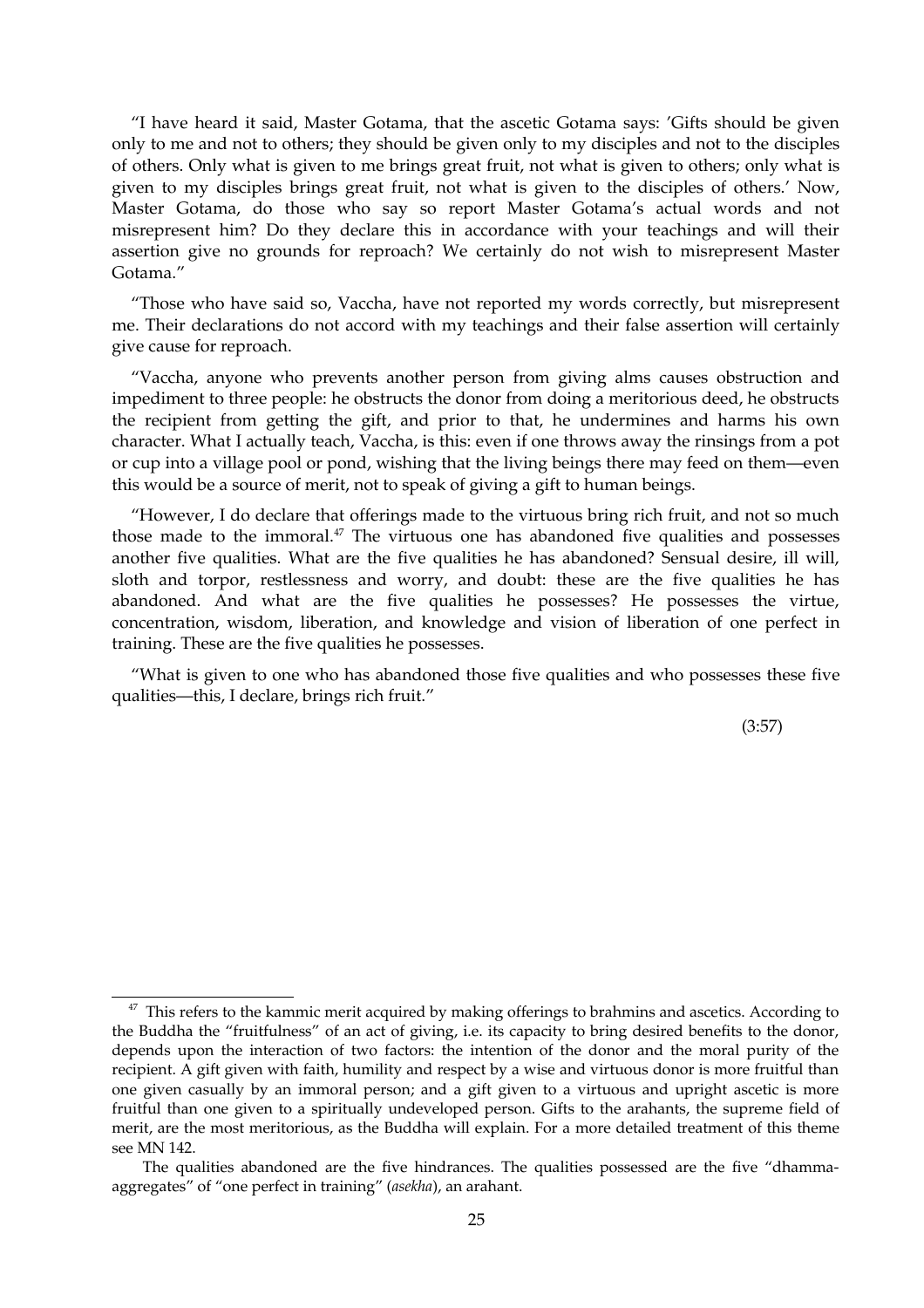"I have heard it said, Master Gotama, that the ascetic Gotama says: 'Gifts should be given only to me and not to others; they should be given only to my disciples and not to the disciples of others. Only what is given to me brings great fruit, not what is given to others; only what is given to my disciples brings great fruit, not what is given to the disciples of others.' Now, Master Gotama, do those who say so report Master Gotama's actual words and not misrepresent him? Do they declare this in accordance with your teachings and will their assertion give no grounds for reproach? We certainly do not wish to misrepresent Master Gotama."

"Those who have said so, Vaccha, have not reported my words correctly, but misrepresent me. Their declarations do not accord with my teachings and their false assertion will certainly give cause for reproach.

"Vaccha, anyone who prevents another person from giving alms causes obstruction and impediment to three people: he obstructs the donor from doing a meritorious deed, he obstructs the recipient from getting the gift, and prior to that, he undermines and harms his own character. What I actually teach, Vaccha, is this: even if one throws away the rinsings from a pot or cup into a village pool or pond, wishing that the living beings there may feed on them—even this would be a source of merit, not to speak of giving a gift to human beings.

"However, I do declare that offerings made to the virtuous bring rich fruit, and not so much those made to the immoral.[47] The virtuous one has abandoned five qualities and possesses another five qualities. What are the five qualities he has abandoned? Sensual desire, ill will, sloth and torpor, restlessness and worry, and doubt: these are the five qualities he has abandoned. And what are the five qualities he possesses? He possesses the virtue, concentration, wisdom, liberation, and knowledge and vision of liberation of one perfect in training. These are the five qualities he possesses.

"What is given to one who has abandoned those five qualities and who possesses these five qualities—this, I declare, brings rich fruit."

(3:57)

---

[47] This refers to the kammic merit acquired by making offerings to brahmins and ascetics. According to the Buddha the "fruitfulness" of an act of giving, i.e. its capacity to bring desired benefits to the donor, depends upon the interaction of two factors: the intention of the donor and the moral purity of the recipient. A gift given with faith, humility and respect by a wise and virtuous donor is more fruitful than one given casually by an immoral person; and a gift given to a virtuous and upright ascetic is more fruitful than one given to a spiritually undeveloped person. Gifts to the arahants, the supreme field of merit, are the most meritorious, as the Buddha will explain. For a more detailed treatment of this theme see MN 142.

The qualities abandoned are the five hindrances. The qualities possessed are the five "dhamma-aggregates" of "one perfect in training" (*asekha*), an arahant.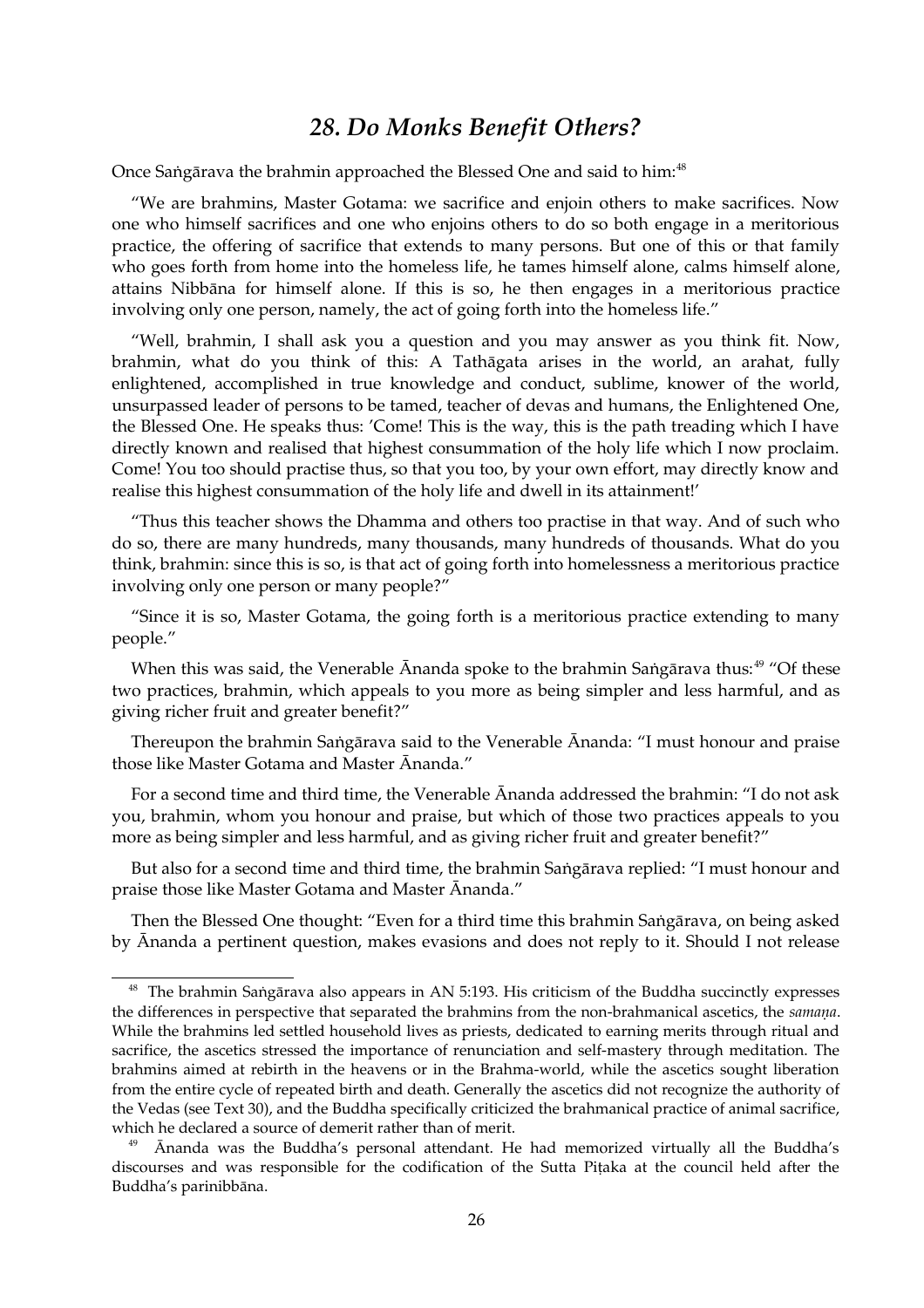## *28. Do Monks Benefit Others?*

Once Saṅgārava the brahmin approached the Blessed One and said to him:[48]

"We are brahmins, Master Gotama: we sacrifice and enjoin others to make sacrifices. Now one who himself sacrifices and one who enjoins others to do so both engage in a meritorious practice, the offering of sacrifice that extends to many persons. But one of this or that family who goes forth from home into the homeless life, he tames himself alone, calms himself alone, attains Nibbāna for himself alone. If this is so, he then engages in a meritorious practice involving only one person, namely, the act of going forth into the homeless life."

"Well, brahmin, I shall ask you a question and you may answer as you think fit. Now, brahmin, what do you think of this: A Tathāgata arises in the world, an arahat, fully enlightened, accomplished in true knowledge and conduct, sublime, knower of the world, unsurpassed leader of persons to be tamed, teacher of devas and humans, the Enlightened One, the Blessed One. He speaks thus: 'Come! This is the way, this is the path treading which I have directly known and realised that highest consummation of the holy life which I now proclaim. Come! You too should practise thus, so that you too, by your own effort, may directly know and realise this highest consummation of the holy life and dwell in its attainment!'

"Thus this teacher shows the Dhamma and others too practise in that way. And of such who do so, there are many hundreds, many thousands, many hundreds of thousands. What do you think, brahmin: since this is so, is that act of going forth into homelessness a meritorious practice involving only one person or many people?"

"Since it is so, Master Gotama, the going forth is a meritorious practice extending to many people."

When this was said, the Venerable Ānanda spoke to the brahmin Saṅgārava thus:[49] "Of these two practices, brahmin, which appeals to you more as being simpler and less harmful, and as giving richer fruit and greater benefit?"

Thereupon the brahmin Saṅgārava said to the Venerable Ānanda: "I must honour and praise those like Master Gotama and Master Ānanda."

For a second time and third time, the Venerable Ānanda addressed the brahmin: "I do not ask you, brahmin, whom you honour and praise, but which of those two practices appeals to you more as being simpler and less harmful, and as giving richer fruit and greater benefit?"

But also for a second time and third time, the brahmin Saṅgārava replied: "I must honour and praise those like Master Gotama and Master Ānanda."

Then the Blessed One thought: "Even for a third time this brahmin Saṅgārava, on being asked by Ānanda a pertinent question, makes evasions and does not reply to it. Should I not release

---

[48] The brahmin Saṅgārava also appears in AN 5:193. His criticism of the Buddha succinctly expresses the differences in perspective that separated the brahmins from the non-brahmanical ascetics, the *samaṇa*. While the brahmins led settled household lives as priests, dedicated to earning merits through ritual and sacrifice, the ascetics stressed the importance of renunciation and self-mastery through meditation. The brahmins aimed at rebirth in the heavens or in the Brahma-world, while the ascetics sought liberation from the entire cycle of repeated birth and death. Generally the ascetics did not recognize the authority of the Vedas (see Text 30), and the Buddha specifically criticized the brahmanical practice of animal sacrifice, which he declared a source of demerit rather than of merit.

[49] Ānanda was the Buddha's personal attendant. He had memorized virtually all the Buddha's discourses and was responsible for the codification of the Sutta Piṭaka at the council held after the Buddha's parinibbāna.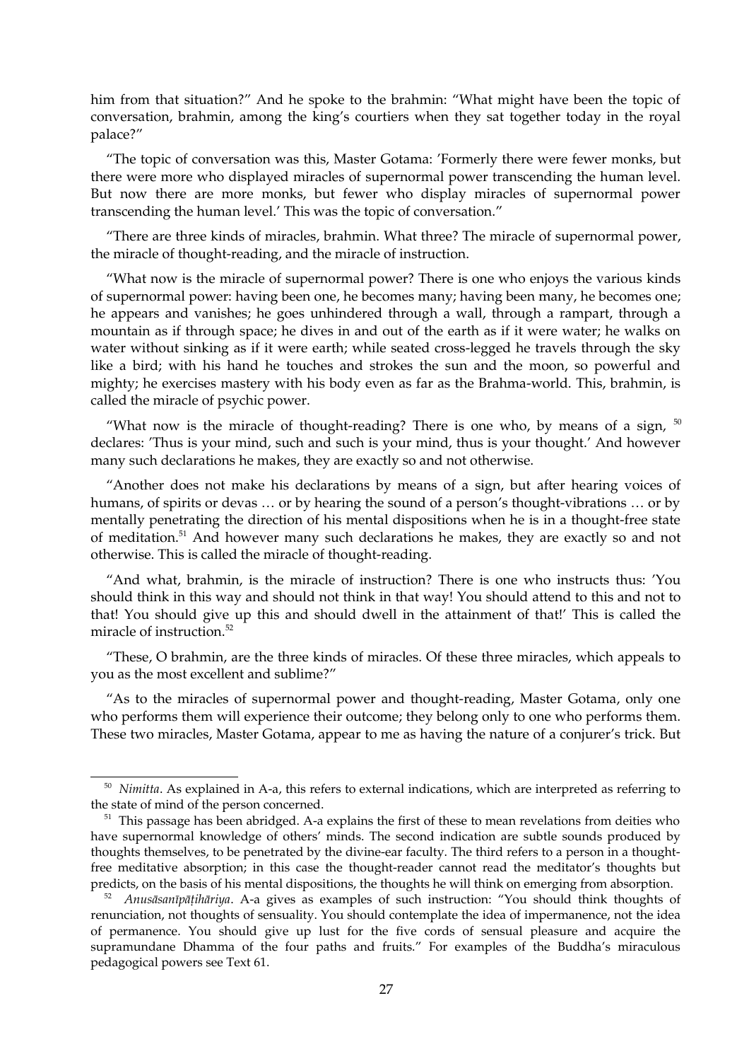him from that situation?" And he spoke to the brahmin: "What might have been the topic of conversation, brahmin, among the king's courtiers when they sat together today in the royal palace?"

"The topic of conversation was this, Master Gotama: 'Formerly there were fewer monks, but there were more who displayed miracles of supernormal power transcending the human level. But now there are more monks, but fewer who display miracles of supernormal power transcending the human level.' This was the topic of conversation."

"There are three kinds of miracles, brahmin. What three? The miracle of supernormal power, the miracle of thought-reading, and the miracle of instruction.

"What now is the miracle of supernormal power? There is one who enjoys the various kinds of supernormal power: having been one, he becomes many; having been many, he becomes one; he appears and vanishes; he goes unhindered through a wall, through a rampart, through a mountain as if through space; he dives in and out of the earth as if it were water; he walks on water without sinking as if it were earth; while seated cross-legged he travels through the sky like a bird; with his hand he touches and strokes the sun and the moon, so powerful and mighty; he exercises mastery with his body even as far as the Brahma-world. This, brahmin, is called the miracle of psychic power.

"What now is the miracle of thought-reading? There is one who, by means of a sign, [50] declares: 'Thus is your mind, such and such is your mind, thus is your thought.' And however many such declarations he makes, they are exactly so and not otherwise.

"Another does not make his declarations by means of a sign, but after hearing voices of humans, of spirits or devas … or by hearing the sound of a person's thought-vibrations … or by mentally penetrating the direction of his mental dispositions when he is in a thought-free state of meditation.[51] And however many such declarations he makes, they are exactly so and not otherwise. This is called the miracle of thought-reading.

"And what, brahmin, is the miracle of instruction? There is one who instructs thus: 'You should think in this way and should not think in that way! You should attend to this and not to that! You should give up this and should dwell in the attainment of that!' This is called the miracle of instruction.[52]

"These, O brahmin, are the three kinds of miracles. Of these three miracles, which appeals to you as the most excellent and sublime?"

"As to the miracles of supernormal power and thought-reading, Master Gotama, only one who performs them will experience their outcome; they belong only to one who performs them. These two miracles, Master Gotama, appear to me as having the nature of a conjurer's trick. But

---

[50] *Nimitta*. As explained in A-a, this refers to external indications, which are interpreted as referring to the state of mind of the person concerned.

[51] This passage has been abridged. A-a explains the first of these to mean revelations from deities who have supernormal knowledge of others' minds. The second indication are subtle sounds produced by thoughts themselves, to be penetrated by the divine-ear faculty. The third refers to a person in a thought-free meditative absorption; in this case the thought-reader cannot read the meditator's thoughts but predicts, on the basis of his mental dispositions, the thoughts he will think on emerging from absorption.

[52] *Anusāsanīpāṭihāriya*. A-a gives as examples of such instruction: "You should think thoughts of renunciation, not thoughts of sensuality. You should contemplate the idea of impermanence, not the idea of permanence. You should give up lust for the five cords of sensual pleasure and acquire the supramundane Dhamma of the four paths and fruits." For examples of the Buddha's miraculous pedagogical powers see Text 61.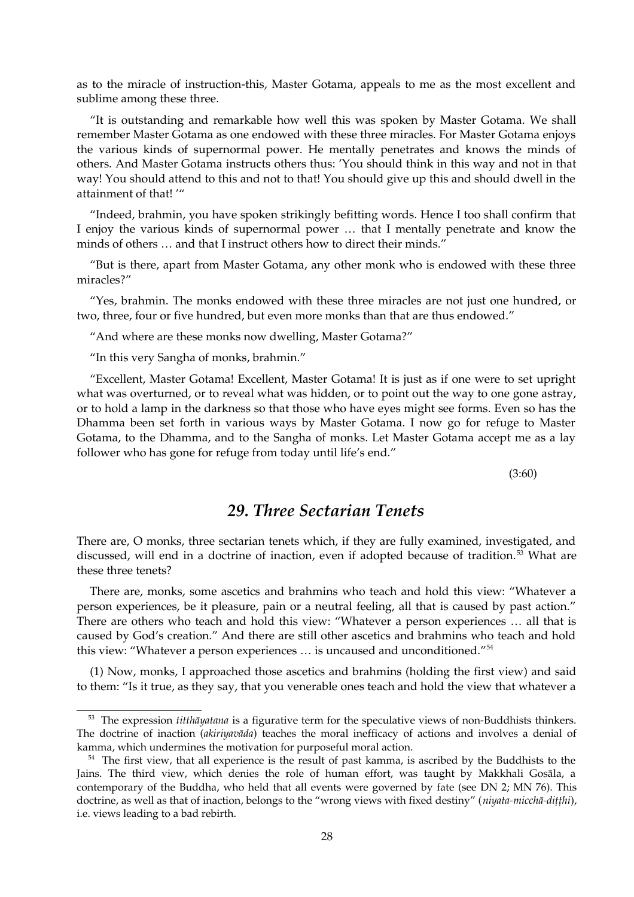as to the miracle of instruction-this, Master Gotama, appeals to me as the most excellent and sublime among these three.

"It is outstanding and remarkable how well this was spoken by Master Gotama. We shall remember Master Gotama as one endowed with these three miracles. For Master Gotama enjoys the various kinds of supernormal power. He mentally penetrates and knows the minds of others. And Master Gotama instructs others thus: 'You should think in this way and not in that way! You should attend to this and not to that! You should give up this and should dwell in the attainment of that! '"

"Indeed, brahmin, you have spoken strikingly befitting words. Hence I too shall confirm that I enjoy the various kinds of supernormal power … that I mentally penetrate and know the minds of others … and that I instruct others how to direct their minds."

"But is there, apart from Master Gotama, any other monk who is endowed with these three miracles?"

"Yes, brahmin. The monks endowed with these three miracles are not just one hundred, or two, three, four or five hundred, but even more monks than that are thus endowed."

"And where are these monks now dwelling, Master Gotama?"

"In this very Sangha of monks, brahmin."

"Excellent, Master Gotama! Excellent, Master Gotama! It is just as if one were to set upright what was overturned, or to reveal what was hidden, or to point out the way to one gone astray, or to hold a lamp in the darkness so that those who have eyes might see forms. Even so has the Dhamma been set forth in various ways by Master Gotama. I now go for refuge to Master Gotama, to the Dhamma, and to the Sangha of monks. Let Master Gotama accept me as a lay follower who has gone for refuge from today until life's end."

(3:60)

## *29. Three Sectarian Tenets*

There are, O monks, three sectarian tenets which, if they are fully examined, investigated, and discussed, will end in a doctrine of inaction, even if adopted because of tradition.[53] What are these three tenets?

There are, monks, some ascetics and brahmins who teach and hold this view: "Whatever a person experiences, be it pleasure, pain or a neutral feeling, all that is caused by past action." There are others who teach and hold this view: "Whatever a person experiences … all that is caused by God's creation." And there are still other ascetics and brahmins who teach and hold this view: "Whatever a person experiences … is uncaused and unconditioned."[54]

(1) Now, monks, I approached those ascetics and brahmins (holding the first view) and said to them: "Is it true, as they say, that you venerable ones teach and hold the view that whatever a

---

[53] The expression *titthāyatana* is a figurative term for the speculative views of non-Buddhists thinkers. The doctrine of inaction (*akiriyavāda*) teaches the moral inefficacy of actions and involves a denial of kamma, which undermines the motivation for purposeful moral action.

[54] The first view, that all experience is the result of past kamma, is ascribed by the Buddhists to the Jains. The third view, which denies the role of human effort, was taught by Makkhali Gosāla, a contemporary of the Buddha, who held that all events were governed by fate (see DN 2; MN 76). This doctrine, as well as that of inaction, belongs to the "wrong views with fixed destiny" (*niyata-micchā-diṭṭhi*), i.e. views leading to a bad rebirth.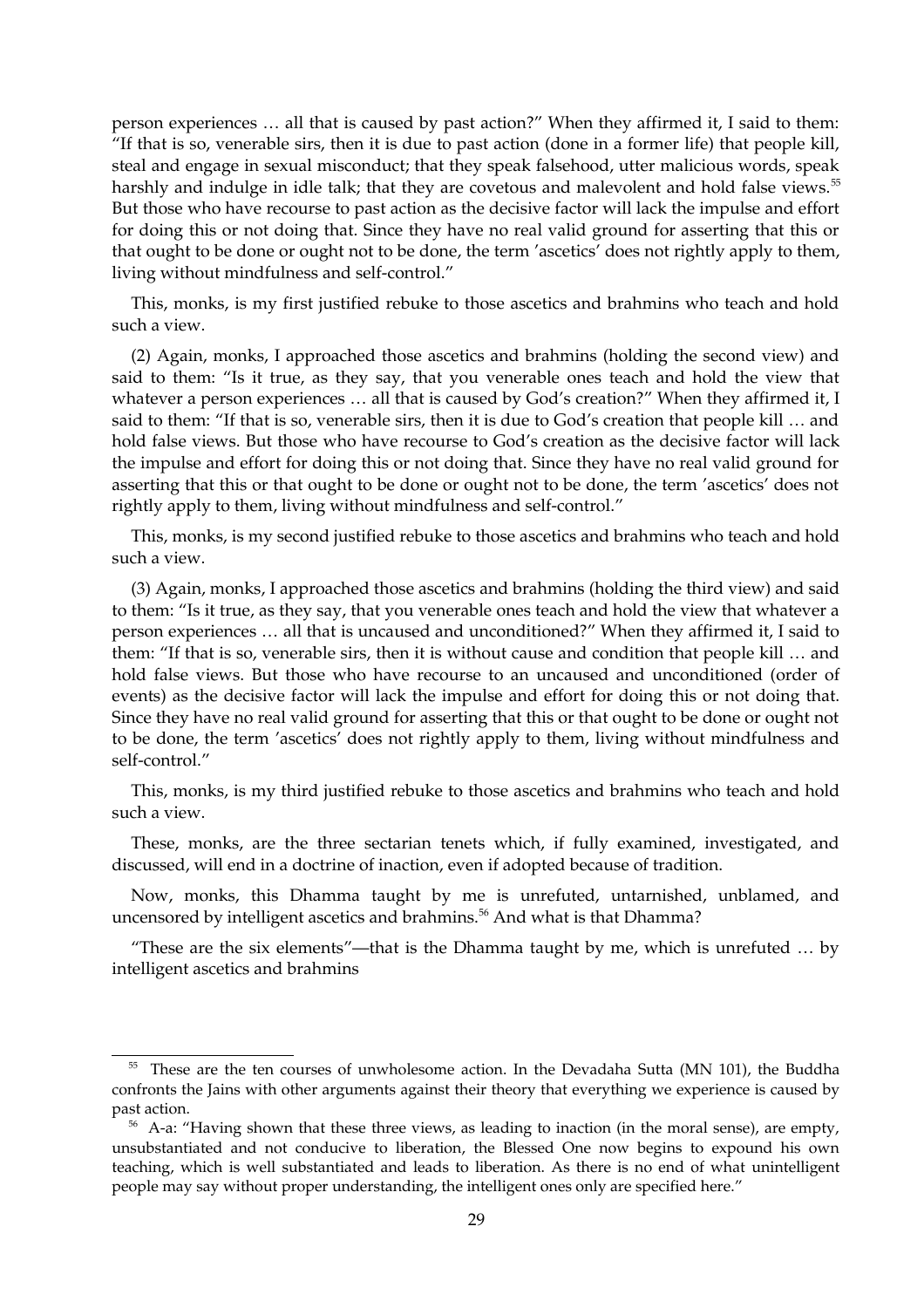person experiences … all that is caused by past action?" When they affirmed it, I said to them: "If that is so, venerable sirs, then it is due to past action (done in a former life) that people kill, steal and engage in sexual misconduct; that they speak falsehood, utter malicious words, speak harshly and indulge in idle talk; that they are covetous and malevolent and hold false views.[55] But those who have recourse to past action as the decisive factor will lack the impulse and effort for doing this or not doing that. Since they have no real valid ground for asserting that this or that ought to be done or ought not to be done, the term 'ascetics' does not rightly apply to them, living without mindfulness and self-control."

This, monks, is my first justified rebuke to those ascetics and brahmins who teach and hold such a view.

(2) Again, monks, I approached those ascetics and brahmins (holding the second view) and said to them: "Is it true, as they say, that you venerable ones teach and hold the view that whatever a person experiences … all that is caused by God's creation?" When they affirmed it, I said to them: "If that is so, venerable sirs, then it is due to God's creation that people kill … and hold false views. But those who have recourse to God's creation as the decisive factor will lack the impulse and effort for doing this or not doing that. Since they have no real valid ground for asserting that this or that ought to be done or ought not to be done, the term 'ascetics' does not rightly apply to them, living without mindfulness and self-control."

This, monks, is my second justified rebuke to those ascetics and brahmins who teach and hold such a view.

(3) Again, monks, I approached those ascetics and brahmins (holding the third view) and said to them: "Is it true, as they say, that you venerable ones teach and hold the view that whatever a person experiences … all that is uncaused and unconditioned?" When they affirmed it, I said to them: "If that is so, venerable sirs, then it is without cause and condition that people kill … and hold false views. But those who have recourse to an uncaused and unconditioned (order of events) as the decisive factor will lack the impulse and effort for doing this or not doing that. Since they have no real valid ground for asserting that this or that ought to be done or ought not to be done, the term 'ascetics' does not rightly apply to them, living without mindfulness and self-control."

This, monks, is my third justified rebuke to those ascetics and brahmins who teach and hold such a view.

These, monks, are the three sectarian tenets which, if fully examined, investigated, and discussed, will end in a doctrine of inaction, even if adopted because of tradition.

Now, monks, this Dhamma taught by me is unrefuted, untarnished, unblamed, and uncensored by intelligent ascetics and brahmins.[56] And what is that Dhamma?

"These are the six elements"—that is the Dhamma taught by me, which is unrefuted … by intelligent ascetics and brahmins

---

[55] These are the ten courses of unwholesome action. In the Devadaha Sutta (MN 101), the Buddha confronts the Jains with other arguments against their theory that everything we experience is caused by past action.

[56] A-a: "Having shown that these three views, as leading to inaction (in the moral sense), are empty, unsubstantiated and not conducive to liberation, the Blessed One now begins to expound his own teaching, which is well substantiated and leads to liberation. As there is no end of what unintelligent people may say without proper understanding, the intelligent ones only are specified here."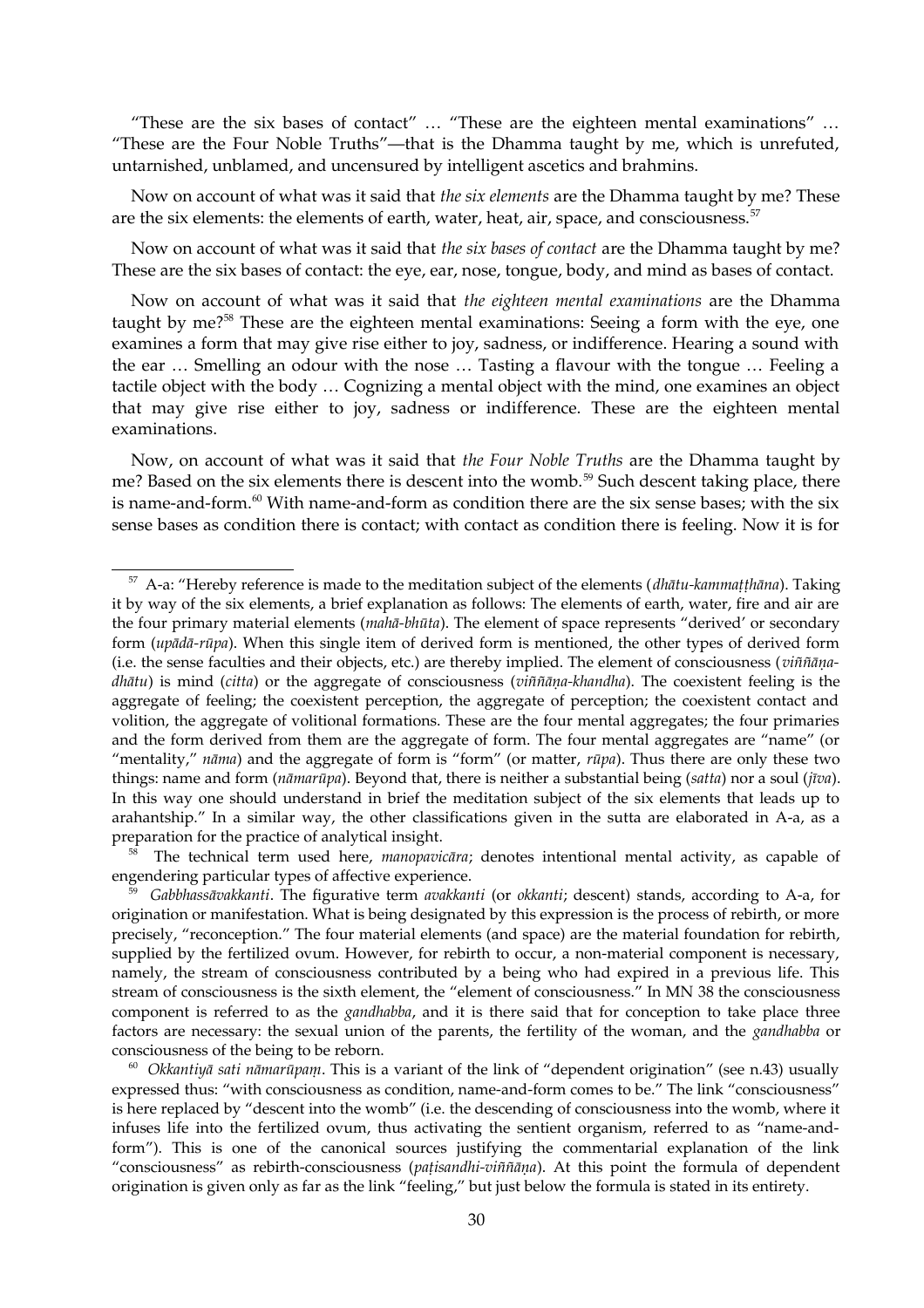"These are the six bases of contact" … "These are the eighteen mental examinations" … "These are the Four Noble Truths"—that is the Dhamma taught by me, which is unrefuted, untarnished, unblamed, and uncensured by intelligent ascetics and brahmins.

Now on account of what was it said that *the six elements* are the Dhamma taught by me? These are the six elements: the elements of earth, water, heat, air, space, and consciousness.[57]

Now on account of what was it said that *the six bases of contact* are the Dhamma taught by me? These are the six bases of contact: the eye, ear, nose, tongue, body, and mind as bases of contact.

Now on account of what was it said that *the eighteen mental examinations* are the Dhamma taught by me?[58] These are the eighteen mental examinations: Seeing a form with the eye, one examines a form that may give rise either to joy, sadness, or indifference. Hearing a sound with the ear … Smelling an odour with the nose … Tasting a flavour with the tongue … Feeling a tactile object with the body … Cognizing a mental object with the mind, one examines an object that may give rise either to joy, sadness or indifference. These are the eighteen mental examinations.

Now, on account of what was it said that *the Four Noble Truths* are the Dhamma taught by me? Based on the six elements there is descent into the womb.[59] Such descent taking place, there is name-and-form.[60] With name-and-form as condition there are the six sense bases; with the six sense bases as condition there is contact; with contact as condition there is feeling. Now it is for

---

[57] A-a: "Hereby reference is made to the meditation subject of the elements (*dhātu-kammaṭṭhāna*). Taking it by way of the six elements, a brief explanation as follows: The elements of earth, water, fire and air are the four primary material elements (*mahā-bhūta*). The element of space represents "derived' or secondary form (*upādā-rūpa*). When this single item of derived form is mentioned, the other types of derived form (i.e. the sense faculties and their objects, etc.) are thereby implied. The element of consciousness (*viññāṇa-dhātu*) is mind (*citta*) or the aggregate of consciousness (*viññāṇa-khandha*). The coexistent feeling is the aggregate of feeling; the coexistent perception, the aggregate of perception; the coexistent contact and volition, the aggregate of volitional formations. These are the four mental aggregates; the four primaries and the form derived from them are the aggregate of form. The four mental aggregates are "name" (or "mentality," *nāma*) and the aggregate of form is "form" (or matter, *rūpa*). Thus there are only these two things: name and form (*nāmarūpa*). Beyond that, there is neither a substantial being (*satta*) nor a soul (*jīva*). In this way one should understand in brief the meditation subject of the six elements that leads up to arahantship." In a similar way, the other classifications given in the sutta are elaborated in A-a, as a preparation for the practice of analytical insight.

[58] The technical term used here, *manopavicāra*; denotes intentional mental activity, as capable of engendering particular types of affective experience.

[59] *Gabbhassāvakkanti*. The figurative term *avakkanti* (or *okkanti*; descent) stands, according to A-a, for origination or manifestation. What is being designated by this expression is the process of rebirth, or more precisely, "reconception." The four material elements (and space) are the material foundation for rebirth, supplied by the fertilized ovum. However, for rebirth to occur, a non-material component is necessary, namely, the stream of consciousness contributed by a being who had expired in a previous life. This stream of consciousness is the sixth element, the "element of consciousness." In MN 38 the consciousness component is referred to as the *gandhabba*, and it is there said that for conception to take place three factors are necessary: the sexual union of the parents, the fertility of the woman, and the *gandhabba* or consciousness of the being to be reborn.

[60] *Okkantiyā sati nāmarūpaṃ*. This is a variant of the link of "dependent origination" (see n.43) usually expressed thus: "with consciousness as condition, name-and-form comes to be." The link "consciousness" is here replaced by "descent into the womb" (i.e. the descending of consciousness into the womb, where it infuses life into the fertilized ovum, thus activating the sentient organism, referred to as "name-and-form"). This is one of the canonical sources justifying the commentarial explanation of the link "consciousness" as rebirth-consciousness (*paṭisandhi-viññāṇa*). At this point the formula of dependent origination is given only as far as the link "feeling," but just below the formula is stated in its entirety.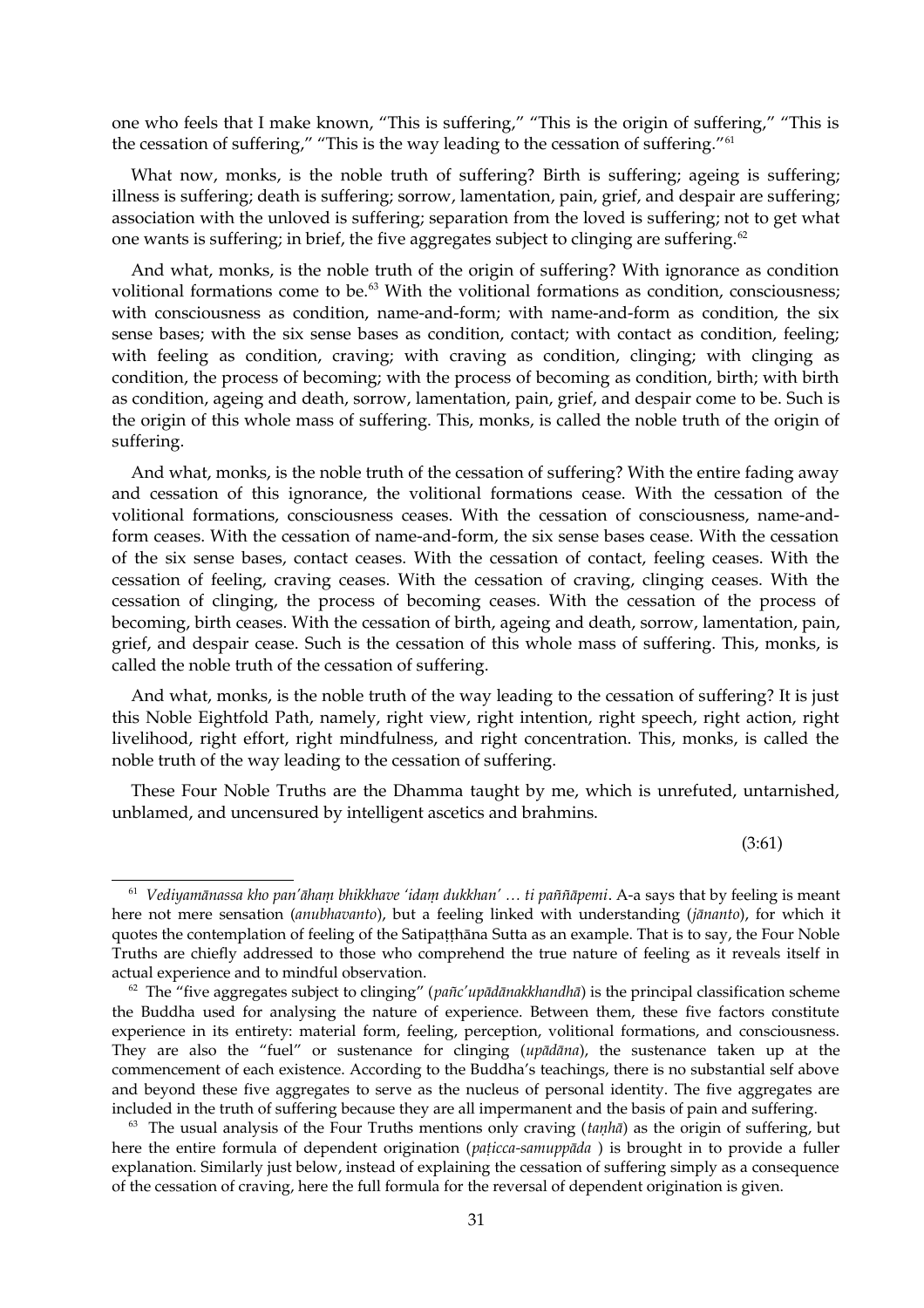one who feels that I make known, "This is suffering," "This is the origin of suffering," "This is the cessation of suffering," "This is the way leading to the cessation of suffering."[61]

What now, monks, is the noble truth of suffering? Birth is suffering; ageing is suffering; illness is suffering; death is suffering; sorrow, lamentation, pain, grief, and despair are suffering; association with the unloved is suffering; separation from the loved is suffering; not to get what one wants is suffering; in brief, the five aggregates subject to clinging are suffering.[62]

And what, monks, is the noble truth of the origin of suffering? With ignorance as condition volitional formations come to be.[63] With the volitional formations as condition, consciousness; with consciousness as condition, name-and-form; with name-and-form as condition, the six sense bases; with the six sense bases as condition, contact; with contact as condition, feeling; with feeling as condition, craving; with craving as condition, clinging; with clinging as condition, the process of becoming; with the process of becoming as condition, birth; with birth as condition, ageing and death, sorrow, lamentation, pain, grief, and despair come to be. Such is the origin of this whole mass of suffering. This, monks, is called the noble truth of the origin of suffering.

And what, monks, is the noble truth of the cessation of suffering? With the entire fading away and cessation of this ignorance, the volitional formations cease. With the cessation of the volitional formations, consciousness ceases. With the cessation of consciousness, name-and-form ceases. With the cessation of name-and-form, the six sense bases cease. With the cessation of the six sense bases, contact ceases. With the cessation of contact, feeling ceases. With the cessation of feeling, craving ceases. With the cessation of craving, clinging ceases. With the cessation of clinging, the process of becoming ceases. With the cessation of the process of becoming, birth ceases. With the cessation of birth, ageing and death, sorrow, lamentation, pain, grief, and despair cease. Such is the cessation of this whole mass of suffering. This, monks, is called the noble truth of the cessation of suffering.

And what, monks, is the noble truth of the way leading to the cessation of suffering? It is just this Noble Eightfold Path, namely, right view, right intention, right speech, right action, right livelihood, right effort, right mindfulness, and right concentration. This, monks, is called the noble truth of the way leading to the cessation of suffering.

These Four Noble Truths are the Dhamma taught by me, which is unrefuted, untarnished, unblamed, and uncensured by intelligent ascetics and brahmins.

(3:61)

---

[61] *Vediyamānassa kho pan'āhaṃ bhikkhave 'idaṃ dukkhan' … ti paññāpemi*. A-a says that by feeling is meant here not mere sensation (*anubhavanto*), but a feeling linked with understanding (*jānanto*), for which it quotes the contemplation of feeling of the Satipaṭṭhāna Sutta as an example. That is to say, the Four Noble Truths are chiefly addressed to those who comprehend the true nature of feeling as it reveals itself in actual experience and to mindful observation.

[62] The "five aggregates subject to clinging" (*pañc'upādānakkhandhā*) is the principal classification scheme the Buddha used for analysing the nature of experience. Between them, these five factors constitute experience in its entirety: material form, feeling, perception, volitional formations, and consciousness. They are also the "fuel" or sustenance for clinging (*upādāna*), the sustenance taken up at the commencement of each existence. According to the Buddha's teachings, there is no substantial self above and beyond these five aggregates to serve as the nucleus of personal identity. The five aggregates are included in the truth of suffering because they are all impermanent and the basis of pain and suffering.

[63] The usual analysis of the Four Truths mentions only craving (*taṇhā*) as the origin of suffering, but here the entire formula of dependent origination (*paṭicca-samuppāda* ) is brought in to provide a fuller explanation. Similarly just below, instead of explaining the cessation of suffering simply as a consequence of the cessation of craving, here the full formula for the reversal of dependent origination is given.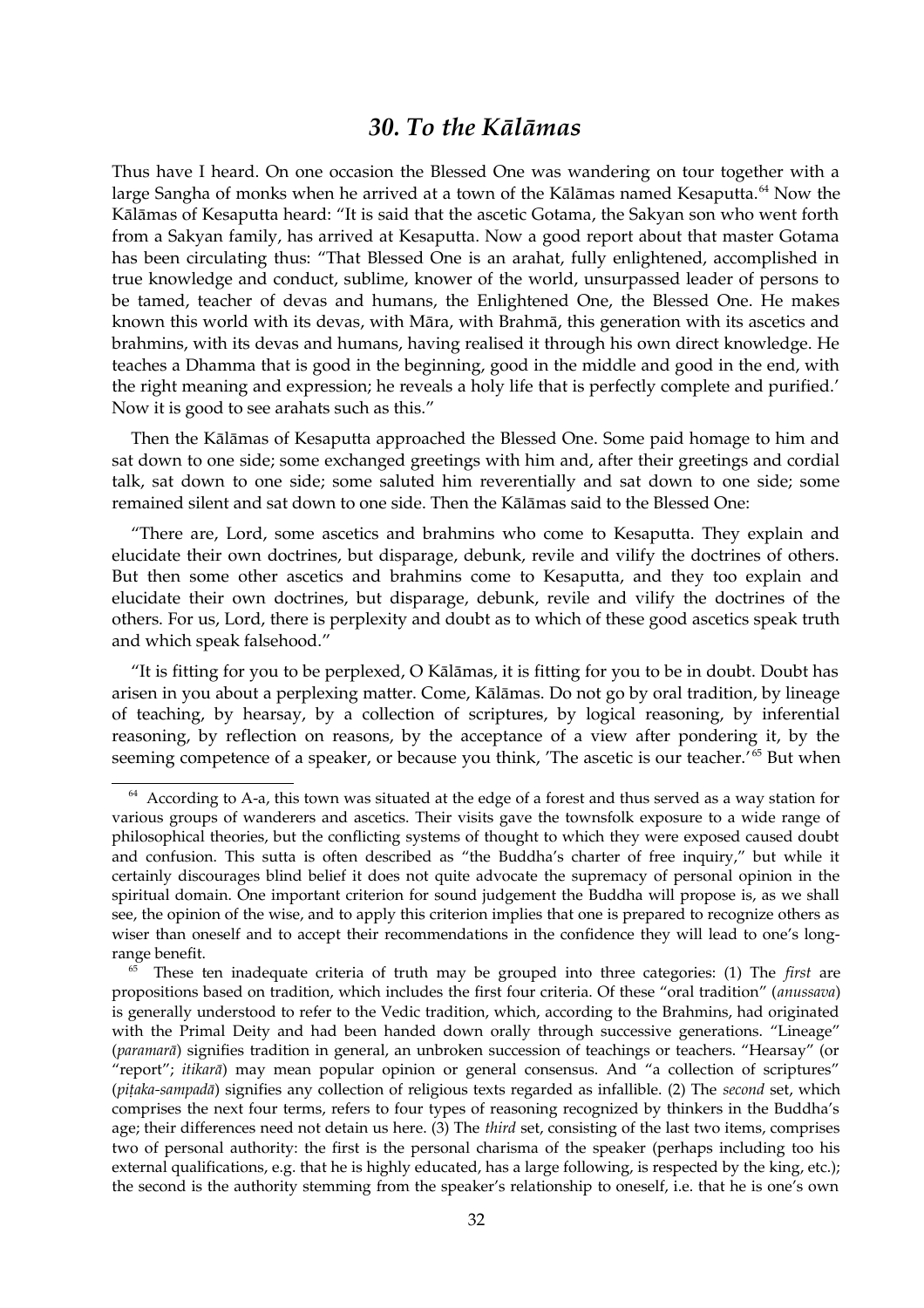## *30. To the Kālāmas*

Thus have I heard. On one occasion the Blessed One was wandering on tour together with a large Sangha of monks when he arrived at a town of the Kālāmas named Kesaputta.[64] Now the Kālāmas of Kesaputta heard: "It is said that the ascetic Gotama, the Sakyan son who went forth from a Sakyan family, has arrived at Kesaputta. Now a good report about that master Gotama has been circulating thus: "That Blessed One is an arahat, fully enlightened, accomplished in true knowledge and conduct, sublime, knower of the world, unsurpassed leader of persons to be tamed, teacher of devas and humans, the Enlightened One, the Blessed One. He makes known this world with its devas, with Māra, with Brahmā, this generation with its ascetics and brahmins, with its devas and humans, having realised it through his own direct knowledge. He teaches a Dhamma that is good in the beginning, good in the middle and good in the end, with the right meaning and expression; he reveals a holy life that is perfectly complete and purified.' Now it is good to see arahats such as this."

Then the Kālāmas of Kesaputta approached the Blessed One. Some paid homage to him and sat down to one side; some exchanged greetings with him and, after their greetings and cordial talk, sat down to one side; some saluted him reverentially and sat down to one side; some remained silent and sat down to one side. Then the Kālāmas said to the Blessed One:

"There are, Lord, some ascetics and brahmins who come to Kesaputta. They explain and elucidate their own doctrines, but disparage, debunk, revile and vilify the doctrines of others. But then some other ascetics and brahmins come to Kesaputta, and they too explain and elucidate their own doctrines, but disparage, debunk, revile and vilify the doctrines of the others. For us, Lord, there is perplexity and doubt as to which of these good ascetics speak truth and which speak falsehood."

"It is fitting for you to be perplexed, O Kālāmas, it is fitting for you to be in doubt. Doubt has arisen in you about a perplexing matter. Come, Kālāmas. Do not go by oral tradition, by lineage of teaching, by hearsay, by a collection of scriptures, by logical reasoning, by inferential reasoning, by reflection on reasons, by the acceptance of a view after pondering it, by the seeming competence of a speaker, or because you think, 'The ascetic is our teacher.'[65] But when

---

[64] According to A-a, this town was situated at the edge of a forest and thus served as a way station for various groups of wanderers and ascetics. Their visits gave the townsfolk exposure to a wide range of philosophical theories, but the conflicting systems of thought to which they were exposed caused doubt and confusion. This sutta is often described as "the Buddha's charter of free inquiry," but while it certainly discourages blind belief it does not quite advocate the supremacy of personal opinion in the spiritual domain. One important criterion for sound judgement the Buddha will propose is, as we shall see, the opinion of the wise, and to apply this criterion implies that one is prepared to recognize others as wiser than oneself and to accept their recommendations in the confidence they will lead to one's long-range benefit.

[65] These ten inadequate criteria of truth may be grouped into three categories: (1) The *first* are propositions based on tradition, which includes the first four criteria. Of these "oral tradition" (*anussava*) is generally understood to refer to the Vedic tradition, which, according to the Brahmins, had originated with the Primal Deity and had been handed down orally through successive generations. "Lineage" (*paramarā*) signifies tradition in general, an unbroken succession of teachings or teachers. "Hearsay" (or "report"; *itikarā*) may mean popular opinion or general consensus. And "a collection of scriptures" (*piṭaka-sampadā*) signifies any collection of religious texts regarded as infallible. (2) The *second* set, which comprises the next four terms, refers to four types of reasoning recognized by thinkers in the Buddha's age; their differences need not detain us here. (3) The *third* set, consisting of the last two items, comprises two of personal authority: the first is the personal charisma of the speaker (perhaps including too his external qualifications, e.g. that he is highly educated, has a large following, is respected by the king, etc.); the second is the authority stemming from the speaker's relationship to oneself, i.e. that he is one's own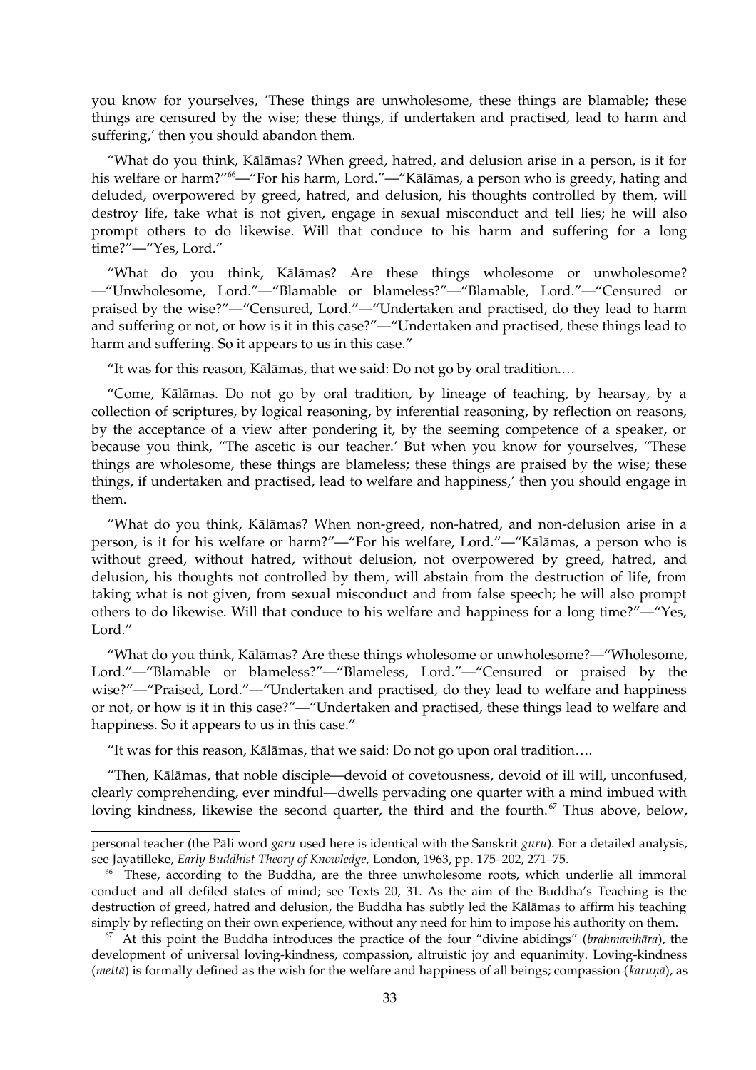you know for yourselves, 'These things are unwholesome, these things are blamable; these things are censured by the wise; these things, if undertaken and practised, lead to harm and suffering,' then you should abandon them.

"What do you think, Kālāmas? When greed, hatred, and delusion arise in a person, is it for his welfare or harm?"[66]—"For his harm, Lord."—"Kālāmas, a person who is greedy, hating and deluded, overpowered by greed, hatred, and delusion, his thoughts controlled by them, will destroy life, take what is not given, engage in sexual misconduct and tell lies; he will also prompt others to do likewise. Will that conduce to his harm and suffering for a long time?"—"Yes, Lord."

"What do you think, Kālāmas? Are these things wholesome or unwholesome?—"Unwholesome, Lord."—"Blamable or blameless?"—"Blamable, Lord."—"Censured or praised by the wise?"—"Censured, Lord."—"Undertaken and practised, do they lead to harm and suffering or not, or how is it in this case?"—"Undertaken and practised, these things lead to harm and suffering. So it appears to us in this case."

"It was for this reason, Kālāmas, that we said: Do not go by oral tradition.…

"Come, Kālāmas. Do not go by oral tradition, by lineage of teaching, by hearsay, by a collection of scriptures, by logical reasoning, by inferential reasoning, by reflection on reasons, by the acceptance of a view after pondering it, by the seeming competence of a speaker, or because you think, "The ascetic is our teacher.' But when you know for yourselves, "These things are wholesome, these things are blameless; these things are praised by the wise; these things, if undertaken and practised, lead to welfare and happiness,' then you should engage in them.

"What do you think, Kālāmas? When non-greed, non-hatred, and non-delusion arise in a person, is it for his welfare or harm?"—"For his welfare, Lord."—"Kālāmas, a person who is without greed, without hatred, without delusion, not overpowered by greed, hatred, and delusion, his thoughts not controlled by them, will abstain from the destruction of life, from taking what is not given, from sexual misconduct and from false speech; he will also prompt others to do likewise. Will that conduce to his welfare and happiness for a long time?"—"Yes, Lord."

"What do you think, Kālāmas? Are these things wholesome or unwholesome?—"Wholesome, Lord."—"Blamable or blameless?"—"Blameless, Lord."—"Censured or praised by the wise?"—"Praised, Lord."—"Undertaken and practised, do they lead to welfare and happiness or not, or how is it in this case?"—"Undertaken and practised, these things lead to welfare and happiness. So it appears to us in this case."

"It was for this reason, Kālāmas, that we said: Do not go upon oral tradition….

"Then, Kālāmas, that noble disciple—devoid of covetousness, devoid of ill will, unconfused, clearly comprehending, ever mindful—dwells pervading one quarter with a mind imbued with loving kindness, likewise the second quarter, the third and the fourth.[67] Thus above, below,

---

personal teacher (the Pāli word *garu* used here is identical with the Sanskrit *guru*). For a detailed analysis, see Jayatilleke, *Early Buddhist Theory of Knowledge*, London, 1963, pp. 175–202, 271–75.

[66] These, according to the Buddha, are the three unwholesome roots, which underlie all immoral conduct and all defiled states of mind; see Texts 20, 31. As the aim of the Buddha's Teaching is the destruction of greed, hatred and delusion, the Buddha has subtly led the Kālāmas to affirm his teaching simply by reflecting on their own experience, without any need for him to impose his authority on them.

[67] At this point the Buddha introduces the practice of the four "divine abidings" (*brahmavihāra*), the development of universal loving-kindness, compassion, altruistic joy and equanimity. Loving-kindness (*mettā*) is formally defined as the wish for the welfare and happiness of all beings; compassion (*karuṇā*), as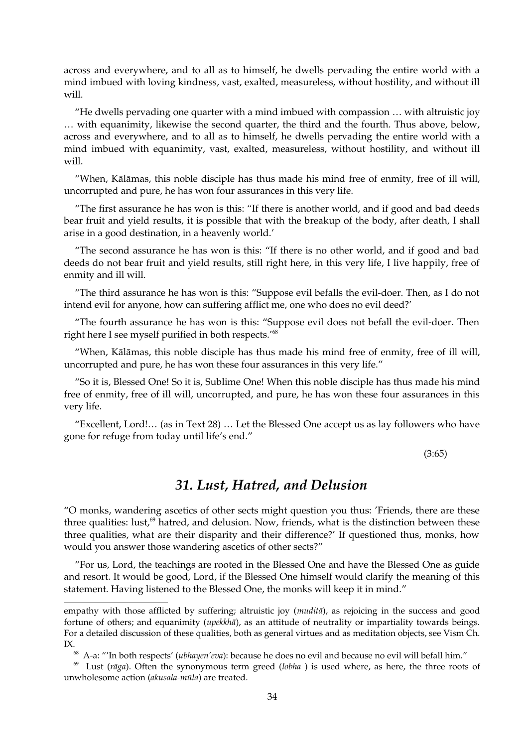across and everywhere, and to all as to himself, he dwells pervading the entire world with a mind imbued with loving kindness, vast, exalted, measureless, without hostility, and without ill will.

"He dwells pervading one quarter with a mind imbued with compassion … with altruistic joy … with equanimity, likewise the second quarter, the third and the fourth. Thus above, below, across and everywhere, and to all as to himself, he dwells pervading the entire world with a mind imbued with equanimity, vast, exalted, measureless, without hostility, and without ill will.

"When, Kālāmas, this noble disciple has thus made his mind free of enmity, free of ill will, uncorrupted and pure, he has won four assurances in this very life.

"The first assurance he has won is this: "If there is another world, and if good and bad deeds bear fruit and yield results, it is possible that with the breakup of the body, after death, I shall arise in a good destination, in a heavenly world.'

"The second assurance he has won is this: "If there is no other world, and if good and bad deeds do not bear fruit and yield results, still right here, in this very life, I live happily, free of enmity and ill will.

"The third assurance he has won is this: "Suppose evil befalls the evil-doer. Then, as I do not intend evil for anyone, how can suffering afflict me, one who does no evil deed?'

"The fourth assurance he has won is this: "Suppose evil does not befall the evil-doer. Then right here I see myself purified in both respects.'[68]

"When, Kālāmas, this noble disciple has thus made his mind free of enmity, free of ill will, uncorrupted and pure, he has won these four assurances in this very life."

"So it is, Blessed One! So it is, Sublime One! When this noble disciple has thus made his mind free of enmity, free of ill will, uncorrupted, and pure, he has won these four assurances in this very life.

"Excellent, Lord!… (as in Text 28) … Let the Blessed One accept us as lay followers who have gone for refuge from today until life's end."

(3:65)

## *31. Lust, Hatred, and Delusion*

"O monks, wandering ascetics of other sects might question you thus: 'Friends, there are these three qualities: lust,[69] hatred, and delusion. Now, friends, what is the distinction between these three qualities, what are their disparity and their difference?' If questioned thus, monks, how would you answer those wandering ascetics of other sects?"

"For us, Lord, the teachings are rooted in the Blessed One and have the Blessed One as guide and resort. It would be good, Lord, if the Blessed One himself would clarify the meaning of this statement. Having listened to the Blessed One, the monks will keep it in mind."

---

empathy with those afflicted by suffering; altruistic joy (*muditā*), as rejoicing in the success and good fortune of others; and equanimity (*upekkhā*), as an attitude of neutrality or impartiality towards beings. For a detailed discussion of these qualities, both as general virtues and as meditation objects, see Vism Ch. IX.

[68] A-a: "'In both respects' (*ubhayen'eva*): because he does no evil and because no evil will befall him."

[69] Lust (*rāga*). Often the synonymous term greed (*lobha* ) is used where, as here, the three roots of unwholesome action (*akusala-mūla*) are treated.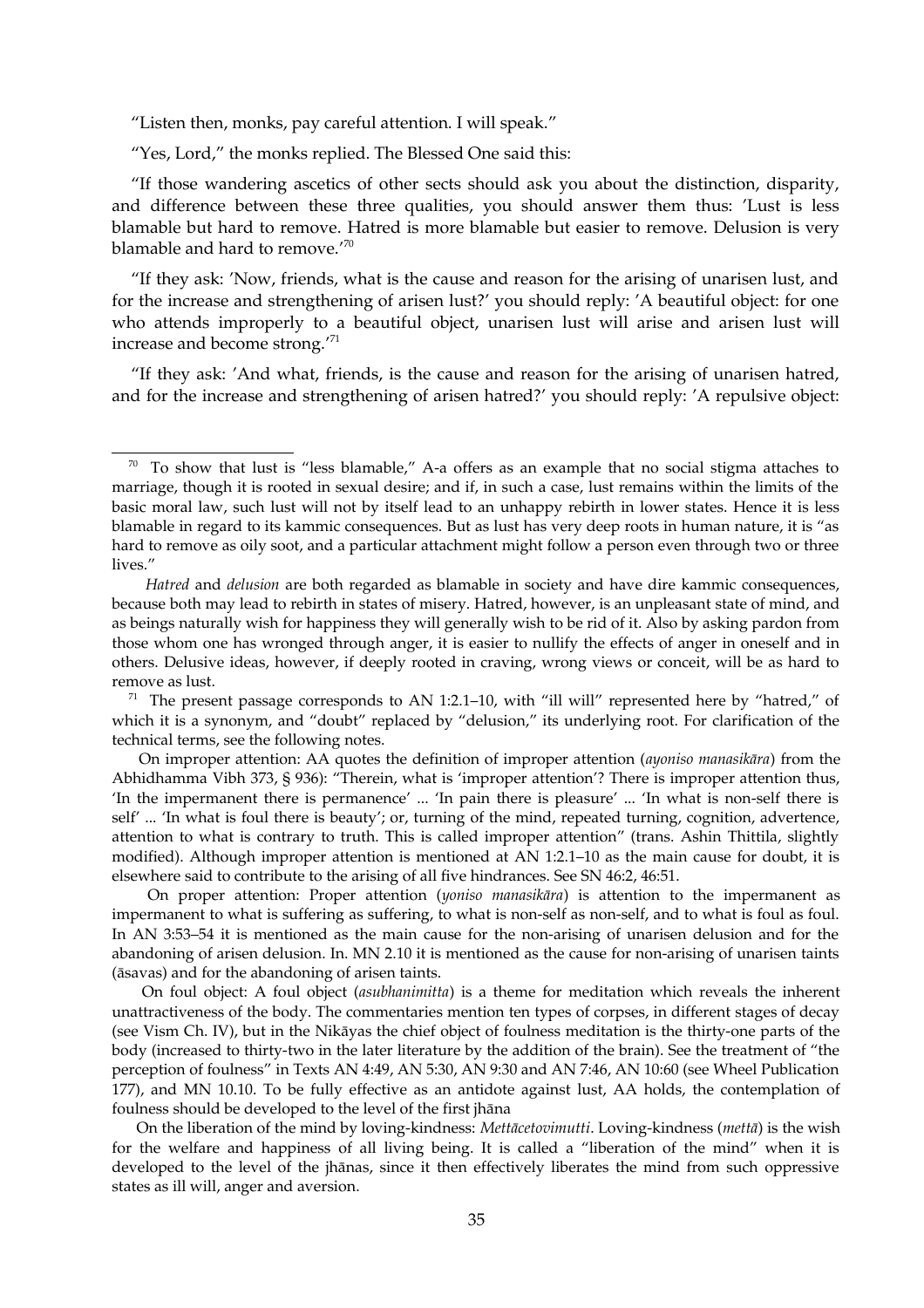"Listen then, monks, pay careful attention. I will speak."

"Yes, Lord," the monks replied. The Blessed One said this:

"If those wandering ascetics of other sects should ask you about the distinction, disparity, and difference between these three qualities, you should answer them thus: 'Lust is less blamable but hard to remove. Hatred is more blamable but easier to remove. Delusion is very blamable and hard to remove.'[70]

"If they ask: 'Now, friends, what is the cause and reason for the arising of unarisen lust, and for the increase and strengthening of arisen lust?' you should reply: 'A beautiful object: for one who attends improperly to a beautiful object, unarisen lust will arise and arisen lust will increase and become strong.'[71]

"If they ask: 'And what, friends, is the cause and reason for the arising of unarisen hatred, and for the increase and strengthening of arisen hatred?' you should reply: 'A repulsive object:

---

[70] To show that lust is "less blamable," A-a offers as an example that no social stigma attaches to marriage, though it is rooted in sexual desire; and if, in such a case, lust remains within the limits of the basic moral law, such lust will not by itself lead to an unhappy rebirth in lower states. Hence it is less blamable in regard to its kammic consequences. But as lust has very deep roots in human nature, it is "as hard to remove as oily soot, and a particular attachment might follow a person even through two or three lives."

*Hatred* and *delusion* are both regarded as blamable in society and have dire kammic consequences, because both may lead to rebirth in states of misery. Hatred, however, is an unpleasant state of mind, and as beings naturally wish for happiness they will generally wish to be rid of it. Also by asking pardon from those whom one has wronged through anger, it is easier to nullify the effects of anger in oneself and in others. Delusive ideas, however, if deeply rooted in craving, wrong views or conceit, will be as hard to remove as lust.

[71] The present passage corresponds to AN 1:2.1–10, with "ill will" represented here by "hatred," of which it is a synonym, and "doubt" replaced by "delusion," its underlying root. For clarification of the technical terms, see the following notes.

On improper attention: AA quotes the definition of improper attention (*ayoniso manasikāra*) from the Abhidhamma Vibh 373, § 936): "Therein, what is 'improper attention'? There is improper attention thus, 'In the impermanent there is permanence' ... 'In pain there is pleasure' ... 'In what is non-self there is self' ... 'In what is foul there is beauty'; or, turning of the mind, repeated turning, cognition, advertence, attention to what is contrary to truth. This is called improper attention" (trans. Ashin Thittila, slightly modified). Although improper attention is mentioned at AN 1:2.1–10 as the main cause for doubt, it is elsewhere said to contribute to the arising of all five hindrances. See SN 46:2, 46:51.

On proper attention: Proper attention (*yoniso manasikāra*) is attention to the impermanent as impermanent to what is suffering as suffering, to what is non-self as non-self, and to what is foul as foul. In AN 3:53–54 it is mentioned as the main cause for the non-arising of unarisen delusion and for the abandoning of arisen delusion. In. MN 2.10 it is mentioned as the cause for non-arising of unarisen taints (āsavas) and for the abandoning of arisen taints.

On foul object: A foul object (*asubhanimitta*) is a theme for meditation which reveals the inherent unattractiveness of the body. The commentaries mention ten types of corpses, in different stages of decay (see Vism Ch. IV), but in the Nikāyas the chief object of foulness meditation is the thirty-one parts of the body (increased to thirty-two in the later literature by the addition of the brain). See the treatment of "the perception of foulness" in Texts AN 4:49, AN 5:30, AN 9:30 and AN 7:46, AN 10:60 (see Wheel Publication 177), and MN 10.10. To be fully effective as an antidote against lust, AA holds, the contemplation of foulness should be developed to the level of the first jhāna

On the liberation of the mind by loving-kindness: *Mettācetovimutti*. Loving-kindness (*mettā*) is the wish for the welfare and happiness of all living being. It is called a "liberation of the mind" when it is developed to the level of the jhānas, since it then effectively liberates the mind from such oppressive states as ill will, anger and aversion.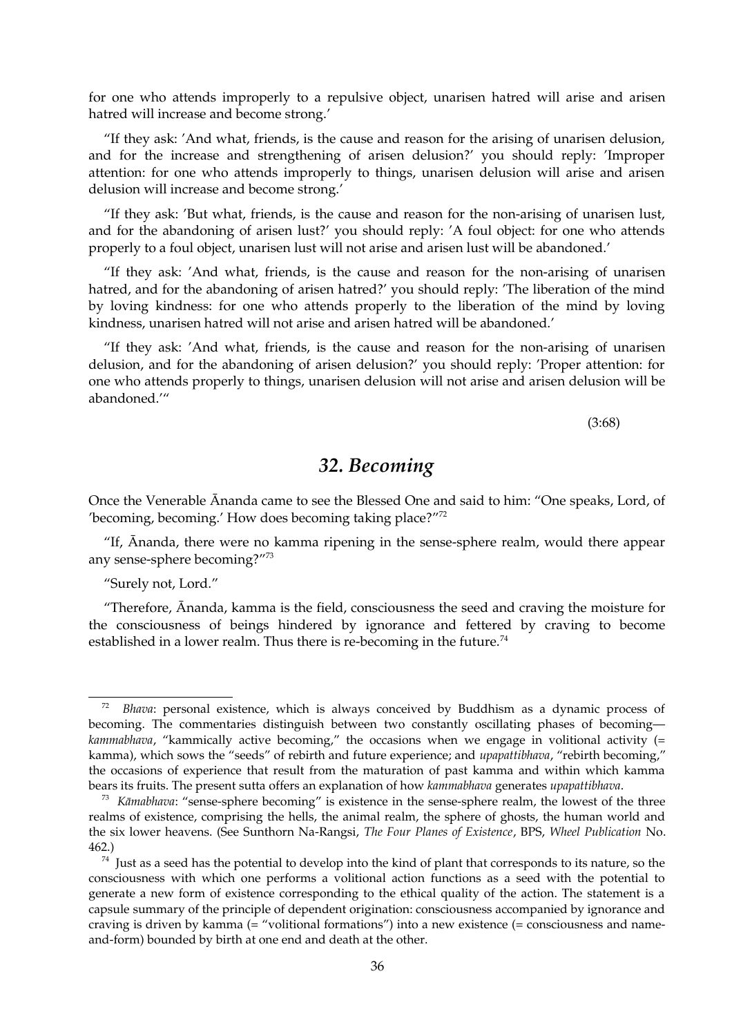for one who attends improperly to a repulsive object, unarisen hatred will arise and arisen hatred will increase and become strong.'

"If they ask: 'And what, friends, is the cause and reason for the arising of unarisen delusion, and for the increase and strengthening of arisen delusion?' you should reply: 'Improper attention: for one who attends improperly to things, unarisen delusion will arise and arisen delusion will increase and become strong.'

"If they ask: 'But what, friends, is the cause and reason for the non-arising of unarisen lust, and for the abandoning of arisen lust?' you should reply: 'A foul object: for one who attends properly to a foul object, unarisen lust will not arise and arisen lust will be abandoned.'

"If they ask: 'And what, friends, is the cause and reason for the non-arising of unarisen hatred, and for the abandoning of arisen hatred?' you should reply: 'The liberation of the mind by loving kindness: for one who attends properly to the liberation of the mind by loving kindness, unarisen hatred will not arise and arisen hatred will be abandoned.'

"If they ask: 'And what, friends, is the cause and reason for the non-arising of unarisen delusion, and for the abandoning of arisen delusion?' you should reply: 'Proper attention: for one who attends properly to things, unarisen delusion will not arise and arisen delusion will be abandoned.'"

(3:68)

## *32. Becoming*

Once the Venerable Ānanda came to see the Blessed One and said to him: "One speaks, Lord, of 'becoming, becoming.' How does becoming taking place?"[72]

"If, Ānanda, there were no kamma ripening in the sense-sphere realm, would there appear any sense-sphere becoming?"[73]

"Surely not, Lord."

"Therefore, Ānanda, kamma is the field, consciousness the seed and craving the moisture for the consciousness of beings hindered by ignorance and fettered by craving to become established in a lower realm. Thus there is re-becoming in the future.[74]

---

[72] *Bhava*: personal existence, which is always conceived by Buddhism as a dynamic process of becoming. The commentaries distinguish between two constantly oscillating phases of becoming—*kammabhava*, "kammically active becoming," the occasions when we engage in volitional activity (= kamma), which sows the "seeds" of rebirth and future experience; and *upapattibhava*, "rebirth becoming," the occasions of experience that result from the maturation of past kamma and within which kamma bears its fruits. The present sutta offers an explanation of how *kammabhava* generates *upapattibhava*.

[73] *Kāmabhava*: "sense-sphere becoming" is existence in the sense-sphere realm, the lowest of the three realms of existence, comprising the hells, the animal realm, the sphere of ghosts, the human world and the six lower heavens. (See Sunthorn Na-Rangsi, *The Four Planes of Existence*, BPS, *Wheel Publication* No. 462.)

[74] Just as a seed has the potential to develop into the kind of plant that corresponds to its nature, so the consciousness with which one performs a volitional action functions as a seed with the potential to generate a new form of existence corresponding to the ethical quality of the action. The statement is a capsule summary of the principle of dependent origination: consciousness accompanied by ignorance and craving is driven by kamma (= "volitional formations") into a new existence (= consciousness and name-and-form) bounded by birth at one end and death at the other.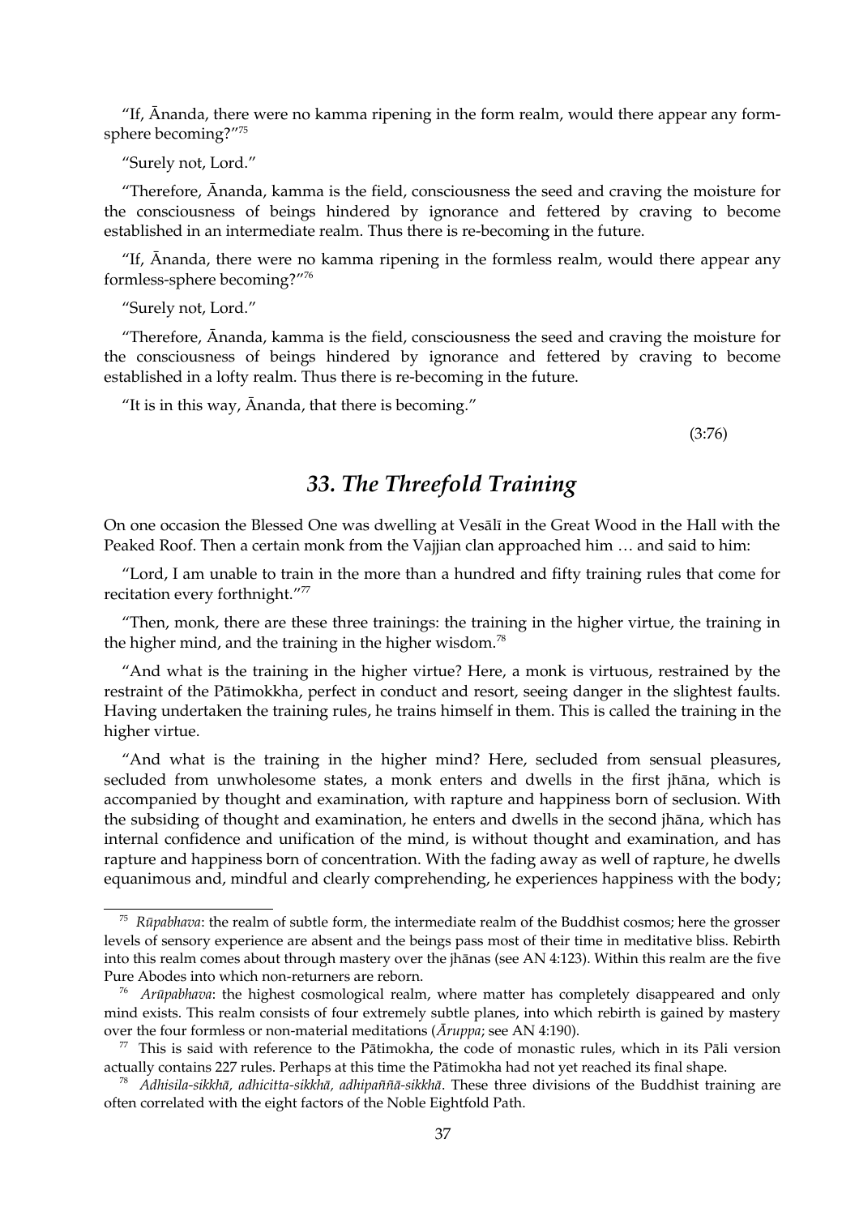"If, Ānanda, there were no kamma ripening in the form realm, would there appear any form-sphere becoming?"[75]

"Surely not, Lord."

"Therefore, Ānanda, kamma is the field, consciousness the seed and craving the moisture for the consciousness of beings hindered by ignorance and fettered by craving to become established in an intermediate realm. Thus there is re-becoming in the future.

"If, Ānanda, there were no kamma ripening in the formless realm, would there appear any formless-sphere becoming?"[76]

"Surely not, Lord."

"Therefore, Ānanda, kamma is the field, consciousness the seed and craving the moisture for the consciousness of beings hindered by ignorance and fettered by craving to become established in a lofty realm. Thus there is re-becoming in the future.

"It is in this way, Ānanda, that there is becoming."

(3:76)

## *33. The Threefold Training*

On one occasion the Blessed One was dwelling at Vesālī in the Great Wood in the Hall with the Peaked Roof. Then a certain monk from the Vajjian clan approached him … and said to him:

"Lord, I am unable to train in the more than a hundred and fifty training rules that come for recitation every forthnight."[77]

"Then, monk, there are these three trainings: the training in the higher virtue, the training in the higher mind, and the training in the higher wisdom.[78]

"And what is the training in the higher virtue? Here, a monk is virtuous, restrained by the restraint of the Pātimokkha, perfect in conduct and resort, seeing danger in the slightest faults. Having undertaken the training rules, he trains himself in them. This is called the training in the higher virtue.

"And what is the training in the higher mind? Here, secluded from sensual pleasures, secluded from unwholesome states, a monk enters and dwells in the first jhāna, which is accompanied by thought and examination, with rapture and happiness born of seclusion. With the subsiding of thought and examination, he enters and dwells in the second jhāna, which has internal confidence and unification of the mind, is without thought and examination, and has rapture and happiness born of concentration. With the fading away as well of rapture, he dwells equanimous and, mindful and clearly comprehending, he experiences happiness with the body;

---

[75] *Rūpabhava*: the realm of subtle form, the intermediate realm of the Buddhist cosmos; here the grosser levels of sensory experience are absent and the beings pass most of their time in meditative bliss. Rebirth into this realm comes about through mastery over the jhānas (see AN 4:123). Within this realm are the five Pure Abodes into which non-returners are reborn.

[76] *Arūpabhava*: the highest cosmological realm, where matter has completely disappeared and only mind exists. This realm consists of four extremely subtle planes, into which rebirth is gained by mastery over the four formless or non-material meditations (*Āruppa*; see AN 4:190).

[77] This is said with reference to the Pātimokha, the code of monastic rules, which in its Pāli version actually contains 227 rules. Perhaps at this time the Pātimokha had not yet reached its final shape.

[78] *Adhisila-sikkhā, adhicitta-sikkhā, adhipaññā-sikkhā*. These three divisions of the Buddhist training are often correlated with the eight factors of the Noble Eightfold Path.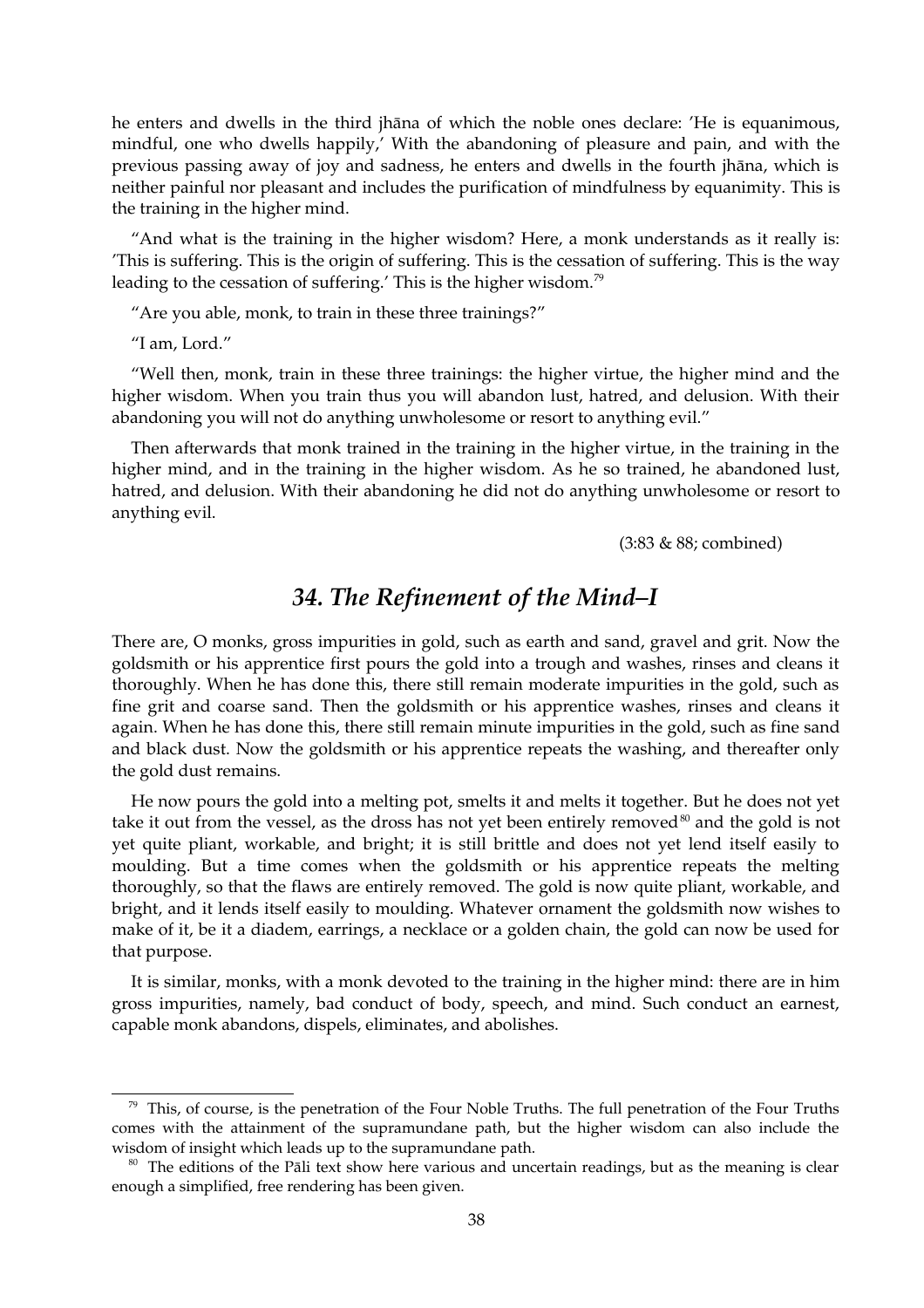he enters and dwells in the third jhāna of which the noble ones declare: 'He is equanimous, mindful, one who dwells happily,' With the abandoning of pleasure and pain, and with the previous passing away of joy and sadness, he enters and dwells in the fourth jhāna, which is neither painful nor pleasant and includes the purification of mindfulness by equanimity. This is the training in the higher mind.

"And what is the training in the higher wisdom? Here, a monk understands as it really is: 'This is suffering. This is the origin of suffering. This is the cessation of suffering. This is the way leading to the cessation of suffering.' This is the higher wisdom.[79]

"Are you able, monk, to train in these three trainings?"

"I am, Lord."

"Well then, monk, train in these three trainings: the higher virtue, the higher mind and the higher wisdom. When you train thus you will abandon lust, hatred, and delusion. With their abandoning you will not do anything unwholesome or resort to anything evil."

Then afterwards that monk trained in the training in the higher virtue, in the training in the higher mind, and in the training in the higher wisdom. As he so trained, he abandoned lust, hatred, and delusion. With their abandoning he did not do anything unwholesome or resort to anything evil.

(3:83 & 88; combined)

## *34. The Refinement of the Mind–I*

There are, O monks, gross impurities in gold, such as earth and sand, gravel and grit. Now the goldsmith or his apprentice first pours the gold into a trough and washes, rinses and cleans it thoroughly. When he has done this, there still remain moderate impurities in the gold, such as fine grit and coarse sand. Then the goldsmith or his apprentice washes, rinses and cleans it again. When he has done this, there still remain minute impurities in the gold, such as fine sand and black dust. Now the goldsmith or his apprentice repeats the washing, and thereafter only the gold dust remains.

He now pours the gold into a melting pot, smelts it and melts it together. But he does not yet take it out from the vessel, as the dross has not yet been entirely removed[80] and the gold is not yet quite pliant, workable, and bright; it is still brittle and does not yet lend itself easily to moulding. But a time comes when the goldsmith or his apprentice repeats the melting thoroughly, so that the flaws are entirely removed. The gold is now quite pliant, workable, and bright, and it lends itself easily to moulding. Whatever ornament the goldsmith now wishes to make of it, be it a diadem, earrings, a necklace or a golden chain, the gold can now be used for that purpose.

It is similar, monks, with a monk devoted to the training in the higher mind: there are in him gross impurities, namely, bad conduct of body, speech, and mind. Such conduct an earnest, capable monk abandons, dispels, eliminates, and abolishes.

---

[79] This, of course, is the penetration of the Four Noble Truths. The full penetration of the Four Truths comes with the attainment of the supramundane path, but the higher wisdom can also include the wisdom of insight which leads up to the supramundane path.

[80] The editions of the Pāli text show here various and uncertain readings, but as the meaning is clear enough a simplified, free rendering has been given.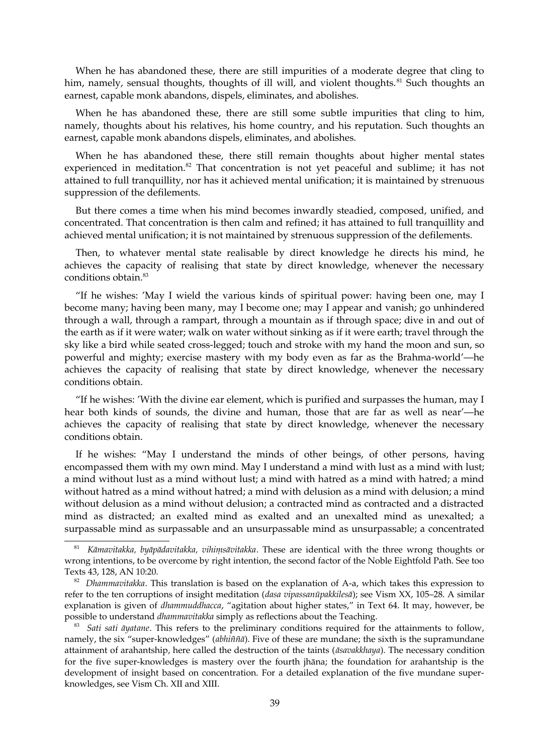When he has abandoned these, there are still impurities of a moderate degree that cling to him, namely, sensual thoughts, thoughts of ill will, and violent thoughts.[81] Such thoughts an earnest, capable monk abandons, dispels, eliminates, and abolishes.

When he has abandoned these, there are still some subtle impurities that cling to him, namely, thoughts about his relatives, his home country, and his reputation. Such thoughts an earnest, capable monk abandons dispels, eliminates, and abolishes.

When he has abandoned these, there still remain thoughts about higher mental states experienced in meditation.[82] That concentration is not yet peaceful and sublime; it has not attained to full tranquillity, nor has it achieved mental unification; it is maintained by strenuous suppression of the defilements.

But there comes a time when his mind becomes inwardly steadied, composed, unified, and concentrated. That concentration is then calm and refined; it has attained to full tranquillity and achieved mental unification; it is not maintained by strenuous suppression of the defilements.

Then, to whatever mental state realisable by direct knowledge he directs his mind, he achieves the capacity of realising that state by direct knowledge, whenever the necessary conditions obtain.[83]

"If he wishes: 'May I wield the various kinds of spiritual power: having been one, may I become many; having been many, may I become one; may I appear and vanish; go unhindered through a wall, through a rampart, through a mountain as if through space; dive in and out of the earth as if it were water; walk on water without sinking as if it were earth; travel through the sky like a bird while seated cross-legged; touch and stroke with my hand the moon and sun, so powerful and mighty; exercise mastery with my body even as far as the Brahma-world'—he achieves the capacity of realising that state by direct knowledge, whenever the necessary conditions obtain.

"If he wishes: 'With the divine ear element, which is purified and surpasses the human, may I hear both kinds of sounds, the divine and human, those that are far as well as near'—he achieves the capacity of realising that state by direct knowledge, whenever the necessary conditions obtain.

If he wishes: "May I understand the minds of other beings, of other persons, having encompassed them with my own mind. May I understand a mind with lust as a mind with lust; a mind without lust as a mind without lust; a mind with hatred as a mind with hatred; a mind without hatred as a mind without hatred; a mind with delusion as a mind with delusion; a mind without delusion as a mind without delusion; a contracted mind as contracted and a distracted mind as distracted; an exalted mind as exalted and an unexalted mind as unexalted; a surpassable mind as surpassable and an unsurpassable mind as unsurpassable; a concentrated

---

[81] *Kāmavitakka, byāpādavitakka, vihiṃsāvitakka*. These are identical with the three wrong thoughts or wrong intentions, to be overcome by right intention, the second factor of the Noble Eightfold Path. See too Texts 43, 128, AN 10:20.

[82] *Dhammavitakka*. This translation is based on the explanation of A-a, which takes this expression to refer to the ten corruptions of insight meditation (*dasa vipassanūpakkilesā*); see Vism XX, 105–28. A similar explanation is given of *dhammuddhacca*, "agitation about higher states," in Text 64. It may, however, be possible to understand *dhammavitakka* simply as reflections about the Teaching.

[83] *Sati sati āyatane*. This refers to the preliminary conditions required for the attainments to follow, namely, the six "super-knowledges" (*abhiññā*). Five of these are mundane; the sixth is the supramundane attainment of arahantship, here called the destruction of the taints (*āsavakkhaya*). The necessary condition for the five super-knowledges is mastery over the fourth jhāna; the foundation for arahantship is the development of insight based on concentration. For a detailed explanation of the five mundane super-knowledges, see Vism Ch. XII and XIII.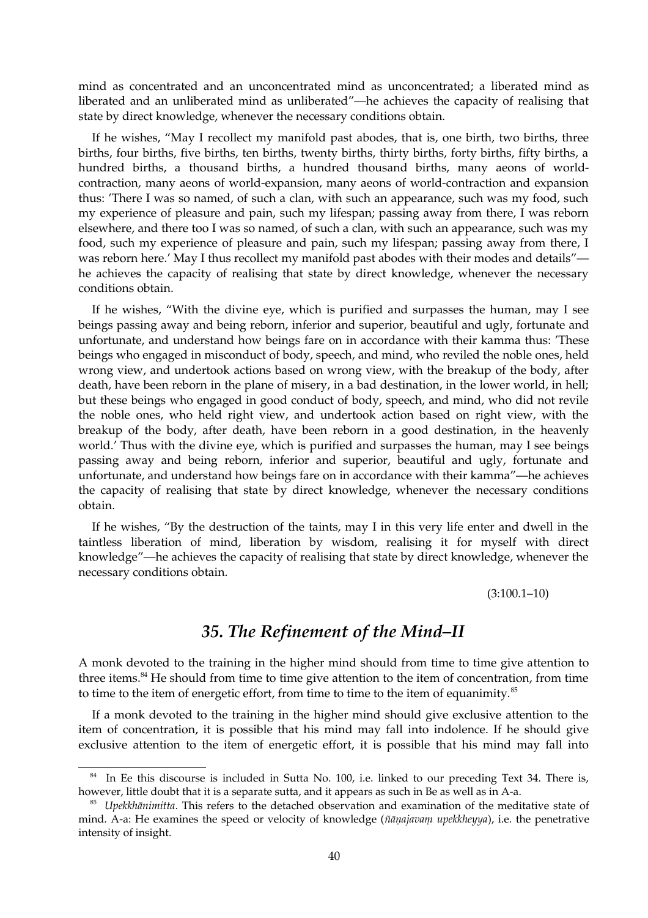mind as concentrated and an unconcentrated mind as unconcentrated; a liberated mind as liberated and an unliberated mind as unliberated"—he achieves the capacity of realising that state by direct knowledge, whenever the necessary conditions obtain.

If he wishes, "May I recollect my manifold past abodes, that is, one birth, two births, three births, four births, five births, ten births, twenty births, thirty births, forty births, fifty births, a hundred births, a thousand births, a hundred thousand births, many aeons of world-contraction, many aeons of world-expansion, many aeons of world-contraction and expansion thus: 'There I was so named, of such a clan, with such an appearance, such was my food, such my experience of pleasure and pain, such my lifespan; passing away from there, I was reborn elsewhere, and there too I was so named, of such a clan, with such an appearance, such was my food, such my experience of pleasure and pain, such my lifespan; passing away from there, I was reborn here.' May I thus recollect my manifold past abodes with their modes and details"—he achieves the capacity of realising that state by direct knowledge, whenever the necessary conditions obtain.

If he wishes, "With the divine eye, which is purified and surpasses the human, may I see beings passing away and being reborn, inferior and superior, beautiful and ugly, fortunate and unfortunate, and understand how beings fare on in accordance with their kamma thus: 'These beings who engaged in misconduct of body, speech, and mind, who reviled the noble ones, held wrong view, and undertook actions based on wrong view, with the breakup of the body, after death, have been reborn in the plane of misery, in a bad destination, in the lower world, in hell; but these beings who engaged in good conduct of body, speech, and mind, who did not revile the noble ones, who held right view, and undertook action based on right view, with the breakup of the body, after death, have been reborn in a good destination, in the heavenly world.' Thus with the divine eye, which is purified and surpasses the human, may I see beings passing away and being reborn, inferior and superior, beautiful and ugly, fortunate and unfortunate, and understand how beings fare on in accordance with their kamma"—he achieves the capacity of realising that state by direct knowledge, whenever the necessary conditions obtain.

If he wishes, "By the destruction of the taints, may I in this very life enter and dwell in the taintless liberation of mind, liberation by wisdom, realising it for myself with direct knowledge"—he achieves the capacity of realising that state by direct knowledge, whenever the necessary conditions obtain.

(3:100.1–10)

## *35. The Refinement of the Mind–II*

A monk devoted to the training in the higher mind should from time to time give attention to three items.[84] He should from time to time give attention to the item of concentration, from time to time to the item of energetic effort, from time to time to the item of equanimity.[85]

If a monk devoted to the training in the higher mind should give exclusive attention to the item of concentration, it is possible that his mind may fall into indolence. If he should give exclusive attention to the item of energetic effort, it is possible that his mind may fall into

[84] In Ee this discourse is included in Sutta No. 100, i.e. linked to our preceding Text 34. There is, however, little doubt that it is a separate sutta, and it appears as such in Be as well as in A-a.

[85] *Upekkhānimitta*. This refers to the detached observation and examination of the meditative state of mind. A-a: He examines the speed or velocity of knowledge (*ñāṇajavaṃ upekkheyya*), i.e. the penetrative intensity of insight.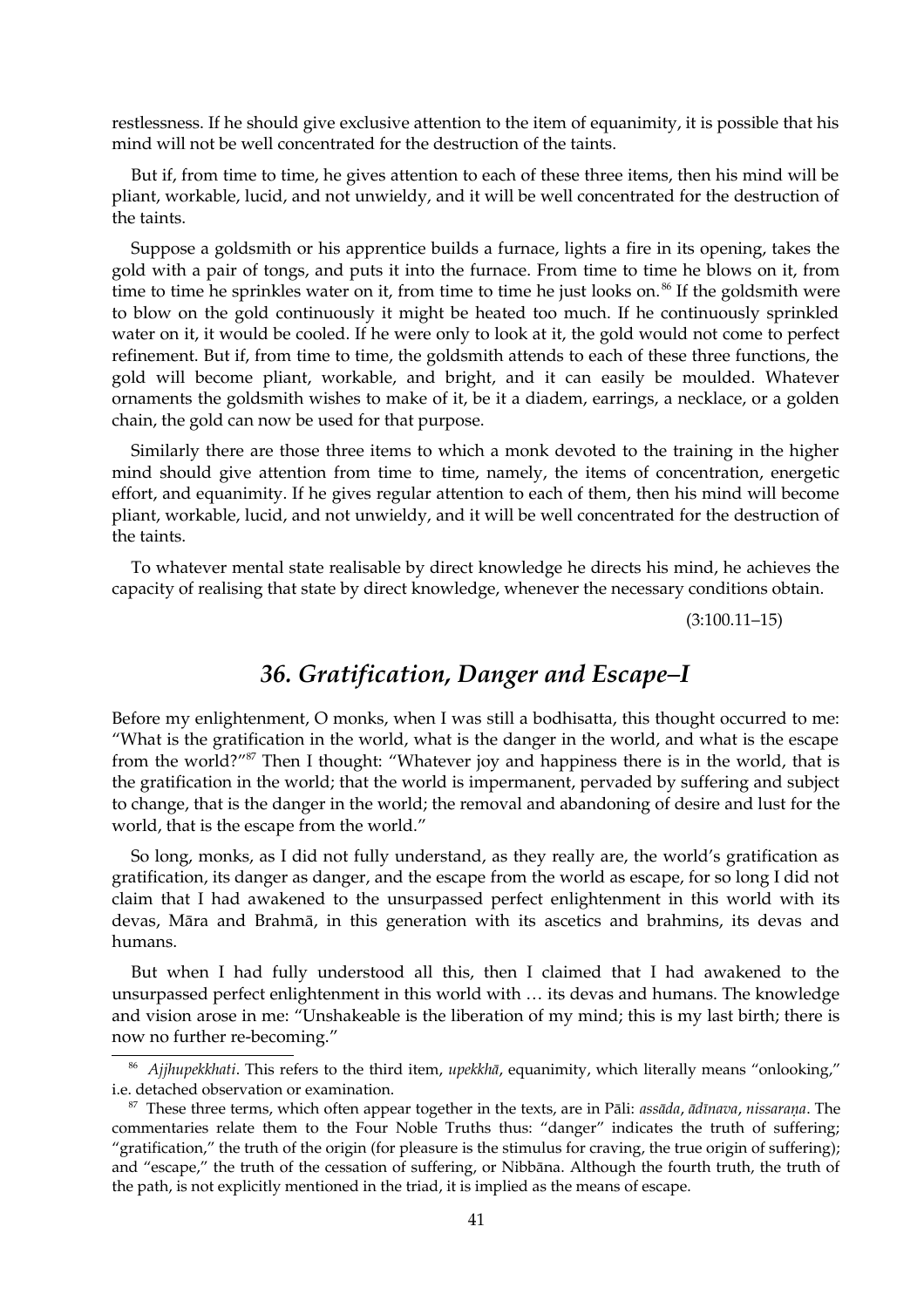restlessness. If he should give exclusive attention to the item of equanimity, it is possible that his mind will not be well concentrated for the destruction of the taints.

But if, from time to time, he gives attention to each of these three items, then his mind will be pliant, workable, lucid, and not unwieldy, and it will be well concentrated for the destruction of the taints.

Suppose a goldsmith or his apprentice builds a furnace, lights a fire in its opening, takes the gold with a pair of tongs, and puts it into the furnace. From time to time he blows on it, from time to time he sprinkles water on it, from time to time he just looks on.[86] If the goldsmith were to blow on the gold continuously it might be heated too much. If he continuously sprinkled water on it, it would be cooled. If he were only to look at it, the gold would not come to perfect refinement. But if, from time to time, the goldsmith attends to each of these three functions, the gold will become pliant, workable, and bright, and it can easily be moulded. Whatever ornaments the goldsmith wishes to make of it, be it a diadem, earrings, a necklace, or a golden chain, the gold can now be used for that purpose.

Similarly there are those three items to which a monk devoted to the training in the higher mind should give attention from time to time, namely, the items of concentration, energetic effort, and equanimity. If he gives regular attention to each of them, then his mind will become pliant, workable, lucid, and not unwieldy, and it will be well concentrated for the destruction of the taints.

To whatever mental state realisable by direct knowledge he directs his mind, he achieves the capacity of realising that state by direct knowledge, whenever the necessary conditions obtain.

(3:100.11–15)

## *36. Gratification, Danger and Escape–I*

Before my enlightenment, O monks, when I was still a bodhisatta, this thought occurred to me: "What is the gratification in the world, what is the danger in the world, and what is the escape from the world?"[87] Then I thought: "Whatever joy and happiness there is in the world, that is the gratification in the world; that the world is impermanent, pervaded by suffering and subject to change, that is the danger in the world; the removal and abandoning of desire and lust for the world, that is the escape from the world."

So long, monks, as I did not fully understand, as they really are, the world's gratification as gratification, its danger as danger, and the escape from the world as escape, for so long I did not claim that I had awakened to the unsurpassed perfect enlightenment in this world with its devas, Māra and Brahmā, in this generation with its ascetics and brahmins, its devas and humans.

But when I had fully understood all this, then I claimed that I had awakened to the unsurpassed perfect enlightenment in this world with … its devas and humans. The knowledge and vision arose in me: "Unshakeable is the liberation of my mind; this is my last birth; there is now no further re-becoming."

---

[86] *Ajjhupekkhati*. This refers to the third item, *upekkhā*, equanimity, which literally means "onlooking," i.e. detached observation or examination.

[87] These three terms, which often appear together in the texts, are in Pāli: *assāda*, *ādīnava*, *nissaraṇa*. The commentaries relate them to the Four Noble Truths thus: "danger" indicates the truth of suffering; "gratification," the truth of the origin (for pleasure is the stimulus for craving, the true origin of suffering); and "escape," the truth of the cessation of suffering, or Nibbāna. Although the fourth truth, the truth of the path, is not explicitly mentioned in the triad, it is implied as the means of escape.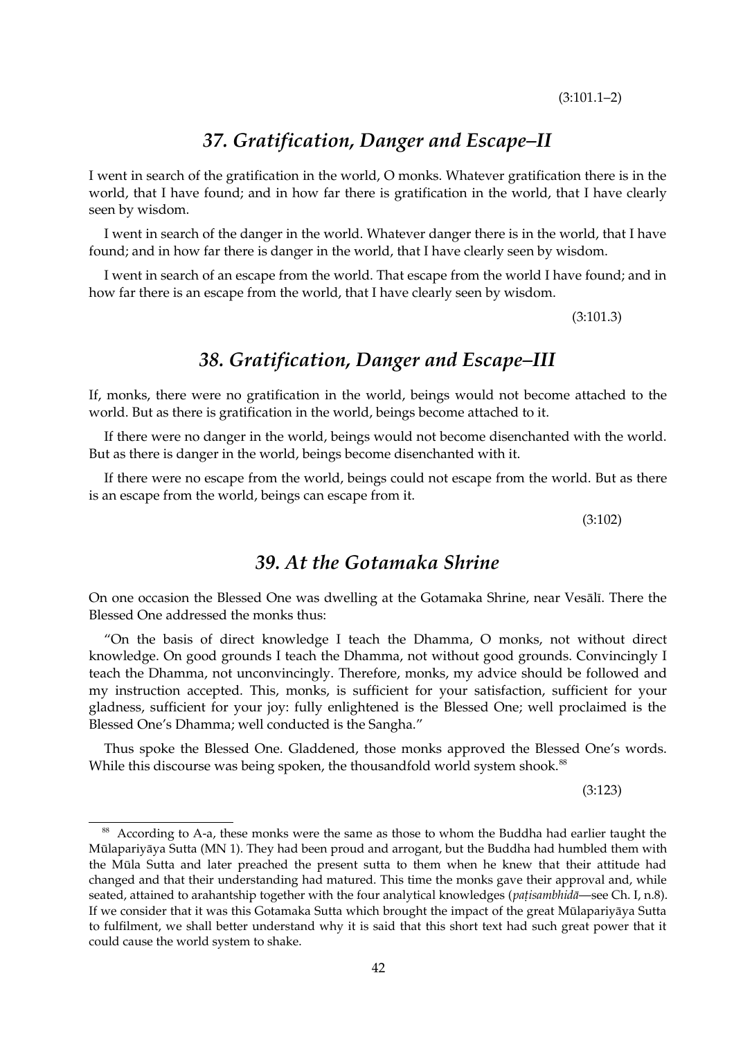(3:101.1–2)

## *37. Gratification, Danger and Escape–II*

I went in search of the gratification in the world, O monks. Whatever gratification there is in the world, that I have found; and in how far there is gratification in the world, that I have clearly seen by wisdom.

I went in search of the danger in the world. Whatever danger there is in the world, that I have found; and in how far there is danger in the world, that I have clearly seen by wisdom.

I went in search of an escape from the world. That escape from the world I have found; and in how far there is an escape from the world, that I have clearly seen by wisdom.

(3:101.3)

## *38. Gratification, Danger and Escape–III*

If, monks, there were no gratification in the world, beings would not become attached to the world. But as there is gratification in the world, beings become attached to it.

If there were no danger in the world, beings would not become disenchanted with the world. But as there is danger in the world, beings become disenchanted with it.

If there were no escape from the world, beings could not escape from the world. But as there is an escape from the world, beings can escape from it.

(3:102)

## *39. At the Gotamaka Shrine*

On one occasion the Blessed One was dwelling at the Gotamaka Shrine, near Vesālī. There the Blessed One addressed the monks thus:

"On the basis of direct knowledge I teach the Dhamma, O monks, not without direct knowledge. On good grounds I teach the Dhamma, not without good grounds. Convincingly I teach the Dhamma, not unconvincingly. Therefore, monks, my advice should be followed and my instruction accepted. This, monks, is sufficient for your satisfaction, sufficient for your gladness, sufficient for your joy: fully enlightened is the Blessed One; well proclaimed is the Blessed One's Dhamma; well conducted is the Sangha."

Thus spoke the Blessed One. Gladdened, those monks approved the Blessed One's words. While this discourse was being spoken, the thousandfold world system shook.[88]

(3:123)

---

[88] According to A-a, these monks were the same as those to whom the Buddha had earlier taught the Mūlapariyāya Sutta (MN 1). They had been proud and arrogant, but the Buddha had humbled them with the Mūla Sutta and later preached the present sutta to them when he knew that their attitude had changed and that their understanding had matured. This time the monks gave their approval and, while seated, attained to arahantship together with the four analytical knowledges (*paṭisambhidā*—see Ch. I, n.8). If we consider that it was this Gotamaka Sutta which brought the impact of the great Mūlapariyāya Sutta to fulfilment, we shall better understand why it is said that this short text had such great power that it could cause the world system to shake.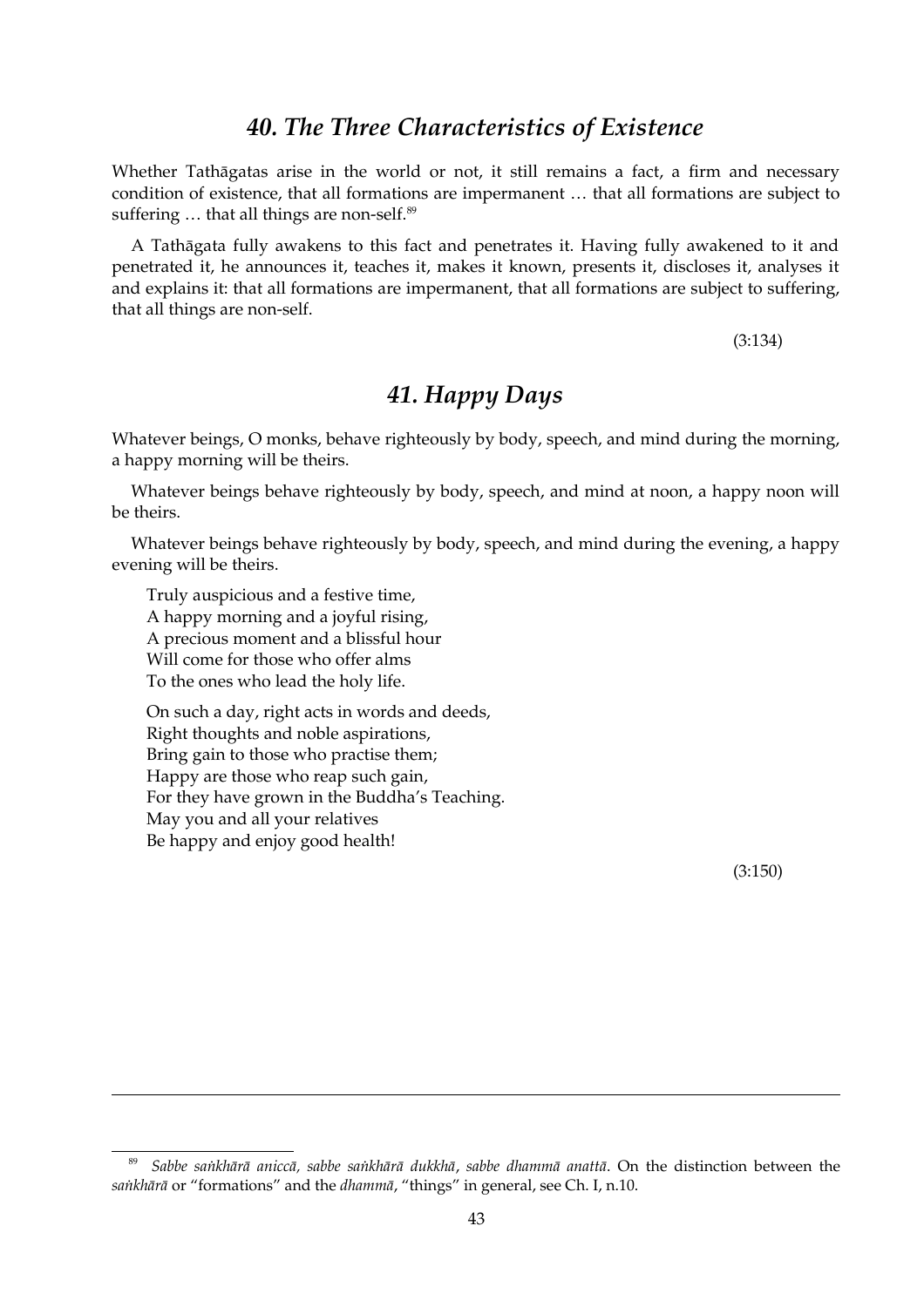## *40. The Three Characteristics of Existence*

Whether Tathāgatas arise in the world or not, it still remains a fact, a firm and necessary condition of existence, that all formations are impermanent … that all formations are subject to suffering … that all things are non-self.[89]

A Tathāgata fully awakens to this fact and penetrates it. Having fully awakened to it and penetrated it, he announces it, teaches it, makes it known, presents it, discloses it, analyses it and explains it: that all formations are impermanent, that all formations are subject to suffering, that all things are non-self.

(3:134)

## *41. Happy Days*

Whatever beings, O monks, behave righteously by body, speech, and mind during the morning, a happy morning will be theirs.

Whatever beings behave righteously by body, speech, and mind at noon, a happy noon will be theirs.

Whatever beings behave righteously by body, speech, and mind during the evening, a happy evening will be theirs.

Truly auspicious and a festive time,  
A happy morning and a joyful rising,  
A precious moment and a blissful hour  
Will come for those who offer alms  
To the ones who lead the holy life.

On such a day, right acts in words and deeds,  
Right thoughts and noble aspirations,  
Bring gain to those who practise them;  
Happy are those who reap such gain,  
For they have grown in the Buddha's Teaching.  
May you and all your relatives  
Be happy and enjoy good health!

(3:150)

---

[89] *Sabbe saṅkhārā aniccā, sabbe saṅkhārā dukkhā, sabbe dhammā anattā*. On the distinction between the *saṅkhārā* or "formations" and the *dhammā*, "things" in general, see Ch. I, n.10.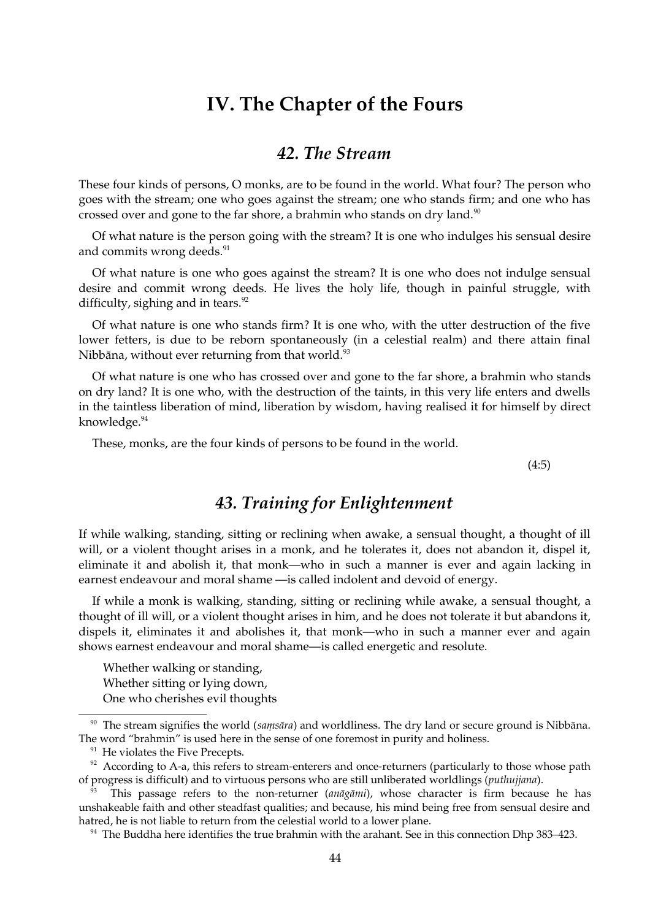# IV. The Chapter of the Fours

## 42. The Stream

These four kinds of persons, O monks, are to be found in the world. What four? The person who goes with the stream; one who goes against the stream; one who stands firm; and one who has crossed over and gone to the far shore, a brahmin who stands on dry land.[90]

Of what nature is the person going with the stream? It is one who indulges his sensual desire and commits wrong deeds.[91]

Of what nature is one who goes against the stream? It is one who does not indulge sensual desire and commit wrong deeds. He lives the holy life, though in painful struggle, with difficulty, sighing and in tears.[92]

Of what nature is one who stands firm? It is one who, with the utter destruction of the five lower fetters, is due to be reborn spontaneously (in a celestial realm) and there attain final Nibbāna, without ever returning from that world.[93]

Of what nature is one who has crossed over and gone to the far shore, a brahmin who stands on dry land? It is one who, with the destruction of the taints, in this very life enters and dwells in the taintless liberation of mind, liberation by wisdom, having realised it for himself by direct knowledge.[94]

These, monks, are the four kinds of persons to be found in the world.

(4:5)

## 43. Training for Enlightenment

If while walking, standing, sitting or reclining when awake, a sensual thought, a thought of ill will, or a violent thought arises in a monk, and he tolerates it, does not abandon it, dispel it, eliminate it and abolish it, that monk—who in such a manner is ever and again lacking in earnest endeavour and moral shame —is called indolent and devoid of energy.

If while a monk is walking, standing, sitting or reclining while awake, a sensual thought, a thought of ill will, or a violent thought arises in him, and he does not tolerate it but abandons it, dispels it, eliminates it and abolishes it, that monk—who in such a manner ever and again shows earnest endeavour and moral shame—is called energetic and resolute.

Whether walking or standing,
Whether sitting or lying down,
One who cherishes evil thoughts

---

[90] The stream signifies the world (*saṃsāra*) and worldliness. The dry land or secure ground is Nibbāna. The word "brahmin" is used here in the sense of one foremost in purity and holiness.

[91] He violates the Five Precepts.

[92] According to A-a, this refers to stream-enterers and once-returners (particularly to those whose path of progress is difficult) and to virtuous persons who are still unliberated worldlings (*puthujjana*).

[93] This passage refers to the non-returner (*anāgāmi*), whose character is firm because he has unshakeable faith and other steadfast qualities; and because, his mind being free from sensual desire and hatred, he is not liable to return from the celestial world to a lower plane.

[94] The Buddha here identifies the true brahmin with the arahant. See in this connection Dhp 383–423.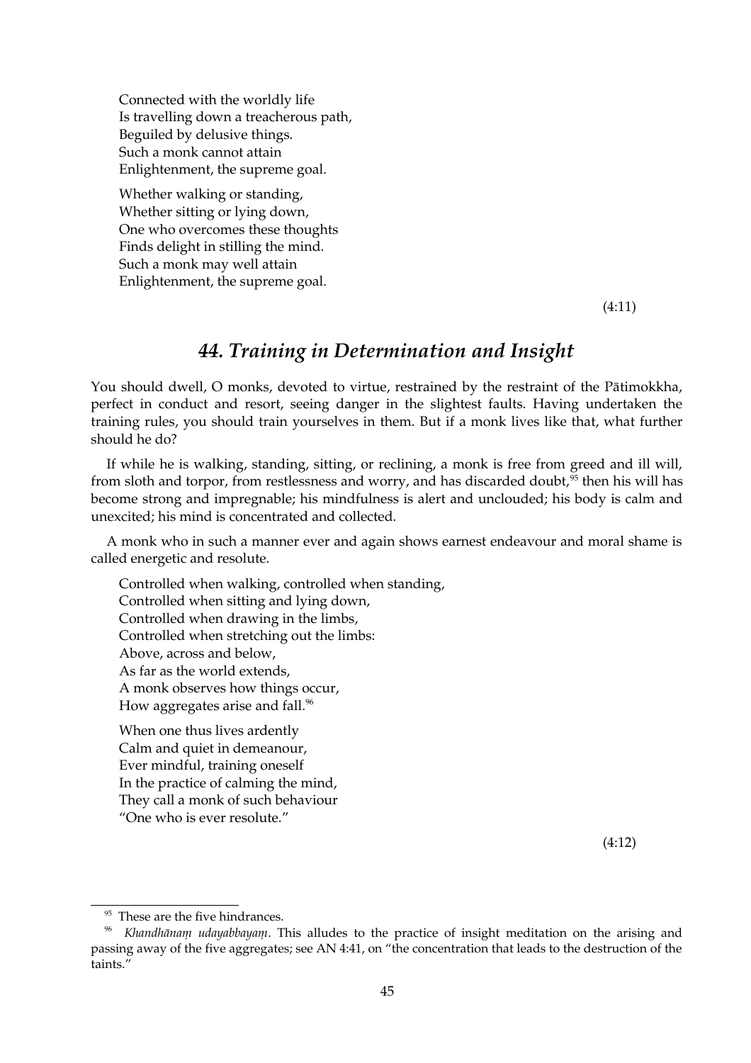Connected with the worldly life  
Is travelling down a treacherous path,  
Beguiled by delusive things.  
Such a monk cannot attain  
Enlightenment, the supreme goal.

Whether walking or standing,  
Whether sitting or lying down,  
One who overcomes these thoughts  
Finds delight in stilling the mind.  
Such a monk may well attain  
Enlightenment, the supreme goal.

(4:11)

## *44. Training in Determination and Insight*

You should dwell, O monks, devoted to virtue, restrained by the restraint of the Pātimokkha, perfect in conduct and resort, seeing danger in the slightest faults. Having undertaken the training rules, you should train yourselves in them. But if a monk lives like that, what further should he do?

If while he is walking, standing, sitting, or reclining, a monk is free from greed and ill will, from sloth and torpor, from restlessness and worry, and has discarded doubt,[95] then his will has become strong and impregnable; his mindfulness is alert and unclouded; his body is calm and unexcited; his mind is concentrated and collected.

A monk who in such a manner ever and again shows earnest endeavour and moral shame is called energetic and resolute.

Controlled when walking, controlled when standing,  
Controlled when sitting and lying down,  
Controlled when drawing in the limbs,  
Controlled when stretching out the limbs:  
Above, across and below,  
As far as the world extends,  
A monk observes how things occur,  
How aggregates arise and fall.[96]

When one thus lives ardently  
Calm and quiet in demeanour,  
Ever mindful, training oneself  
In the practice of calming the mind,  
They call a monk of such behaviour  
"One who is ever resolute."

(4:12)

---

[95] These are the five hindrances.

[96] *Khandhānaṃ udayabbayaṃ*. This alludes to the practice of insight meditation on the arising and passing away of the five aggregates; see AN 4:41, on "the concentration that leads to the destruction of the taints."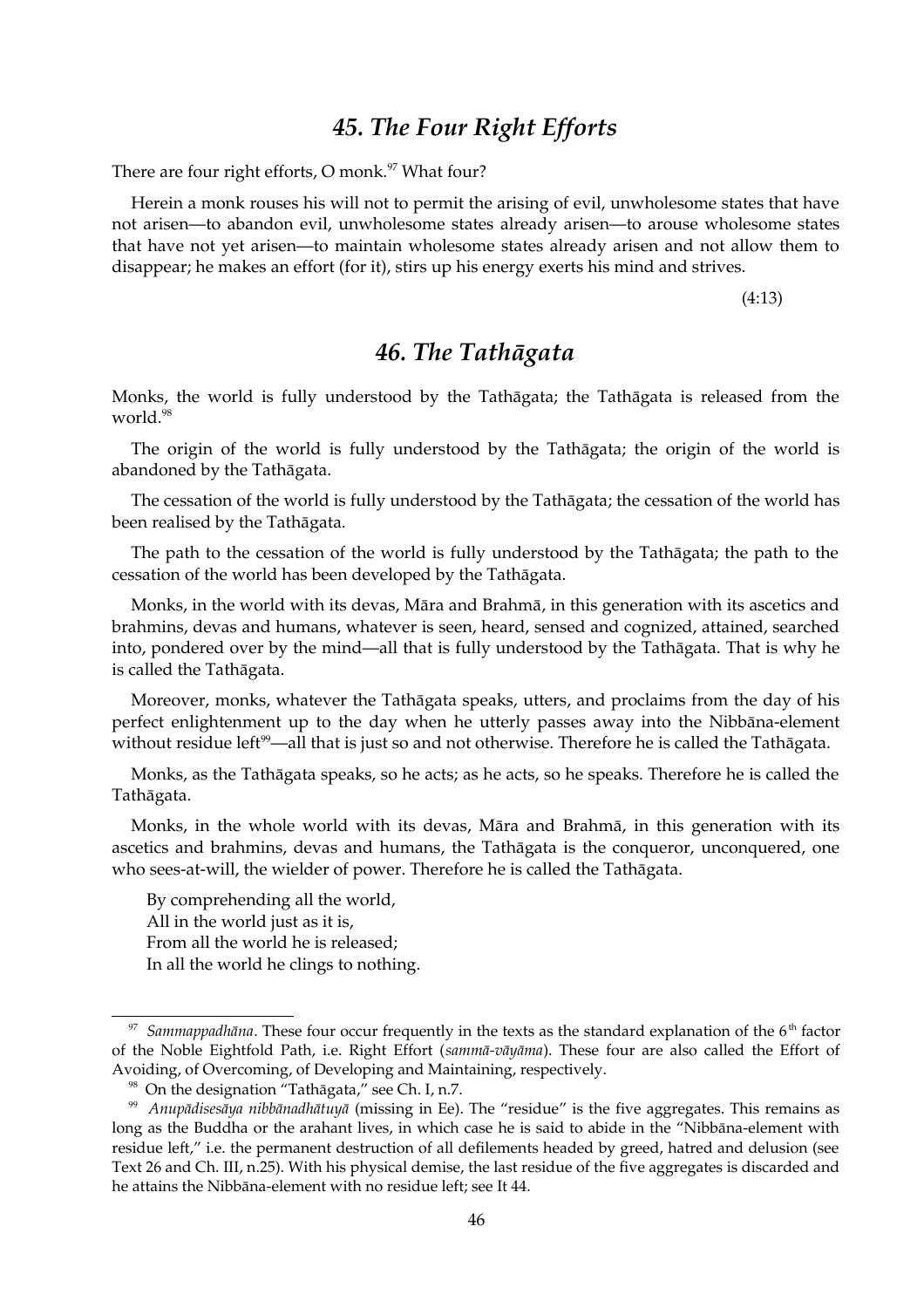## *45. The Four Right Efforts*

There are four right efforts, O monk.[97] What four?

Herein a monk rouses his will not to permit the arising of evil, unwholesome states that have not arisen—to abandon evil, unwholesome states already arisen—to arouse wholesome states that have not yet arisen—to maintain wholesome states already arisen and not allow them to disappear; he makes an effort (for it), stirs up his energy exerts his mind and strives.

(4:13)

## *46. The Tathāgata*

Monks, the world is fully understood by the Tathāgata; the Tathāgata is released from the world.[98]

The origin of the world is fully understood by the Tathāgata; the origin of the world is abandoned by the Tathāgata.

The cessation of the world is fully understood by the Tathāgata; the cessation of the world has been realised by the Tathāgata.

The path to the cessation of the world is fully understood by the Tathāgata; the path to the cessation of the world has been developed by the Tathāgata.

Monks, in the world with its devas, Māra and Brahmā, in this generation with its ascetics and brahmins, devas and humans, whatever is seen, heard, sensed and cognized, attained, searched into, pondered over by the mind—all that is fully understood by the Tathāgata. That is why he is called the Tathāgata.

Moreover, monks, whatever the Tathāgata speaks, utters, and proclaims from the day of his perfect enlightenment up to the day when he utterly passes away into the Nibbāna-element without residue left[99]—all that is just so and not otherwise. Therefore he is called the Tathāgata.

Monks, as the Tathāgata speaks, so he acts; as he acts, so he speaks. Therefore he is called the Tathāgata.

Monks, in the whole world with its devas, Māra and Brahmā, in this generation with its ascetics and brahmins, devas and humans, the Tathāgata is the conqueror, unconquered, one who sees-at-will, the wielder of power. Therefore he is called the Tathāgata.

By comprehending all the world,  
All in the world just as it is,  
From all the world he is released;  
In all the world he clings to nothing.

---

[97] *Sammappadhāna*. These four occur frequently in the texts as the standard explanation of the 6th factor of the Noble Eightfold Path, i.e. Right Effort (*sammā-vāyāma*). These four are also called the Effort of Avoiding, of Overcoming, of Developing and Maintaining, respectively.

[98] On the designation "Tathāgata," see Ch. I, n.7.

[99] *Anupādisesāya nibbānadhātuyā* (missing in Ee). The "residue" is the five aggregates. This remains as long as the Buddha or the arahant lives, in which case he is said to abide in the "Nibbāna-element with residue left," i.e. the permanent destruction of all defilements headed by greed, hatred and delusion (see Text 26 and Ch. III, n.25). With his physical demise, the last residue of the five aggregates is discarded and he attains the Nibbāna-element with no residue left; see It 44.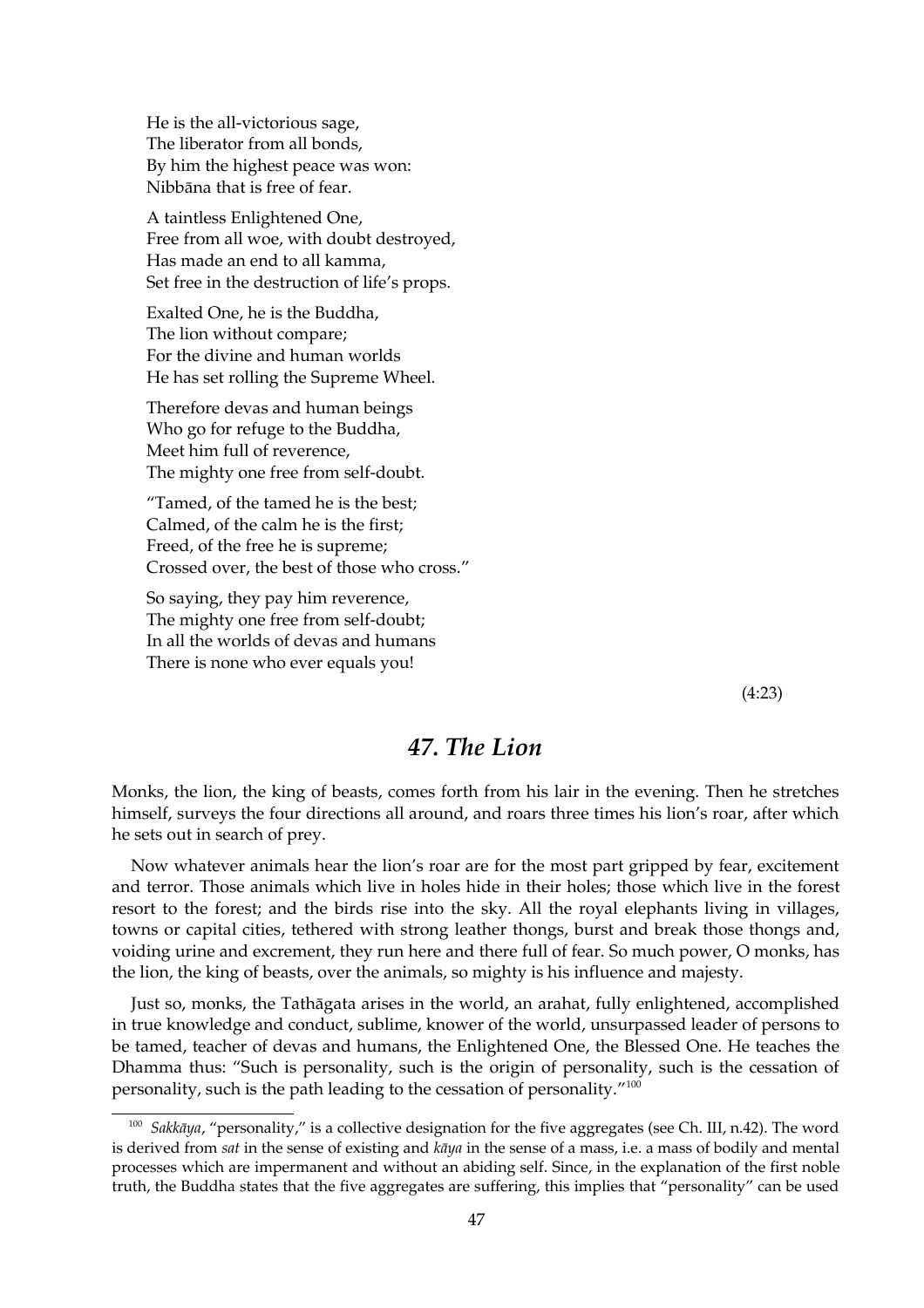He is the all-victorious sage,
The liberator from all bonds,
By him the highest peace was won:
Nibbāna that is free of fear.

A taintless Enlightened One,
Free from all woe, with doubt destroyed,
Has made an end to all kamma,
Set free in the destruction of life's props.

Exalted One, he is the Buddha,
The lion without compare;
For the divine and human worlds
He has set rolling the Supreme Wheel.

Therefore devas and human beings
Who go for refuge to the Buddha,
Meet him full of reverence,
The mighty one free from self-doubt.

"Tamed, of the tamed he is the best;
Calmed, of the calm he is the first;
Freed, of the free he is supreme;
Crossed over, the best of those who cross."

So saying, they pay him reverence,
The mighty one free from self-doubt;
In all the worlds of devas and humans
There is none who ever equals you!

(4:23)

## *47. The Lion*

Monks, the lion, the king of beasts, comes forth from his lair in the evening. Then he stretches himself, surveys the four directions all around, and roars three times his lion's roar, after which he sets out in search of prey.

Now whatever animals hear the lion's roar are for the most part gripped by fear, excitement and terror. Those animals which live in holes hide in their holes; those which live in the forest resort to the forest; and the birds rise into the sky. All the royal elephants living in villages, towns or capital cities, tethered with strong leather thongs, burst and break those thongs and, voiding urine and excrement, they run here and there full of fear. So much power, O monks, has the lion, the king of beasts, over the animals, so mighty is his influence and majesty.

Just so, monks, the Tathāgata arises in the world, an arahat, fully enlightened, accomplished in true knowledge and conduct, sublime, knower of the world, unsurpassed leader of persons to be tamed, teacher of devas and humans, the Enlightened One, the Blessed One. He teaches the Dhamma thus: "Such is personality, such is the origin of personality, such is the cessation of personality, such is the path leading to the cessation of personality."[100]

---

[100] *Sakkāya*, "personality," is a collective designation for the five aggregates (see Ch. III, n.42). The word is derived from *sat* in the sense of existing and *kāya* in the sense of a mass, i.e. a mass of bodily and mental processes which are impermanent and without an abiding self. Since, in the explanation of the first noble truth, the Buddha states that the five aggregates are suffering, this implies that "personality" can be used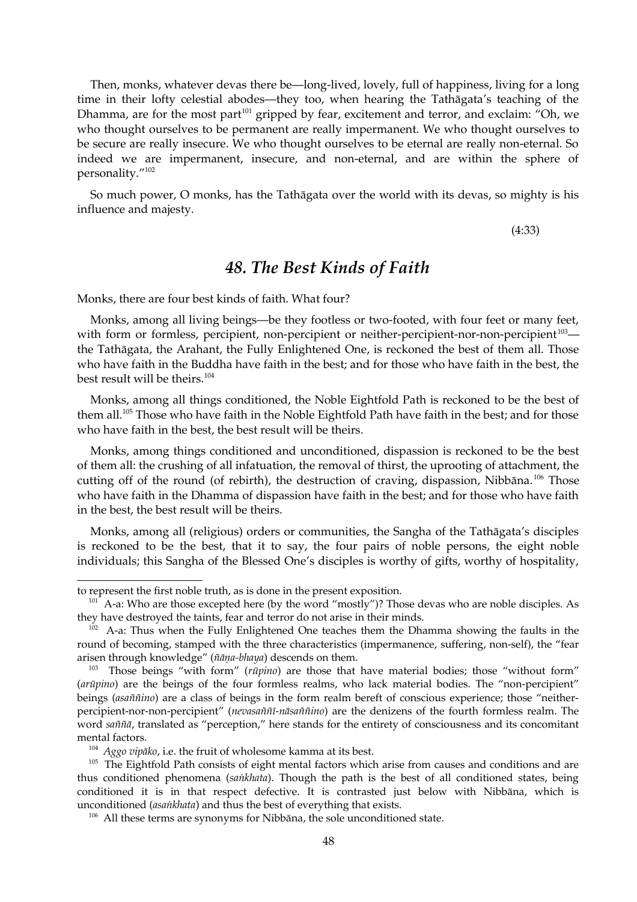Then, monks, whatever devas there be—long-lived, lovely, full of happiness, living for a long time in their lofty celestial abodes—they too, when hearing the Tathāgata's teaching of the Dhamma, are for the most part[101] gripped by fear, excitement and terror, and exclaim: "Oh, we who thought ourselves to be permanent are really impermanent. We who thought ourselves to be secure are really insecure. We who thought ourselves to be eternal are really non-eternal. So indeed we are impermanent, insecure, and non-eternal, and are within the sphere of personality."[102]

So much power, O monks, has the Tathāgata over the world with its devas, so mighty is his influence and majesty.

(4:33)

## *48. The Best Kinds of Faith*

Monks, there are four best kinds of faith. What four?

Monks, among all living beings—be they footless or two-footed, with four feet or many feet, with form or formless, percipient, non-percipient or neither-percipient-nor-non-percipient[103]—the Tathāgata, the Arahant, the Fully Enlightened One, is reckoned the best of them all. Those who have faith in the Buddha have faith in the best; and for those who have faith in the best, the best result will be theirs.[104]

Monks, among all things conditioned, the Noble Eightfold Path is reckoned to be the best of them all.[105] Those who have faith in the Noble Eightfold Path have faith in the best; and for those who have faith in the best, the best result will be theirs.

Monks, among things conditioned and unconditioned, dispassion is reckoned to be the best of them all: the crushing of all infatuation, the removal of thirst, the uprooting of attachment, the cutting off of the round (of rebirth), the destruction of craving, dispassion, Nibbāna.[106] Those who have faith in the Dhamma of dispassion have faith in the best; and for those who have faith in the best, the best result will be theirs.

Monks, among all (religious) orders or communities, the Sangha of the Tathāgata's disciples is reckoned to be the best, that it to say, the four pairs of noble persons, the eight noble individuals; this Sangha of the Blessed One's disciples is worthy of gifts, worthy of hospitality,

---

to represent the first noble truth, as is done in the present exposition.

[101] A-a: Who are those excepted here (by the word "mostly")? Those devas who are noble disciples. As they have destroyed the taints, fear and terror do not arise in their minds.

[102] A-a: Thus when the Fully Enlightened One teaches them the Dhamma showing the faults in the round of becoming, stamped with the three characteristics (impermanence, suffering, non-self), the "fear arisen through knowledge" (*ñāṇa-bhaya*) descends on them.

[103] Those beings "with form" (*rūpino*) are those that have material bodies; those "without form" (*arūpino*) are the beings of the four formless realms, who lack material bodies. The "non-percipient" beings (*asaññino*) are a class of beings in the form realm bereft of conscious experience; those "neither-percipient-nor-non-percipient" (*nevasaññī-nāsaññino*) are the denizens of the fourth formless realm. The word *saññā*, translated as "perception," here stands for the entirety of consciousness and its concomitant mental factors.

[104] *Aggo vipāko*, i.e. the fruit of wholesome kamma at its best.

[105] The Eightfold Path consists of eight mental factors which arise from causes and conditions and are thus conditioned phenomena (*saṅkhata*). Though the path is the best of all conditioned states, being conditioned it is in that respect defective. It is contrasted just below with Nibbāna, which is unconditioned (*asaṅkhata*) and thus the best of everything that exists.

[106] All these terms are synonyms for Nibbāna, the sole unconditioned state.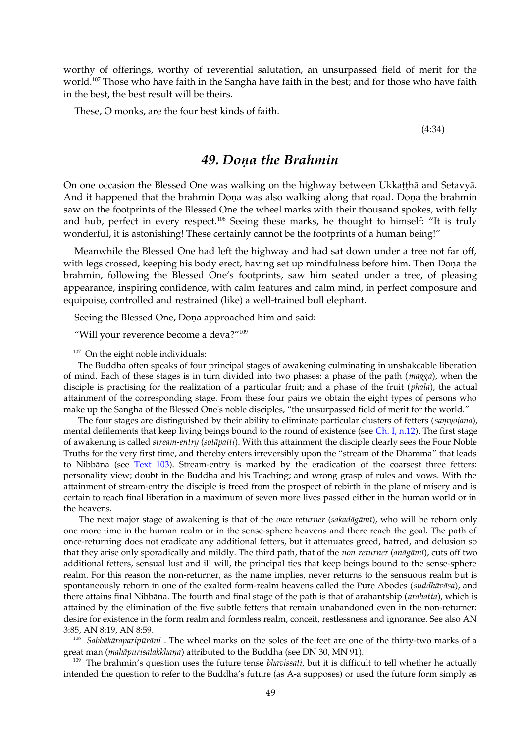worthy of offerings, worthy of reverential salutation, an unsurpassed field of merit for the world.[107] Those who have faith in the Sangha have faith in the best; and for those who have faith in the best, the best result will be theirs.

These, O monks, are the four best kinds of faith.

(4:34)

## 49. *Doṇa the Brahmin*

On one occasion the Blessed One was walking on the highway between Ukkaṭṭhā and Setavyā. And it happened that the brahmin Doṇa was also walking along that road. Doṇa the brahmin saw on the footprints of the Blessed One the wheel marks with their thousand spokes, with felly and hub, perfect in every respect.[108] Seeing these marks, he thought to himself: "It is truly wonderful, it is astonishing! These certainly cannot be the footprints of a human being!"

Meanwhile the Blessed One had left the highway and had sat down under a tree not far off, with legs crossed, keeping his body erect, having set up mindfulness before him. Then Doṇa the brahmin, following the Blessed One's footprints, saw him seated under a tree, of pleasing appearance, inspiring confidence, with calm features and calm mind, in perfect composure and equipoise, controlled and restrained (like) a well-trained bull elephant.

Seeing the Blessed One, Doṇa approached him and said:

"Will your reverence become a deva?"[109]

---

[107] On the eight noble individuals:

The Buddha often speaks of four principal stages of awakening culminating in unshakeable liberation of mind. Each of these stages is in turn divided into two phases: a phase of the path (*magga*), when the disciple is practising for the realization of a particular fruit; and a phase of the fruit (*phala*), the actual attainment of the corresponding stage. From these four pairs we obtain the eight types of persons who make up the Sangha of the Blessed One's noble disciples, "the unsurpassed field of merit for the world."

The four stages are distinguished by their ability to eliminate particular clusters of fetters (*saṃyojana*), mental defilements that keep living beings bound to the round of existence (see Ch. I, n.12). The first stage of awakening is called *stream-entry* (*sotāpatti*). With this attainment the disciple clearly sees the Four Noble Truths for the very first time, and thereby enters irreversibly upon the "stream of the Dhamma" that leads to Nibbāna (see Text 103). Stream-entry is marked by the eradication of the coarsest three fetters: personality view; doubt in the Buddha and his Teaching; and wrong grasp of rules and vows. With the attainment of stream-entry the disciple is freed from the prospect of rebirth in the plane of misery and is certain to reach final liberation in a maximum of seven more lives passed either in the human world or in the heavens.

The next major stage of awakening is that of the *once-returner* (*sakadāgāmī*), who will be reborn only one more time in the human realm or in the sense-sphere heavens and there reach the goal. The path of once-returning does not eradicate any additional fetters, but it attenuates greed, hatred, and delusion so that they arise only sporadically and mildly. The third path, that of the *non-returner* (*anāgāmī*), cuts off two additional fetters, sensual lust and ill will, the principal ties that keep beings bound to the sense-sphere realm. For this reason the non-returner, as the name implies, never returns to the sensuous realm but is spontaneously reborn in one of the exalted form-realm heavens called the Pure Abodes (*suddhāvāsa*), and there attains final Nibbāna. The fourth and final stage of the path is that of arahantship (*arahatta*), which is attained by the elimination of the five subtle fetters that remain unabandoned even in the non-returner: desire for existence in the form realm and formless realm, conceit, restlessness and ignorance. See also AN 3:85, AN 8:19, AN 8:59.

[108] *Sabbākāraparipūrāni* . The wheel marks on the soles of the feet are one of the thirty-two marks of a great man (*mahāpurisalakkhaṇa*) attributed to the Buddha (see DN 30, MN 91).

[109] The brahmin's question uses the future tense *bhavissati,* but it is difficult to tell whether he actually intended the question to refer to the Buddha's future (as A-a supposes) or used the future form simply as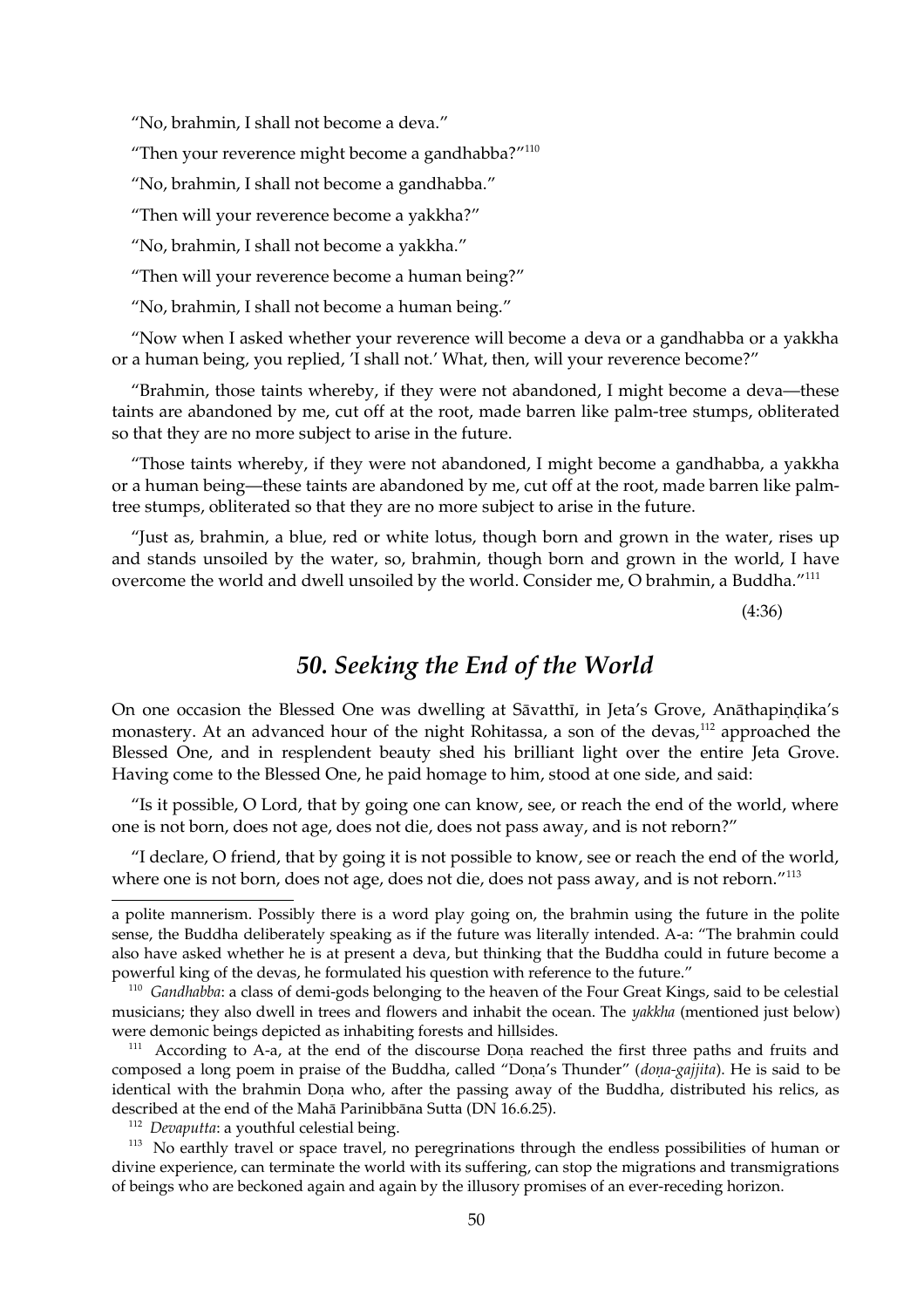"No, brahmin, I shall not become a deva."

"Then your reverence might become a gandhabba?"[110]

"No, brahmin, I shall not become a gandhabba."

"Then will your reverence become a yakkha?"

"No, brahmin, I shall not become a yakkha."

"Then will your reverence become a human being?"

"No, brahmin, I shall not become a human being."

"Now when I asked whether your reverence will become a deva or a gandhabba or a yakkha or a human being, you replied, 'I shall not.' What, then, will your reverence become?"

"Brahmin, those taints whereby, if they were not abandoned, I might become a deva—these taints are abandoned by me, cut off at the root, made barren like palm-tree stumps, obliterated so that they are no more subject to arise in the future.

"Those taints whereby, if they were not abandoned, I might become a gandhabba, a yakkha or a human being—these taints are abandoned by me, cut off at the root, made barren like palm-tree stumps, obliterated so that they are no more subject to arise in the future.

"Just as, brahmin, a blue, red or white lotus, though born and grown in the water, rises up and stands unsoiled by the water, so, brahmin, though born and grown in the world, I have overcome the world and dwell unsoiled by the world. Consider me, O brahmin, a Buddha."[111]

(4:36)

## *50. Seeking the End of the World*

On one occasion the Blessed One was dwelling at Sāvatthī, in Jeta's Grove, Anāthapiṇḍika's monastery. At an advanced hour of the night Rohitassa, a son of the devas,[112] approached the Blessed One, and in resplendent beauty shed his brilliant light over the entire Jeta Grove. Having come to the Blessed One, he paid homage to him, stood at one side, and said:

"Is it possible, O Lord, that by going one can know, see, or reach the end of the world, where one is not born, does not age, does not die, does not pass away, and is not reborn?"

"I declare, O friend, that by going it is not possible to know, see or reach the end of the world, where one is not born, does not age, does not die, does not pass away, and is not reborn."[113]

---

a polite mannerism. Possibly there is a word play going on, the brahmin using the future in the polite sense, the Buddha deliberately speaking as if the future was literally intended. A-a: "The brahmin could also have asked whether he is at present a deva, but thinking that the Buddha could in future become a powerful king of the devas, he formulated his question with reference to the future."

[110] *Gandhabba*: a class of demi-gods belonging to the heaven of the Four Great Kings, said to be celestial musicians; they also dwell in trees and flowers and inhabit the ocean. The *yakkha* (mentioned just below) were demonic beings depicted as inhabiting forests and hillsides.

[111] According to A-a, at the end of the discourse Doṇa reached the first three paths and fruits and composed a long poem in praise of the Buddha, called "Doṇa's Thunder" (*doṇa-gajjita*). He is said to be identical with the brahmin Doṇa who, after the passing away of the Buddha, distributed his relics, as described at the end of the Mahā Parinibbāna Sutta (DN 16.6.25).

[112] *Devaputta*: a youthful celestial being.

[113] No earthly travel or space travel, no peregrinations through the endless possibilities of human or divine experience, can terminate the world with its suffering, can stop the migrations and transmigrations of beings who are beckoned again and again by the illusory promises of an ever-receding horizon.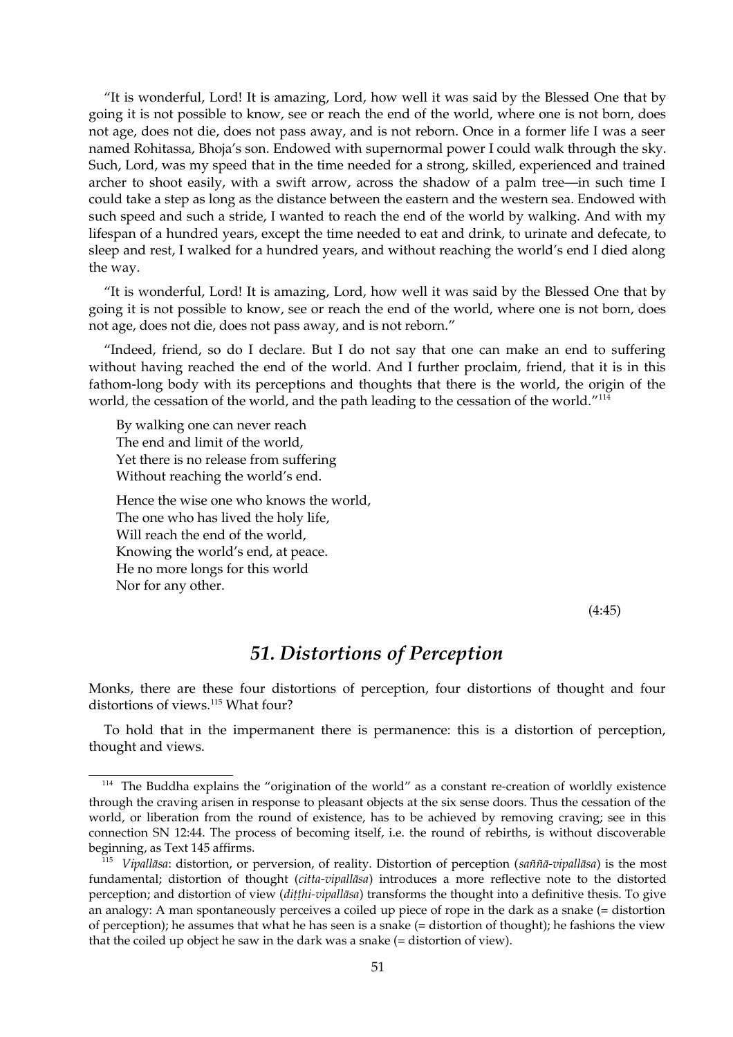"It is wonderful, Lord! It is amazing, Lord, how well it was said by the Blessed One that by going it is not possible to know, see or reach the end of the world, where one is not born, does not age, does not die, does not pass away, and is not reborn. Once in a former life I was a seer named Rohitassa, Bhoja's son. Endowed with supernormal power I could walk through the sky. Such, Lord, was my speed that in the time needed for a strong, skilled, experienced and trained archer to shoot easily, with a swift arrow, across the shadow of a palm tree—in such time I could take a step as long as the distance between the eastern and the western sea. Endowed with such speed and such a stride, I wanted to reach the end of the world by walking. And with my lifespan of a hundred years, except the time needed to eat and drink, to urinate and defecate, to sleep and rest, I walked for a hundred years, and without reaching the world's end I died along the way.

"It is wonderful, Lord! It is amazing, Lord, how well it was said by the Blessed One that by going it is not possible to know, see or reach the end of the world, where one is not born, does not age, does not die, does not pass away, and is not reborn."

"Indeed, friend, so do I declare. But I do not say that one can make an end to suffering without having reached the end of the world. And I further proclaim, friend, that it is in this fathom-long body with its perceptions and thoughts that there is the world, the origin of the world, the cessation of the world, and the path leading to the cessation of the world."[114]

> By walking one can never reach
> The end and limit of the world,
> Yet there is no release from suffering
> Without reaching the world's end.
>
> Hence the wise one who knows the world,
> The one who has lived the holy life,
> Will reach the end of the world,
> Knowing the world's end, at peace.
> He no more longs for this world
> Nor for any other.

(4:45)

## *51. Distortions of Perception*

Monks, there are these four distortions of perception, four distortions of thought and four distortions of views.[115] What four?

To hold that in the impermanent there is permanence: this is a distortion of perception, thought and views.

---

[114] The Buddha explains the "origination of the world" as a constant re-creation of worldly existence through the craving arisen in response to pleasant objects at the six sense doors. Thus the cessation of the world, or liberation from the round of existence, has to be achieved by removing craving; see in this connection SN 12:44. The process of becoming itself, i.e. the round of rebirths, is without discoverable beginning, as Text 145 affirms.

[115] *Vipallāsa*: distortion, or perversion, of reality. Distortion of perception (*saññā-vipallāsa*) is the most fundamental; distortion of thought (*citta-vipallāsa*) introduces a more reflective note to the distorted perception; and distortion of view (*diṭṭhi-vipallāsa*) transforms the thought into a definitive thesis. To give an analogy: A man spontaneously perceives a coiled up piece of rope in the dark as a snake (= distortion of perception); he assumes that what he has seen is a snake (= distortion of thought); he fashions the view that the coiled up object he saw in the dark was a snake (= distortion of view).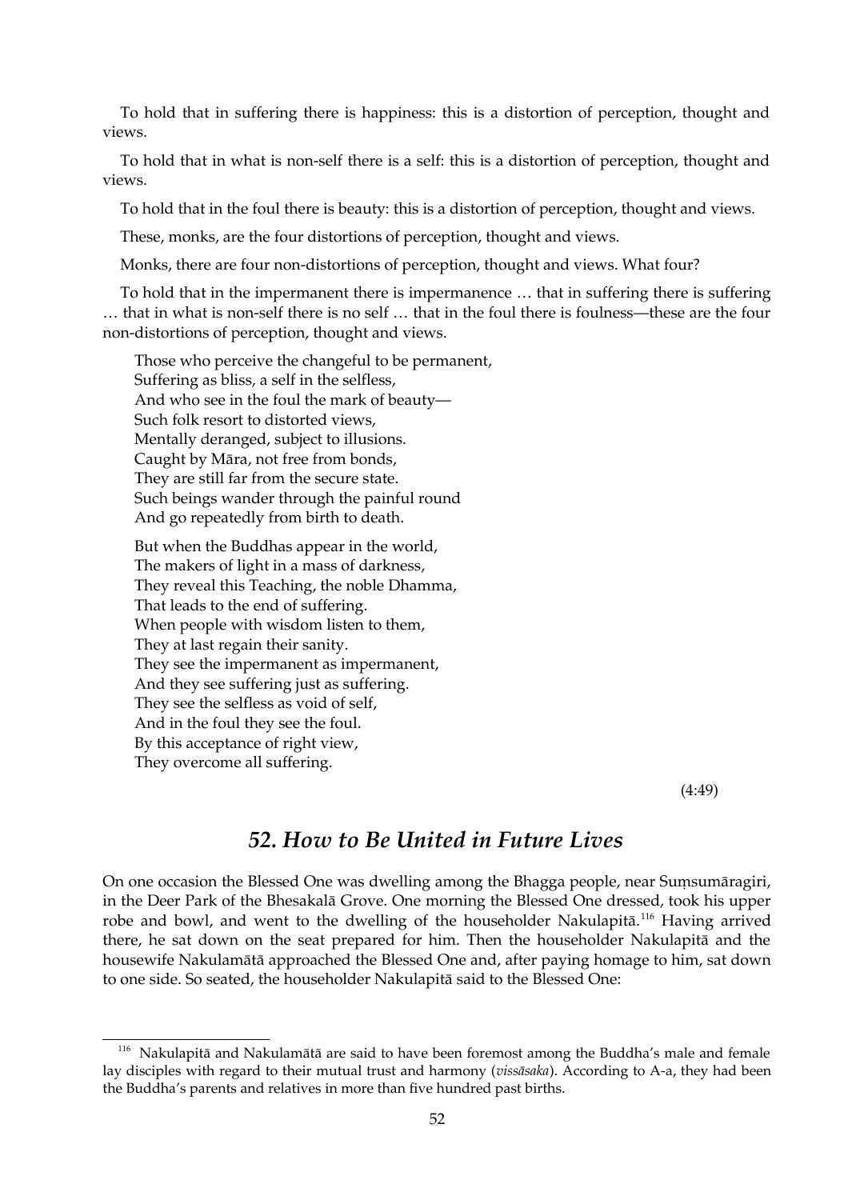To hold that in suffering there is happiness: this is a distortion of perception, thought and views.

To hold that in what is non-self there is a self: this is a distortion of perception, thought and views.

To hold that in the foul there is beauty: this is a distortion of perception, thought and views.

These, monks, are the four distortions of perception, thought and views.

Monks, there are four non-distortions of perception, thought and views. What four?

To hold that in the impermanent there is impermanence … that in suffering there is suffering … that in what is non-self there is no self … that in the foul there is foulness—these are the four non-distortions of perception, thought and views.

> Those who perceive the changeful to be permanent,  
> Suffering as bliss, a self in the selfless,  
> And who see in the foul the mark of beauty—  
> Such folk resort to distorted views,  
> Mentally deranged, subject to illusions.  
> Caught by Māra, not free from bonds,  
> They are still far from the secure state.  
> Such beings wander through the painful round  
> And go repeatedly from birth to death.
>
> But when the Buddhas appear in the world,  
> The makers of light in a mass of darkness,  
> They reveal this Teaching, the noble Dhamma,  
> That leads to the end of suffering.  
> When people with wisdom listen to them,  
> They at last regain their sanity.  
> They see the impermanent as impermanent,  
> And they see suffering just as suffering.  
> They see the selfless as void of self,  
> And in the foul they see the foul.  
> By this acceptance of right view,  
> They overcome all suffering.

(4:49)

## *52. How to Be United in Future Lives*

On one occasion the Blessed One was dwelling among the Bhagga people, near Suṃsumāragiri, in the Deer Park of the Bhesakalā Grove. One morning the Blessed One dressed, took his upper robe and bowl, and went to the dwelling of the householder Nakulapitā.[116] Having arrived there, he sat down on the seat prepared for him. Then the householder Nakulapitā and the housewife Nakulamātā approached the Blessed One and, after paying homage to him, sat down to one side. So seated, the householder Nakulapitā said to the Blessed One:

---

[116] Nakulapitā and Nakulamātā are said to have been foremost among the Buddha's male and female lay disciples with regard to their mutual trust and harmony (*vissāsaka*). According to A-a, they had been the Buddha's parents and relatives in more than five hundred past births.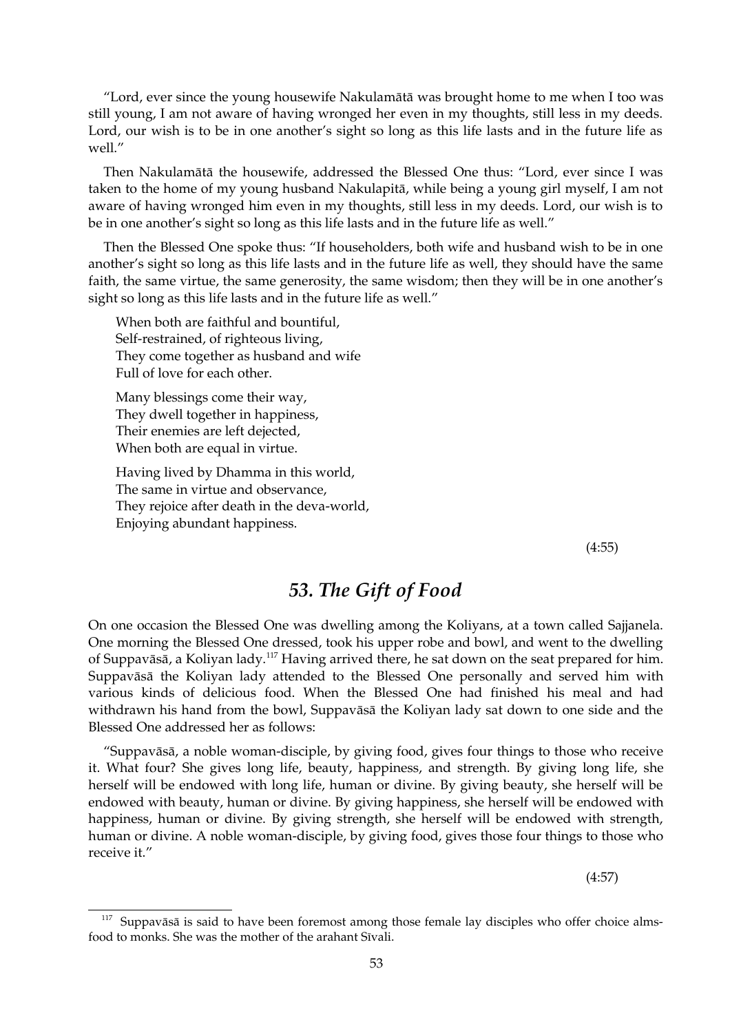"Lord, ever since the young housewife Nakulamātā was brought home to me when I too was still young, I am not aware of having wronged her even in my thoughts, still less in my deeds. Lord, our wish is to be in one another's sight so long as this life lasts and in the future life as well."

Then Nakulamātā the housewife, addressed the Blessed One thus: "Lord, ever since I was taken to the home of my young husband Nakulapitā, while being a young girl myself, I am not aware of having wronged him even in my thoughts, still less in my deeds. Lord, our wish is to be in one another's sight so long as this life lasts and in the future life as well."

Then the Blessed One spoke thus: "If householders, both wife and husband wish to be in one another's sight so long as this life lasts and in the future life as well, they should have the same faith, the same virtue, the same generosity, the same wisdom; then they will be in one another's sight so long as this life lasts and in the future life as well."

> When both are faithful and bountiful,
> Self-restrained, of righteous living,
> They come together as husband and wife
> Full of love for each other.
>
> Many blessings come their way,
> They dwell together in happiness,
> Their enemies are left dejected,
> When both are equal in virtue.
>
> Having lived by Dhamma in this world,
> The same in virtue and observance,
> They rejoice after death in the deva-world,
> Enjoying abundant happiness.

(4:55)

## *53. The Gift of Food*

On one occasion the Blessed One was dwelling among the Koliyans, at a town called Sajjanela. One morning the Blessed One dressed, took his upper robe and bowl, and went to the dwelling of Suppavāsā, a Koliyan lady.[117] Having arrived there, he sat down on the seat prepared for him. Suppavāsā the Koliyan lady attended to the Blessed One personally and served him with various kinds of delicious food. When the Blessed One had finished his meal and had withdrawn his hand from the bowl, Suppavāsā the Koliyan lady sat down to one side and the Blessed One addressed her as follows:

"Suppavāsā, a noble woman-disciple, by giving food, gives four things to those who receive it. What four? She gives long life, beauty, happiness, and strength. By giving long life, she herself will be endowed with long life, human or divine. By giving beauty, she herself will be endowed with beauty, human or divine. By giving happiness, she herself will be endowed with happiness, human or divine. By giving strength, she herself will be endowed with strength, human or divine. A noble woman-disciple, by giving food, gives those four things to those who receive it."

(4:57)

---

[117] Suppavāsā is said to have been foremost among those female lay disciples who offer choice alms-food to monks. She was the mother of the arahant Sīvali.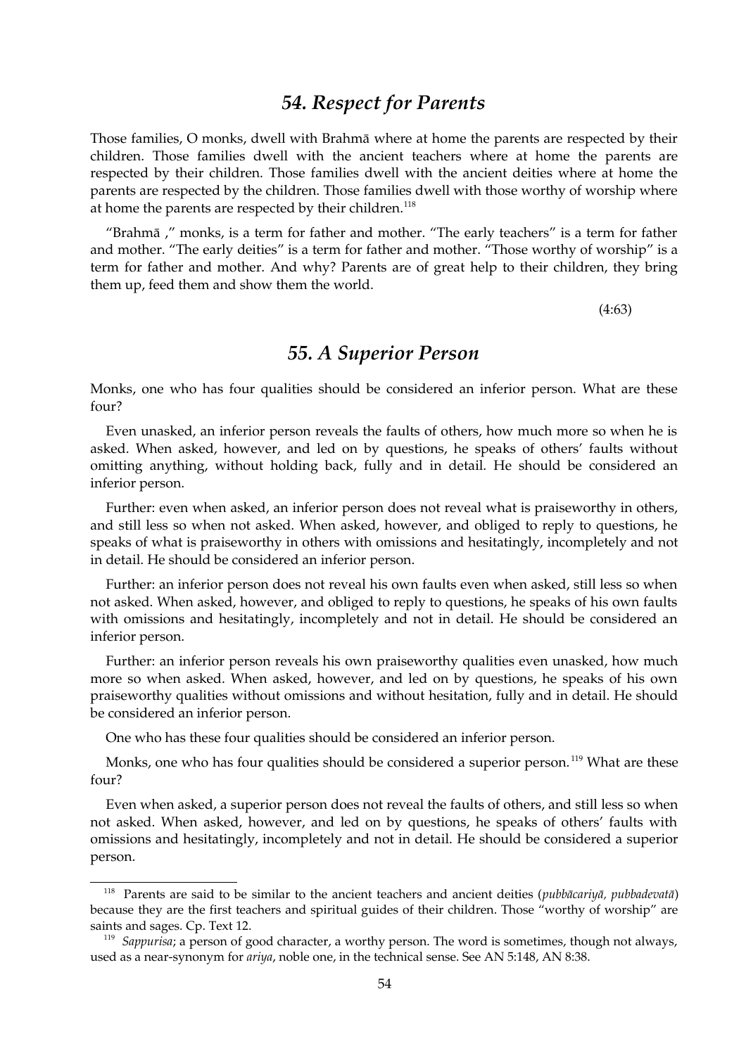## *54. Respect for Parents*

Those families, O monks, dwell with Brahmā where at home the parents are respected by their children. Those families dwell with the ancient teachers where at home the parents are respected by their children. Those families dwell with the ancient deities where at home the parents are respected by the children. Those families dwell with those worthy of worship where at home the parents are respected by their children.[118]

"Brahmā ," monks, is a term for father and mother. "The early teachers" is a term for father and mother. "The early deities" is a term for father and mother. "Those worthy of worship" is a term for father and mother. And why? Parents are of great help to their children, they bring them up, feed them and show them the world.

(4:63)

## *55. A Superior Person*

Monks, one who has four qualities should be considered an inferior person. What are these four?

Even unasked, an inferior person reveals the faults of others, how much more so when he is asked. When asked, however, and led on by questions, he speaks of others' faults without omitting anything, without holding back, fully and in detail. He should be considered an inferior person.

Further: even when asked, an inferior person does not reveal what is praiseworthy in others, and still less so when not asked. When asked, however, and obliged to reply to questions, he speaks of what is praiseworthy in others with omissions and hesitatingly, incompletely and not in detail. He should be considered an inferior person.

Further: an inferior person does not reveal his own faults even when asked, still less so when not asked. When asked, however, and obliged to reply to questions, he speaks of his own faults with omissions and hesitatingly, incompletely and not in detail. He should be considered an inferior person.

Further: an inferior person reveals his own praiseworthy qualities even unasked, how much more so when asked. When asked, however, and led on by questions, he speaks of his own praiseworthy qualities without omissions and without hesitation, fully and in detail. He should be considered an inferior person.

One who has these four qualities should be considered an inferior person.

Monks, one who has four qualities should be considered a superior person.[119] What are these four?

Even when asked, a superior person does not reveal the faults of others, and still less so when not asked. When asked, however, and led on by questions, he speaks of others' faults with omissions and hesitatingly, incompletely and not in detail. He should be considered a superior person.

---

[118] Parents are said to be similar to the ancient teachers and ancient deities (*pubbācariyā, pubbadevatā*) because they are the first teachers and spiritual guides of their children. Those "worthy of worship" are saints and sages. Cp. Text 12.

[119] *Sappurisa*; a person of good character, a worthy person. The word is sometimes, though not always, used as a near-synonym for *ariya*, noble one, in the technical sense. See AN 5:148, AN 8:38.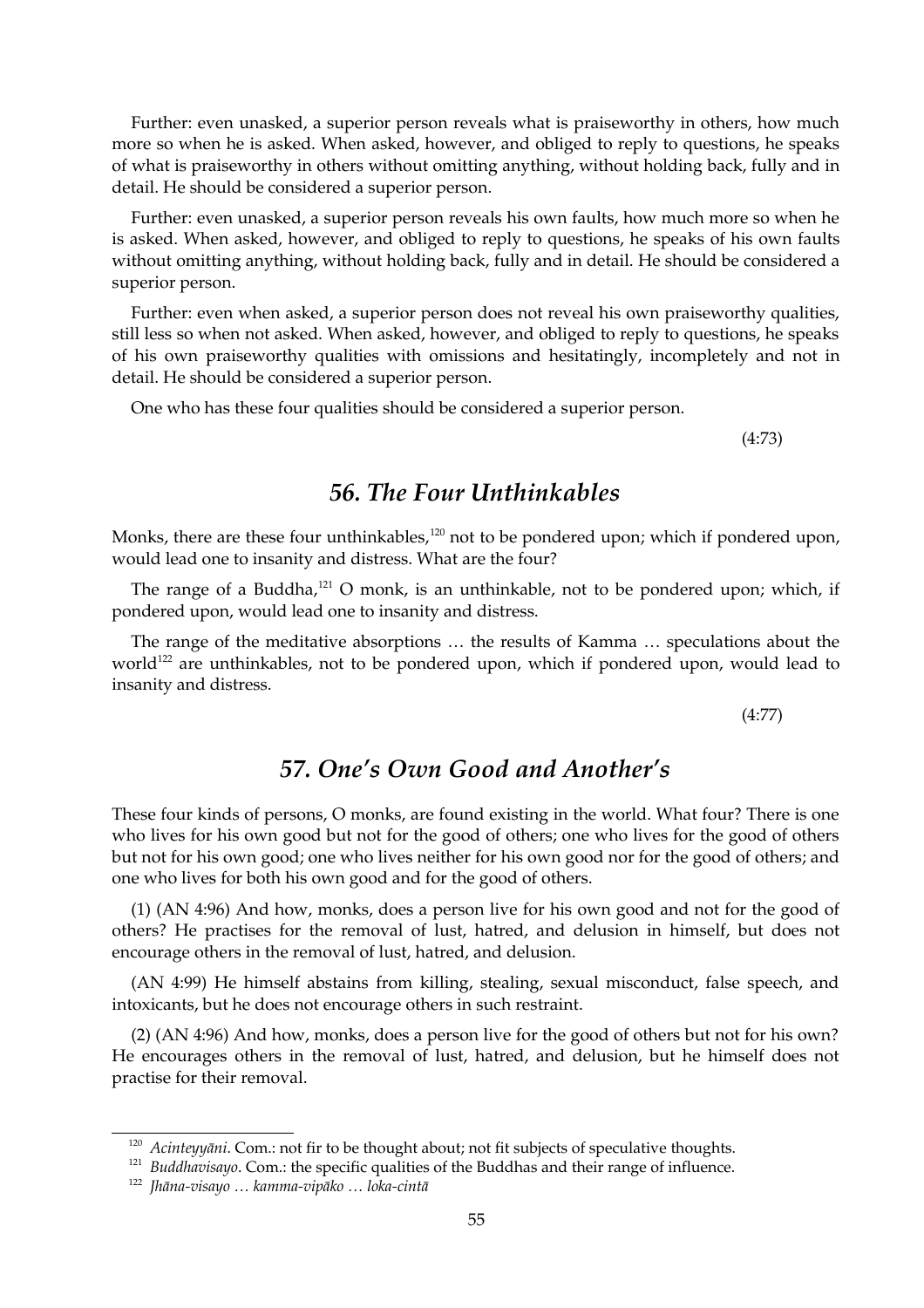Further: even unasked, a superior person reveals what is praiseworthy in others, how much more so when he is asked. When asked, however, and obliged to reply to questions, he speaks of what is praiseworthy in others without omitting anything, without holding back, fully and in detail. He should be considered a superior person.

Further: even unasked, a superior person reveals his own faults, how much more so when he is asked. When asked, however, and obliged to reply to questions, he speaks of his own faults without omitting anything, without holding back, fully and in detail. He should be considered a superior person.

Further: even when asked, a superior person does not reveal his own praiseworthy qualities, still less so when not asked. When asked, however, and obliged to reply to questions, he speaks of his own praiseworthy qualities with omissions and hesitatingly, incompletely and not in detail. He should be considered a superior person.

One who has these four qualities should be considered a superior person.

(4:73)

## *56. The Four Unthinkables*

Monks, there are these four unthinkables,[120] not to be pondered upon; which if pondered upon, would lead one to insanity and distress. What are the four?

The range of a Buddha,[121] O monk, is an unthinkable, not to be pondered upon; which, if pondered upon, would lead one to insanity and distress.

The range of the meditative absorptions … the results of Kamma … speculations about the world[122] are unthinkables, not to be pondered upon, which if pondered upon, would lead to insanity and distress.

(4:77)

## *57. One's Own Good and Another's*

These four kinds of persons, O monks, are found existing in the world. What four? There is one who lives for his own good but not for the good of others; one who lives for the good of others but not for his own good; one who lives neither for his own good nor for the good of others; and one who lives for both his own good and for the good of others.

(1) (AN 4:96) And how, monks, does a person live for his own good and not for the good of others? He practises for the removal of lust, hatred, and delusion in himself, but does not encourage others in the removal of lust, hatred, and delusion.

(AN 4:99) He himself abstains from killing, stealing, sexual misconduct, false speech, and intoxicants, but he does not encourage others in such restraint.

(2) (AN 4:96) And how, monks, does a person live for the good of others but not for his own? He encourages others in the removal of lust, hatred, and delusion, but he himself does not practise for their removal.

---

[120] *Acinteyyāni*. Com.: not fir to be thought about; not fit subjects of speculative thoughts.

[121] *Buddhavisayo*. Com.: the specific qualities of the Buddhas and their range of influence.

[122] *Jhāna-visayo … kamma-vipāko … loka-cintā*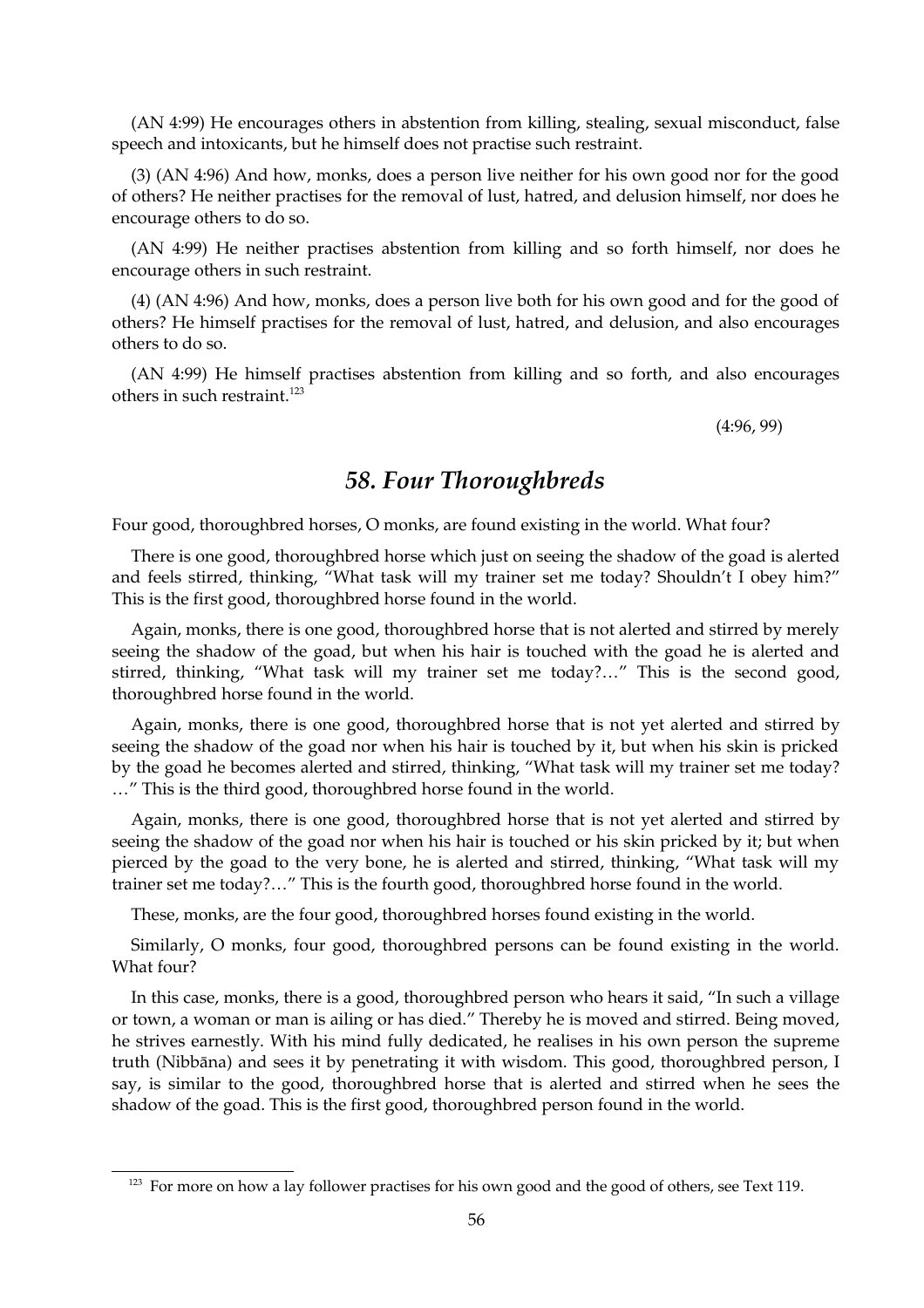(AN 4:99) He encourages others in abstention from killing, stealing, sexual misconduct, false speech and intoxicants, but he himself does not practise such restraint.

(3) (AN 4:96) And how, monks, does a person live neither for his own good nor for the good of others? He neither practises for the removal of lust, hatred, and delusion himself, nor does he encourage others to do so.

(AN 4:99) He neither practises abstention from killing and so forth himself, nor does he encourage others in such restraint.

(4) (AN 4:96) And how, monks, does a person live both for his own good and for the good of others? He himself practises for the removal of lust, hatred, and delusion, and also encourages others to do so.

(AN 4:99) He himself practises abstention from killing and so forth, and also encourages others in such restraint.[123]

(4:96, 99)

## *58. Four Thoroughbreds*

Four good, thoroughbred horses, O monks, are found existing in the world. What four?

There is one good, thoroughbred horse which just on seeing the shadow of the goad is alerted and feels stirred, thinking, "What task will my trainer set me today? Shouldn't I obey him?" This is the first good, thoroughbred horse found in the world.

Again, monks, there is one good, thoroughbred horse that is not alerted and stirred by merely seeing the shadow of the goad, but when his hair is touched with the goad he is alerted and stirred, thinking, "What task will my trainer set me today?…" This is the second good, thoroughbred horse found in the world.

Again, monks, there is one good, thoroughbred horse that is not yet alerted and stirred by seeing the shadow of the goad nor when his hair is touched by it, but when his skin is pricked by the goad he becomes alerted and stirred, thinking, "What task will my trainer set me today? …" This is the third good, thoroughbred horse found in the world.

Again, monks, there is one good, thoroughbred horse that is not yet alerted and stirred by seeing the shadow of the goad nor when his hair is touched or his skin pricked by it; but when pierced by the goad to the very bone, he is alerted and stirred, thinking, "What task will my trainer set me today?…" This is the fourth good, thoroughbred horse found in the world.

These, monks, are the four good, thoroughbred horses found existing in the world.

Similarly, O monks, four good, thoroughbred persons can be found existing in the world. What four?

In this case, monks, there is a good, thoroughbred person who hears it said, "In such a village or town, a woman or man is ailing or has died." Thereby he is moved and stirred. Being moved, he strives earnestly. With his mind fully dedicated, he realises in his own person the supreme truth (Nibbāna) and sees it by penetrating it with wisdom. This good, thoroughbred person, I say, is similar to the good, thoroughbred horse that is alerted and stirred when he sees the shadow of the goad. This is the first good, thoroughbred person found in the world.

---

[123] For more on how a lay follower practises for his own good and the good of others, see Text 119.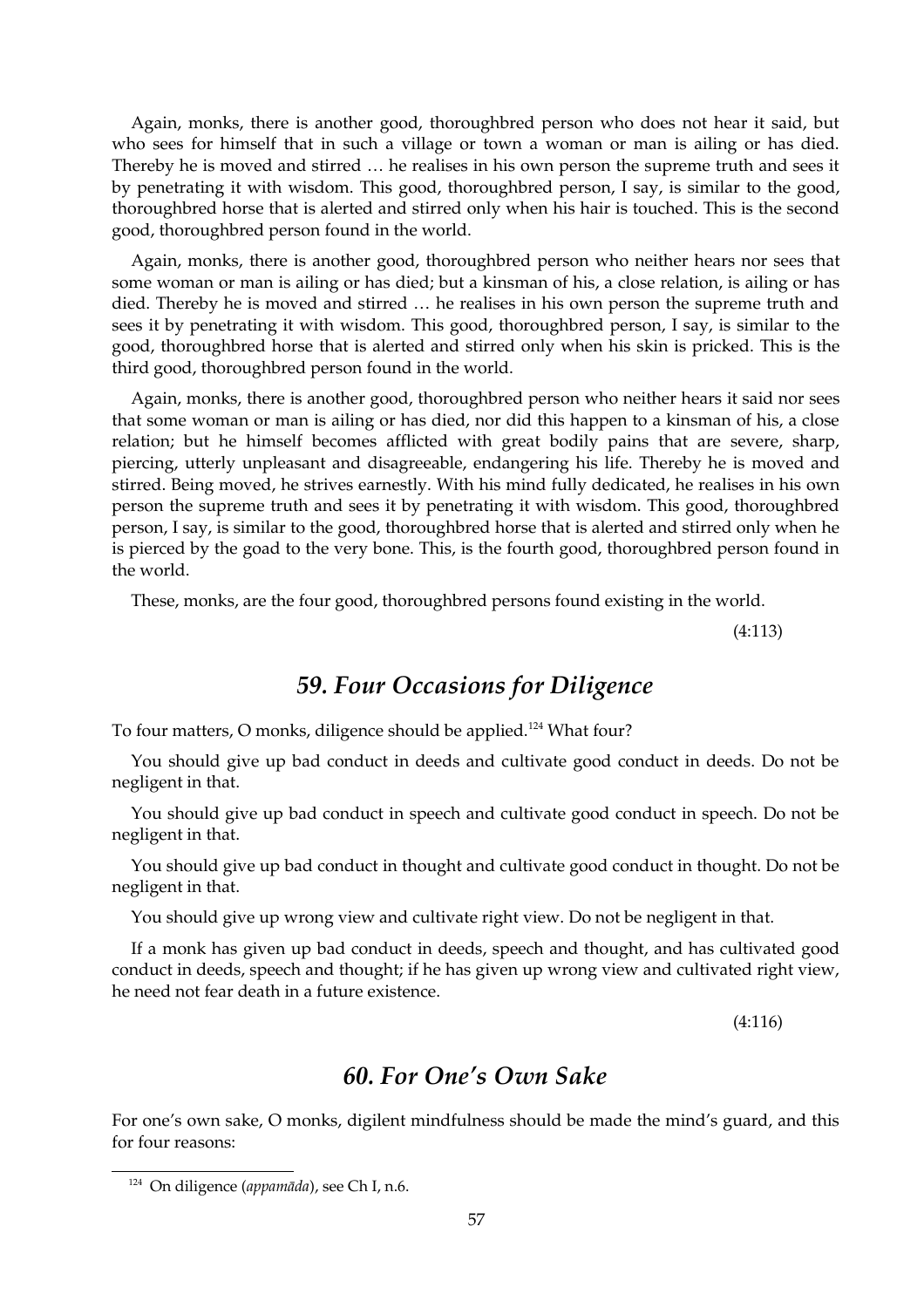Again, monks, there is another good, thoroughbred person who does not hear it said, but who sees for himself that in such a village or town a woman or man is ailing or has died. Thereby he is moved and stirred … he realises in his own person the supreme truth and sees it by penetrating it with wisdom. This good, thoroughbred person, I say, is similar to the good, thoroughbred horse that is alerted and stirred only when his hair is touched. This is the second good, thoroughbred person found in the world.

Again, monks, there is another good, thoroughbred person who neither hears nor sees that some woman or man is ailing or has died; but a kinsman of his, a close relation, is ailing or has died. Thereby he is moved and stirred … he realises in his own person the supreme truth and sees it by penetrating it with wisdom. This good, thoroughbred person, I say, is similar to the good, thoroughbred horse that is alerted and stirred only when his skin is pricked. This is the third good, thoroughbred person found in the world.

Again, monks, there is another good, thoroughbred person who neither hears it said nor sees that some woman or man is ailing or has died, nor did this happen to a kinsman of his, a close relation; but he himself becomes afflicted with great bodily pains that are severe, sharp, piercing, utterly unpleasant and disagreeable, endangering his life. Thereby he is moved and stirred. Being moved, he strives earnestly. With his mind fully dedicated, he realises in his own person the supreme truth and sees it by penetrating it with wisdom. This good, thoroughbred person, I say, is similar to the good, thoroughbred horse that is alerted and stirred only when he is pierced by the goad to the very bone. This, is the fourth good, thoroughbred person found in the world.

These, monks, are the four good, thoroughbred persons found existing in the world.

(4:113)

## *59. Four Occasions for Diligence*

To four matters, O monks, diligence should be applied.[124] What four?

You should give up bad conduct in deeds and cultivate good conduct in deeds. Do not be negligent in that.

You should give up bad conduct in speech and cultivate good conduct in speech. Do not be negligent in that.

You should give up bad conduct in thought and cultivate good conduct in thought. Do not be negligent in that.

You should give up wrong view and cultivate right view. Do not be negligent in that.

If a monk has given up bad conduct in deeds, speech and thought, and has cultivated good conduct in deeds, speech and thought; if he has given up wrong view and cultivated right view, he need not fear death in a future existence.

(4:116)

## *60. For One's Own Sake*

For one's own sake, O monks, digilent mindfulness should be made the mind's guard, and this for four reasons:

---

[124] On diligence (*appamāda*), see Ch I, n.6.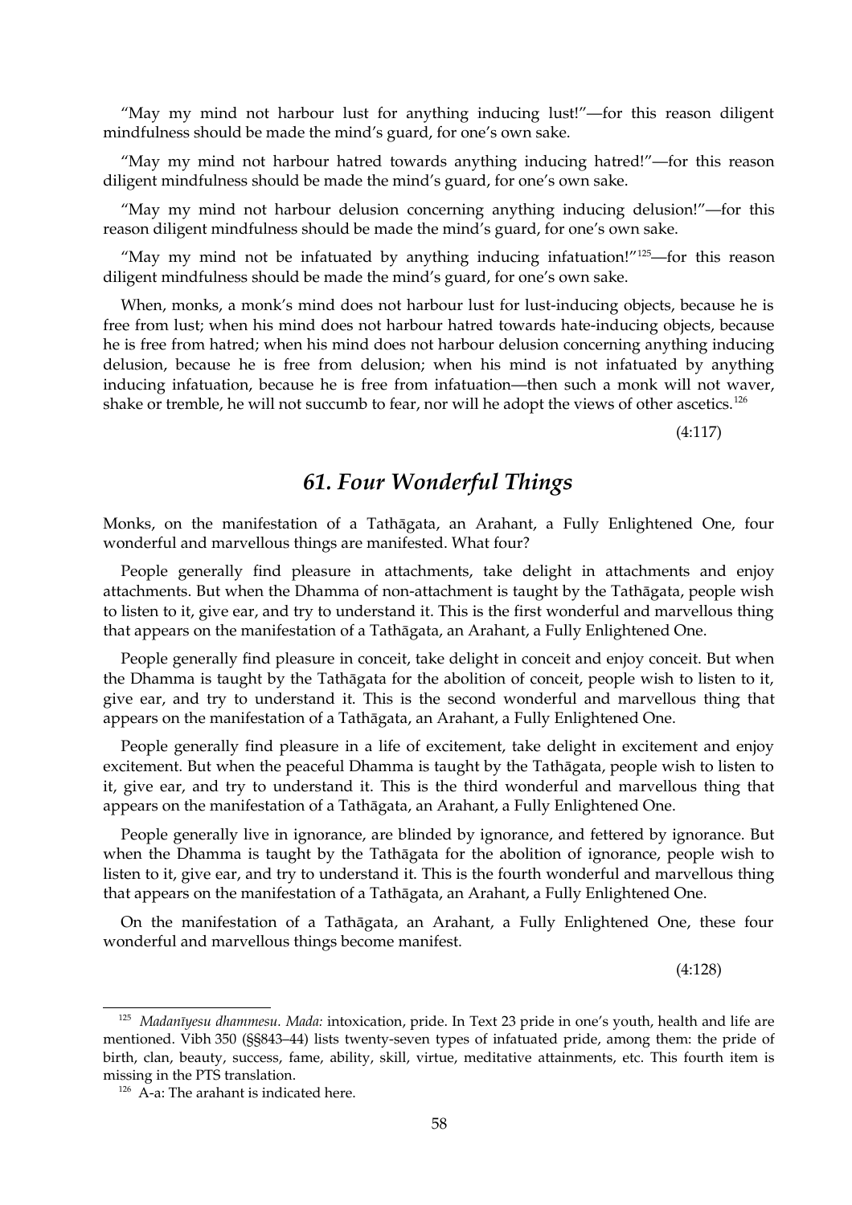"May my mind not harbour lust for anything inducing lust!"—for this reason diligent mindfulness should be made the mind's guard, for one's own sake.

"May my mind not harbour hatred towards anything inducing hatred!"—for this reason diligent mindfulness should be made the mind's guard, for one's own sake.

"May my mind not harbour delusion concerning anything inducing delusion!"—for this reason diligent mindfulness should be made the mind's guard, for one's own sake.

"May my mind not be infatuated by anything inducing infatuation!"[125]—for this reason diligent mindfulness should be made the mind's guard, for one's own sake.

When, monks, a monk's mind does not harbour lust for lust-inducing objects, because he is free from lust; when his mind does not harbour hatred towards hate-inducing objects, because he is free from hatred; when his mind does not harbour delusion concerning anything inducing delusion, because he is free from delusion; when his mind is not infatuated by anything inducing infatuation, because he is free from infatuation—then such a monk will not waver, shake or tremble, he will not succumb to fear, nor will he adopt the views of other ascetics.[126]

(4:117)

## *61. Four Wonderful Things*

Monks, on the manifestation of a Tathāgata, an Arahant, a Fully Enlightened One, four wonderful and marvellous things are manifested. What four?

People generally find pleasure in attachments, take delight in attachments and enjoy attachments. But when the Dhamma of non-attachment is taught by the Tathāgata, people wish to listen to it, give ear, and try to understand it. This is the first wonderful and marvellous thing that appears on the manifestation of a Tathāgata, an Arahant, a Fully Enlightened One.

People generally find pleasure in conceit, take delight in conceit and enjoy conceit. But when the Dhamma is taught by the Tathāgata for the abolition of conceit, people wish to listen to it, give ear, and try to understand it. This is the second wonderful and marvellous thing that appears on the manifestation of a Tathāgata, an Arahant, a Fully Enlightened One.

People generally find pleasure in a life of excitement, take delight in excitement and enjoy excitement. But when the peaceful Dhamma is taught by the Tathāgata, people wish to listen to it, give ear, and try to understand it. This is the third wonderful and marvellous thing that appears on the manifestation of a Tathāgata, an Arahant, a Fully Enlightened One.

People generally live in ignorance, are blinded by ignorance, and fettered by ignorance. But when the Dhamma is taught by the Tathāgata for the abolition of ignorance, people wish to listen to it, give ear, and try to understand it. This is the fourth wonderful and marvellous thing that appears on the manifestation of a Tathāgata, an Arahant, a Fully Enlightened One.

On the manifestation of a Tathāgata, an Arahant, a Fully Enlightened One, these four wonderful and marvellous things become manifest.

(4:128)

---

[125] *Madanīyesu dhammesu*. *Mada:* intoxication, pride. In Text 23 pride in one's youth, health and life are mentioned. Vibh 350 (§§843–44) lists twenty-seven types of infatuated pride, among them: the pride of birth, clan, beauty, success, fame, ability, skill, virtue, meditative attainments, etc. This fourth item is missing in the PTS translation.

[126] A-a: The arahant is indicated here.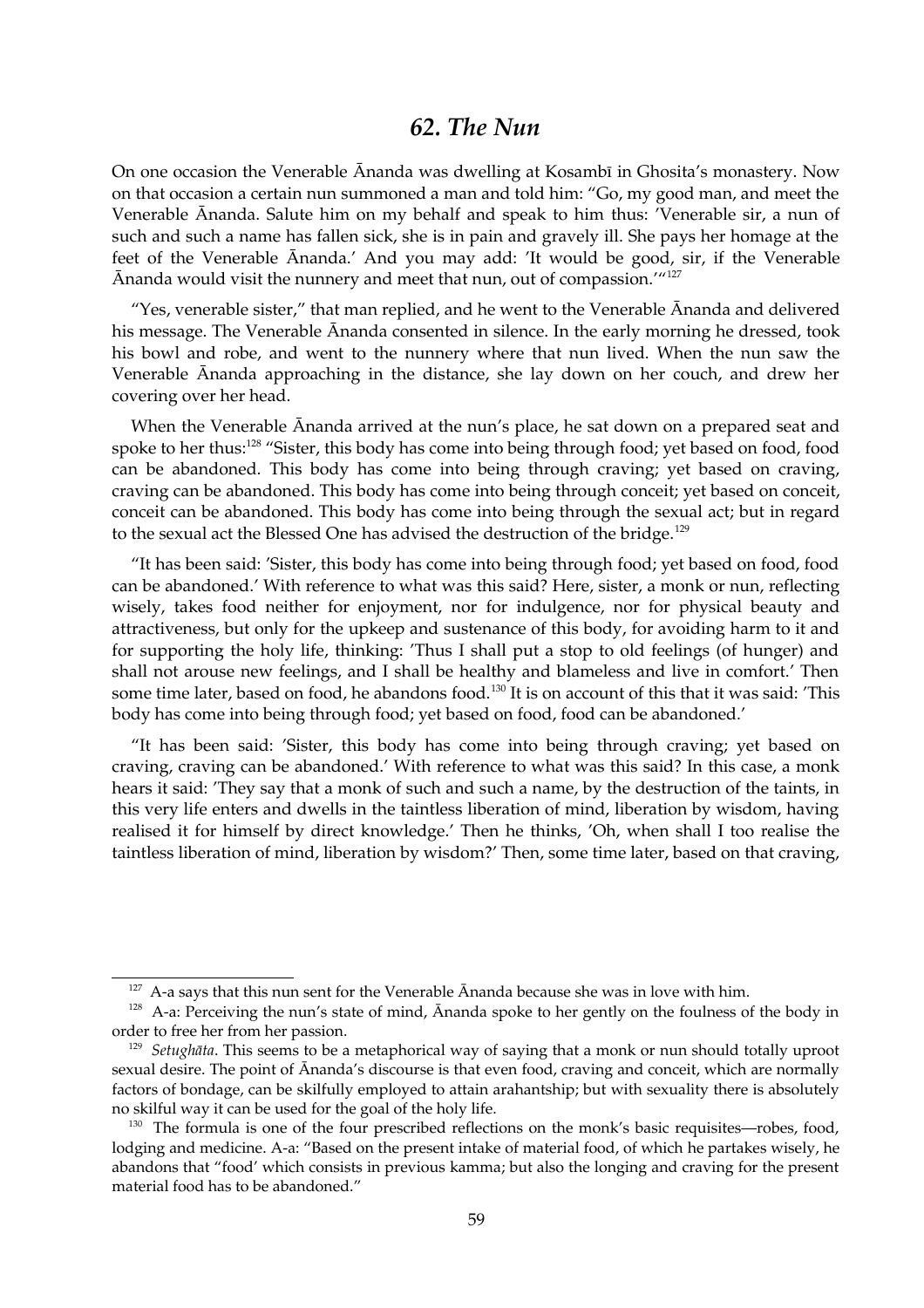## 62. The Nun

On one occasion the Venerable Ānanda was dwelling at Kosambī in Ghosita's monastery. Now on that occasion a certain nun summoned a man and told him: "Go, my good man, and meet the Venerable Ānanda. Salute him on my behalf and speak to him thus: 'Venerable sir, a nun of such and such a name has fallen sick, she is in pain and gravely ill. She pays her homage at the feet of the Venerable Ānanda.' And you may add: 'It would be good, sir, if the Venerable Ānanda would visit the nunnery and meet that nun, out of compassion.'"[127]

"Yes, venerable sister," that man replied, and he went to the Venerable Ānanda and delivered his message. The Venerable Ānanda consented in silence. In the early morning he dressed, took his bowl and robe, and went to the nunnery where that nun lived. When the nun saw the Venerable Ānanda approaching in the distance, she lay down on her couch, and drew her covering over her head.

When the Venerable Ānanda arrived at the nun's place, he sat down on a prepared seat and spoke to her thus:[128] "Sister, this body has come into being through food; yet based on food, food can be abandoned. This body has come into being through craving; yet based on craving, craving can be abandoned. This body has come into being through conceit; yet based on conceit, conceit can be abandoned. This body has come into being through the sexual act; but in regard to the sexual act the Blessed One has advised the destruction of the bridge.[129]

"It has been said: 'Sister, this body has come into being through food; yet based on food, food can be abandoned.' With reference to what was this said? Here, sister, a monk or nun, reflecting wisely, takes food neither for enjoyment, nor for indulgence, nor for physical beauty and attractiveness, but only for the upkeep and sustenance of this body, for avoiding harm to it and for supporting the holy life, thinking: 'Thus I shall put a stop to old feelings (of hunger) and shall not arouse new feelings, and I shall be healthy and blameless and live in comfort.' Then some time later, based on food, he abandons food.[130] It is on account of this that it was said: 'This body has come into being through food; yet based on food, food can be abandoned.'

"It has been said: 'Sister, this body has come into being through craving; yet based on craving, craving can be abandoned.' With reference to what was this said? In this case, a monk hears it said: 'They say that a monk of such and such a name, by the destruction of the taints, in this very life enters and dwells in the taintless liberation of mind, liberation by wisdom, having realised it for himself by direct knowledge.' Then he thinks, 'Oh, when shall I too realise the taintless liberation of mind, liberation by wisdom?' Then, some time later, based on that craving,

---

[127] A-a says that this nun sent for the Venerable Ānanda because she was in love with him.

[128] A-a: Perceiving the nun's state of mind, Ānanda spoke to her gently on the foulness of the body in order to free her from her passion.

[129] *Setughāta*. This seems to be a metaphorical way of saying that a monk or nun should totally uproot sexual desire. The point of Ānanda's discourse is that even food, craving and conceit, which are normally factors of bondage, can be skilfully employed to attain arahantship; but with sexuality there is absolutely no skilful way it can be used for the goal of the holy life.

[130] The formula is one of the four prescribed reflections on the monk's basic requisites—robes, food, lodging and medicine. A-a: "Based on the present intake of material food, of which he partakes wisely, he abandons that "food' which consists in previous kamma; but also the longing and craving for the present material food has to be abandoned."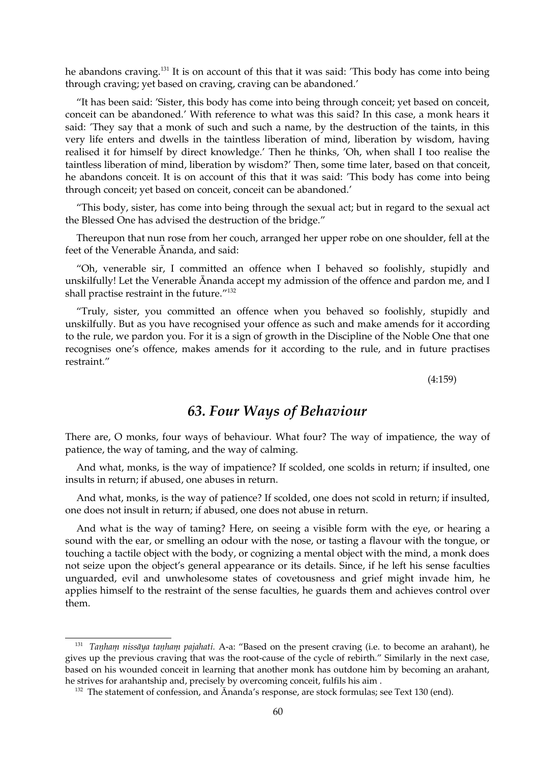he abandons craving.[131] It is on account of this that it was said: 'This body has come into being through craving; yet based on craving, craving can be abandoned.'

"It has been said: 'Sister, this body has come into being through conceit; yet based on conceit, conceit can be abandoned.' With reference to what was this said? In this case, a monk hears it said: 'They say that a monk of such and such a name, by the destruction of the taints, in this very life enters and dwells in the taintless liberation of mind, liberation by wisdom, having realised it for himself by direct knowledge.' Then he thinks, 'Oh, when shall I too realise the taintless liberation of mind, liberation by wisdom?' Then, some time later, based on that conceit, he abandons conceit. It is on account of this that it was said: 'This body has come into being through conceit; yet based on conceit, conceit can be abandoned.'

"This body, sister, has come into being through the sexual act; but in regard to the sexual act the Blessed One has advised the destruction of the bridge."

Thereupon that nun rose from her couch, arranged her upper robe on one shoulder, fell at the feet of the Venerable Ānanda, and said:

"Oh, venerable sir, I committed an offence when I behaved so foolishly, stupidly and unskilfully! Let the Venerable Ānanda accept my admission of the offence and pardon me, and I shall practise restraint in the future."[132]

"Truly, sister, you committed an offence when you behaved so foolishly, stupidly and unskilfully. But as you have recognised your offence as such and make amends for it according to the rule, we pardon you. For it is a sign of growth in the Discipline of the Noble One that one recognises one's offence, makes amends for it according to the rule, and in future practises restraint."

(4:159)

## *63. Four Ways of Behaviour*

There are, O monks, four ways of behaviour. What four? The way of impatience, the way of patience, the way of taming, and the way of calming.

And what, monks, is the way of impatience? If scolded, one scolds in return; if insulted, one insults in return; if abused, one abuses in return.

And what, monks, is the way of patience? If scolded, one does not scold in return; if insulted, one does not insult in return; if abused, one does not abuse in return.

And what is the way of taming? Here, on seeing a visible form with the eye, or hearing a sound with the ear, or smelling an odour with the nose, or tasting a flavour with the tongue, or touching a tactile object with the body, or cognizing a mental object with the mind, a monk does not seize upon the object's general appearance or its details. Since, if he left his sense faculties unguarded, evil and unwholesome states of covetousness and grief might invade him, he applies himself to the restraint of the sense faculties, he guards them and achieves control over them.

---

[131] *Taṇhaṃ nissāya taṇhaṃ pajahati.* A-a: "Based on the present craving (i.e. to become an arahant), he gives up the previous craving that was the root-cause of the cycle of rebirth." Similarly in the next case, based on his wounded conceit in learning that another monk has outdone him by becoming an arahant, he strives for arahantship and, precisely by overcoming conceit, fulfils his aim .

[132] The statement of confession, and Ānanda's response, are stock formulas; see Text 130 (end).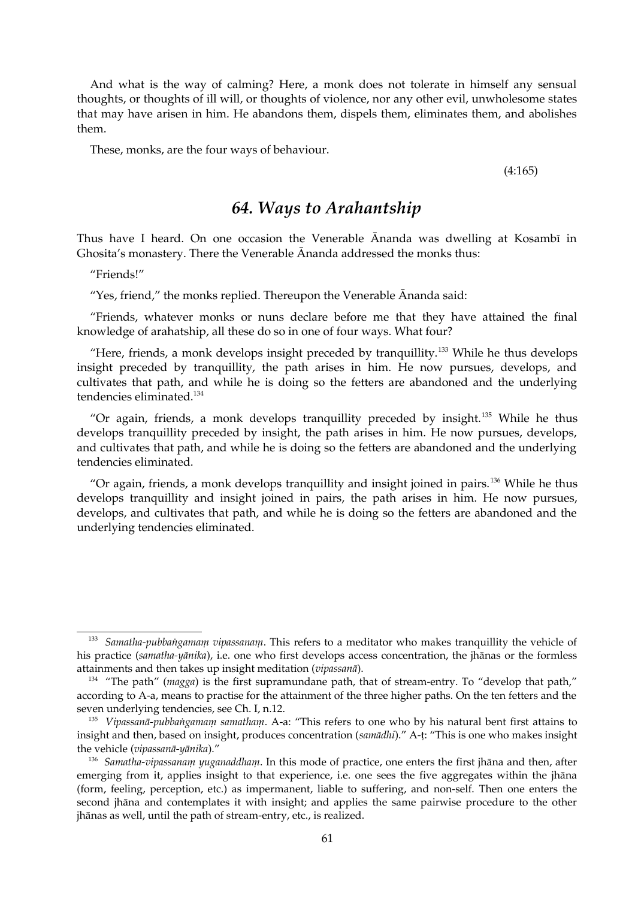And what is the way of calming? Here, a monk does not tolerate in himself any sensual thoughts, or thoughts of ill will, or thoughts of violence, nor any other evil, unwholesome states that may have arisen in him. He abandons them, dispels them, eliminates them, and abolishes them.

These, monks, are the four ways of behaviour.

(4:165)

## *64. Ways to Arahantship*

Thus have I heard. On one occasion the Venerable Ānanda was dwelling at Kosambī in Ghosita's monastery. There the Venerable Ānanda addressed the monks thus:

"Friends!"

"Yes, friend," the monks replied. Thereupon the Venerable Ānanda said:

"Friends, whatever monks or nuns declare before me that they have attained the final knowledge of arahatship, all these do so in one of four ways. What four?

"Here, friends, a monk develops insight preceded by tranquillity.[133] While he thus develops insight preceded by tranquillity, the path arises in him. He now pursues, develops, and cultivates that path, and while he is doing so the fetters are abandoned and the underlying tendencies eliminated.[134]

"Or again, friends, a monk develops tranquillity preceded by insight.[135] While he thus develops tranquillity preceded by insight, the path arises in him. He now pursues, develops, and cultivates that path, and while he is doing so the fetters are abandoned and the underlying tendencies eliminated.

"Or again, friends, a monk develops tranquillity and insight joined in pairs.[136] While he thus develops tranquillity and insight joined in pairs, the path arises in him. He now pursues, develops, and cultivates that path, and while he is doing so the fetters are abandoned and the underlying tendencies eliminated.

---

[133] *Samatha-pubbaṅgamaṃ vipassanaṃ*. This refers to a meditator who makes tranquillity the vehicle of his practice (*samatha-yānika*), i.e. one who first develops access concentration, the jhānas or the formless attainments and then takes up insight meditation (*vipassanā*).

[134] "The path" (*magga*) is the first supramundane path, that of stream-entry. To "develop that path," according to A-a, means to practise for the attainment of the three higher paths. On the ten fetters and the seven underlying tendencies, see Ch. I, n.12.

[135] *Vipassanā-pubbaṅgamaṃ samathaṃ*. A-a: "This refers to one who by his natural bent first attains to insight and then, based on insight, produces concentration (*samādhi*)." A-ṭ: "This is one who makes insight the vehicle (*vipassanā-yānika*)."

[136] *Samatha-vipassanaṃ yuganaddhaṃ*. In this mode of practice, one enters the first jhāna and then, after emerging from it, applies insight to that experience, i.e. one sees the five aggregates within the jhāna (form, feeling, perception, etc.) as impermanent, liable to suffering, and non-self. Then one enters the second jhāna and contemplates it with insight; and applies the same pairwise procedure to the other jhānas as well, until the path of stream-entry, etc., is realized.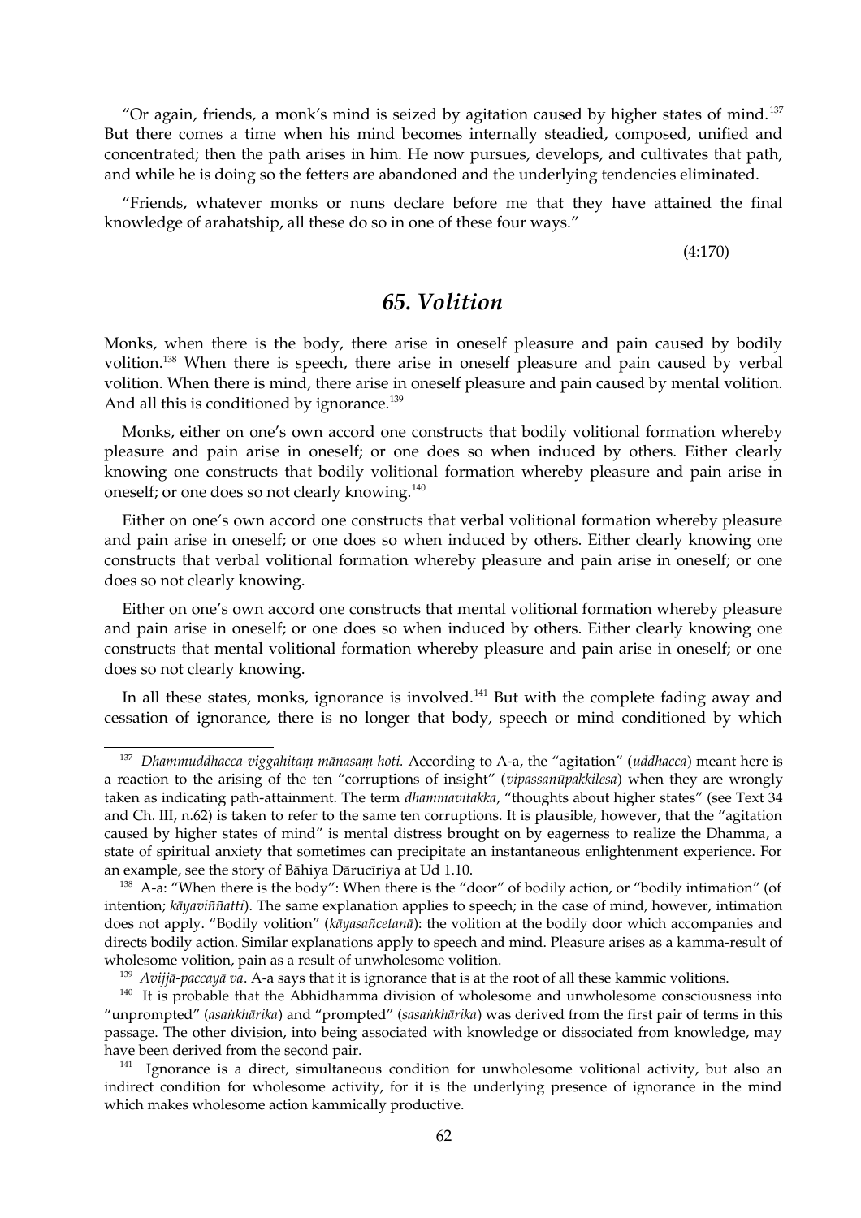"Or again, friends, a monk's mind is seized by agitation caused by higher states of mind.[137] But there comes a time when his mind becomes internally steadied, composed, unified and concentrated; then the path arises in him. He now pursues, develops, and cultivates that path, and while he is doing so the fetters are abandoned and the underlying tendencies eliminated.

"Friends, whatever monks or nuns declare before me that they have attained the final knowledge of arahatship, all these do so in one of these four ways."

(4:170)

## *65. Volition*

Monks, when there is the body, there arise in oneself pleasure and pain caused by bodily volition.[138] When there is speech, there arise in oneself pleasure and pain caused by verbal volition. When there is mind, there arise in oneself pleasure and pain caused by mental volition. And all this is conditioned by ignorance.[139]

Monks, either on one's own accord one constructs that bodily volitional formation whereby pleasure and pain arise in oneself; or one does so when induced by others. Either clearly knowing one constructs that bodily volitional formation whereby pleasure and pain arise in oneself; or one does so not clearly knowing.[140]

Either on one's own accord one constructs that verbal volitional formation whereby pleasure and pain arise in oneself; or one does so when induced by others. Either clearly knowing one constructs that verbal volitional formation whereby pleasure and pain arise in oneself; or one does so not clearly knowing.

Either on one's own accord one constructs that mental volitional formation whereby pleasure and pain arise in oneself; or one does so when induced by others. Either clearly knowing one constructs that mental volitional formation whereby pleasure and pain arise in oneself; or one does so not clearly knowing.

In all these states, monks, ignorance is involved.[141] But with the complete fading away and cessation of ignorance, there is no longer that body, speech or mind conditioned by which

---

[137] *Dhammuddhacca-viggahitaṃ mānasaṃ hoti.* According to A-a, the "agitation" (*uddhacca*) meant here is a reaction to the arising of the ten "corruptions of insight" (*vipassanūpakkilesa*) when they are wrongly taken as indicating path-attainment. The term *dhammavitakka*, "thoughts about higher states" (see Text 34 and Ch. III, n.62) is taken to refer to the same ten corruptions. It is plausible, however, that the "agitation caused by higher states of mind" is mental distress brought on by eagerness to realize the Dhamma, a state of spiritual anxiety that sometimes can precipitate an instantaneous enlightenment experience. For an example, see the story of Bāhiya Dārucīriya at Ud 1.10.

[138] A-a: "When there is the body": When there is the "door" of bodily action, or "bodily intimation" (of intention; *kāyaviññatti*). The same explanation applies to speech; in the case of mind, however, intimation does not apply. "Bodily volition" (*kāyasañcetanā*): the volition at the bodily door which accompanies and directs bodily action. Similar explanations apply to speech and mind. Pleasure arises as a kamma-result of wholesome volition, pain as a result of unwholesome volition.

[139] *Avijjā-paccayā va*. A-a says that it is ignorance that is at the root of all these kammic volitions.

[140] It is probable that the Abhidhamma division of wholesome and unwholesome consciousness into "unprompted" (*asaṅkhārika*) and "prompted" (*sasaṅkhārika*) was derived from the first pair of terms in this passage. The other division, into being associated with knowledge or dissociated from knowledge, may have been derived from the second pair.

[141] Ignorance is a direct, simultaneous condition for unwholesome volitional activity, but also an indirect condition for wholesome activity, for it is the underlying presence of ignorance in the mind which makes wholesome action kammically productive.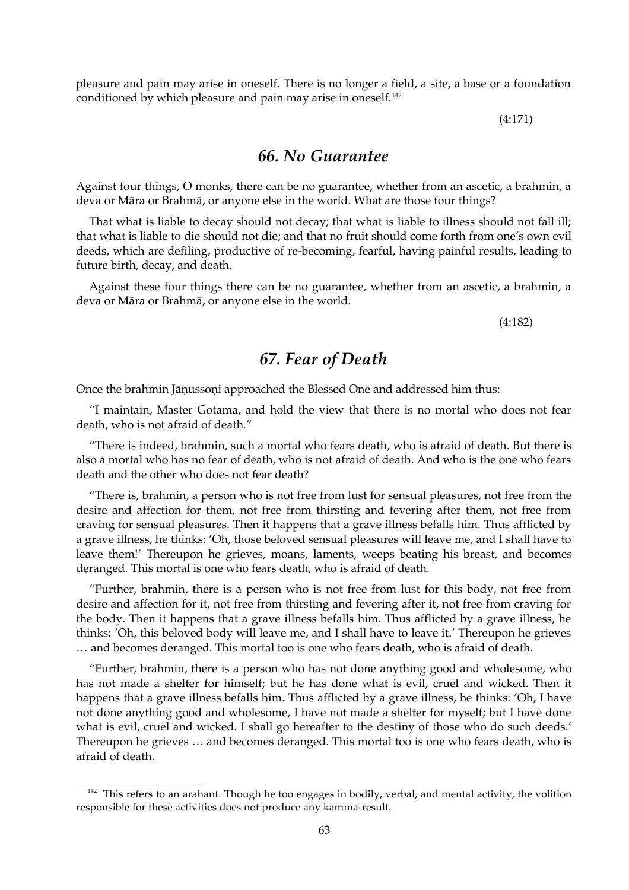pleasure and pain may arise in oneself. There is no longer a field, a site, a base or a foundation conditioned by which pleasure and pain may arise in oneself.[142]

(4:171)

## *66. No Guarantee*

Against four things, O monks, there can be no guarantee, whether from an ascetic, a brahmin, a deva or Māra or Brahmā, or anyone else in the world. What are those four things?

That what is liable to decay should not decay; that what is liable to illness should not fall ill; that what is liable to die should not die; and that no fruit should come forth from one's own evil deeds, which are defiling, productive of re-becoming, fearful, having painful results, leading to future birth, decay, and death.

Against these four things there can be no guarantee, whether from an ascetic, a brahmin, a deva or Māra or Brahmā, or anyone else in the world.

(4:182)

## *67. Fear of Death*

Once the brahmin Jāṇussoṇi approached the Blessed One and addressed him thus:

"I maintain, Master Gotama, and hold the view that there is no mortal who does not fear death, who is not afraid of death."

"There is indeed, brahmin, such a mortal who fears death, who is afraid of death. But there is also a mortal who has no fear of death, who is not afraid of death. And who is the one who fears death and the other who does not fear death?

"There is, brahmin, a person who is not free from lust for sensual pleasures, not free from the desire and affection for them, not free from thirsting and fevering after them, not free from craving for sensual pleasures. Then it happens that a grave illness befalls him. Thus afflicted by a grave illness, he thinks: 'Oh, those beloved sensual pleasures will leave me, and I shall have to leave them!' Thereupon he grieves, moans, laments, weeps beating his breast, and becomes deranged. This mortal is one who fears death, who is afraid of death.

"Further, brahmin, there is a person who is not free from lust for this body, not free from desire and affection for it, not free from thirsting and fevering after it, not free from craving for the body. Then it happens that a grave illness befalls him. Thus afflicted by a grave illness, he thinks: 'Oh, this beloved body will leave me, and I shall have to leave it.' Thereupon he grieves … and becomes deranged. This mortal too is one who fears death, who is afraid of death.

"Further, brahmin, there is a person who has not done anything good and wholesome, who has not made a shelter for himself; but he has done what is evil, cruel and wicked. Then it happens that a grave illness befalls him. Thus afflicted by a grave illness, he thinks: 'Oh, I have not done anything good and wholesome, I have not made a shelter for myself; but I have done what is evil, cruel and wicked. I shall go hereafter to the destiny of those who do such deeds.' Thereupon he grieves … and becomes deranged. This mortal too is one who fears death, who is afraid of death.

---

[142] This refers to an arahant. Though he too engages in bodily, verbal, and mental activity, the volition responsible for these activities does not produce any kamma-result.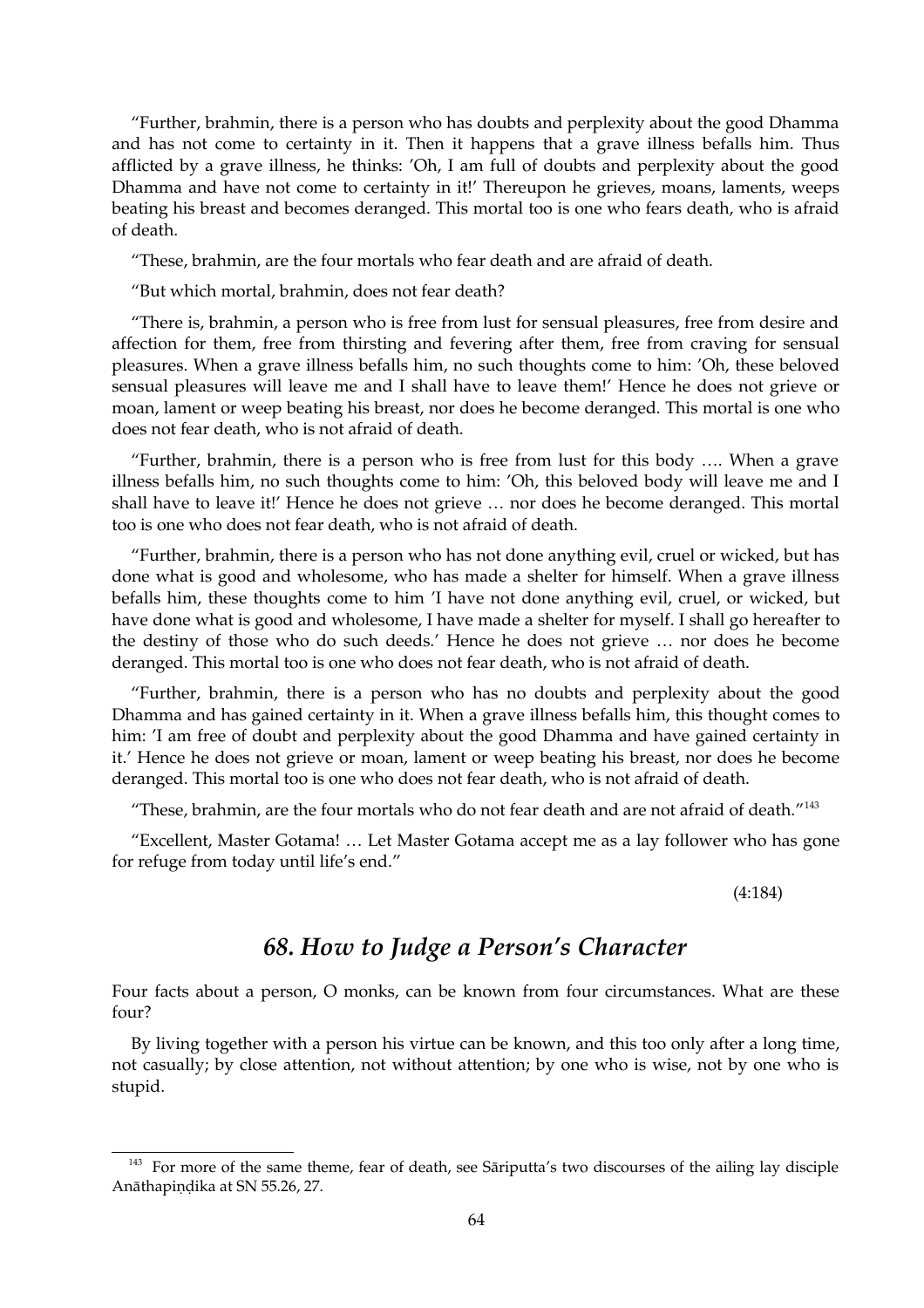"Further, brahmin, there is a person who has doubts and perplexity about the good Dhamma and has not come to certainty in it. Then it happens that a grave illness befalls him. Thus afflicted by a grave illness, he thinks: 'Oh, I am full of doubts and perplexity about the good Dhamma and have not come to certainty in it!' Thereupon he grieves, moans, laments, weeps beating his breast and becomes deranged. This mortal too is one who fears death, who is afraid of death.

"These, brahmin, are the four mortals who fear death and are afraid of death.

"But which mortal, brahmin, does not fear death?

"There is, brahmin, a person who is free from lust for sensual pleasures, free from desire and affection for them, free from thirsting and fevering after them, free from craving for sensual pleasures. When a grave illness befalls him, no such thoughts come to him: 'Oh, these beloved sensual pleasures will leave me and I shall have to leave them!' Hence he does not grieve or moan, lament or weep beating his breast, nor does he become deranged. This mortal is one who does not fear death, who is not afraid of death.

"Further, brahmin, there is a person who is free from lust for this body …. When a grave illness befalls him, no such thoughts come to him: 'Oh, this beloved body will leave me and I shall have to leave it!' Hence he does not grieve … nor does he become deranged. This mortal too is one who does not fear death, who is not afraid of death.

"Further, brahmin, there is a person who has not done anything evil, cruel or wicked, but has done what is good and wholesome, who has made a shelter for himself. When a grave illness befalls him, these thoughts come to him 'I have not done anything evil, cruel, or wicked, but have done what is good and wholesome, I have made a shelter for myself. I shall go hereafter to the destiny of those who do such deeds.' Hence he does not grieve … nor does he become deranged. This mortal too is one who does not fear death, who is not afraid of death.

"Further, brahmin, there is a person who has no doubts and perplexity about the good Dhamma and has gained certainty in it. When a grave illness befalls him, this thought comes to him: 'I am free of doubt and perplexity about the good Dhamma and have gained certainty in it.' Hence he does not grieve or moan, lament or weep beating his breast, nor does he become deranged. This mortal too is one who does not fear death, who is not afraid of death.

"These, brahmin, are the four mortals who do not fear death and are not afraid of death."[143]

"Excellent, Master Gotama! … Let Master Gotama accept me as a lay follower who has gone for refuge from today until life's end."

(4:184)

## *68. How to Judge a Person's Character*

Four facts about a person, O monks, can be known from four circumstances. What are these four?

By living together with a person his virtue can be known, and this too only after a long time, not casually; by close attention, not without attention; by one who is wise, not by one who is stupid.

---

[143] For more of the same theme, fear of death, see Sāriputta's two discourses of the ailing lay disciple Anāthapiṇḍika at SN 55.26, 27.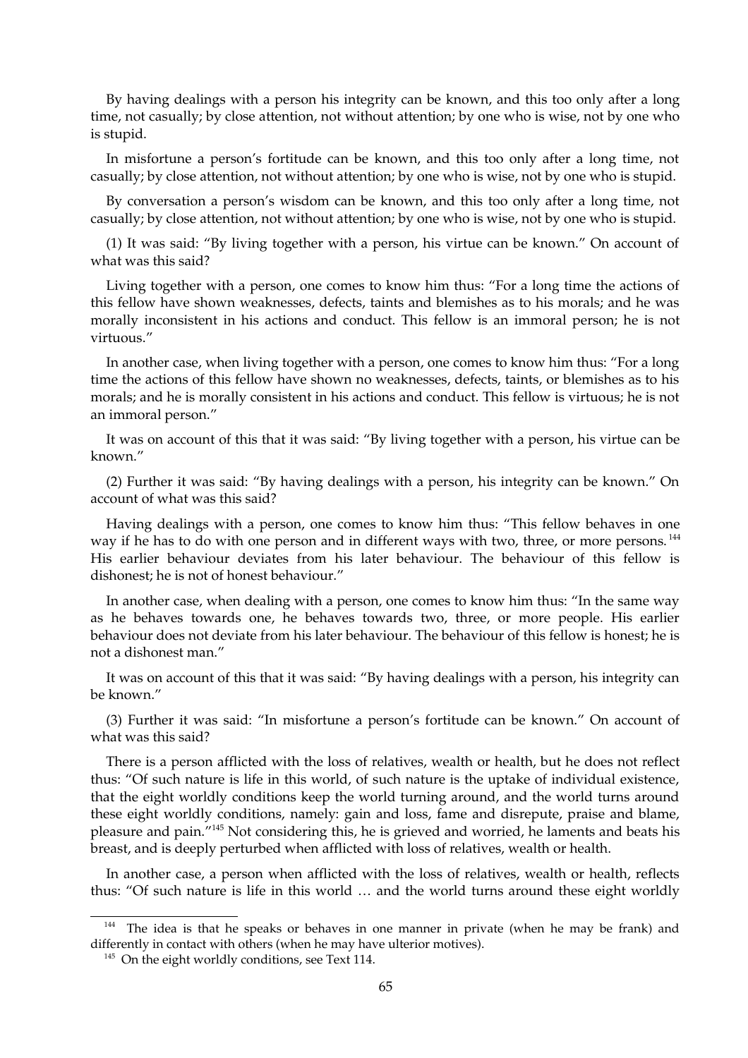By having dealings with a person his integrity can be known, and this too only after a long time, not casually; by close attention, not without attention; by one who is wise, not by one who is stupid.

In misfortune a person's fortitude can be known, and this too only after a long time, not casually; by close attention, not without attention; by one who is wise, not by one who is stupid.

By conversation a person's wisdom can be known, and this too only after a long time, not casually; by close attention, not without attention; by one who is wise, not by one who is stupid.

(1) It was said: "By living together with a person, his virtue can be known." On account of what was this said?

Living together with a person, one comes to know him thus: "For a long time the actions of this fellow have shown weaknesses, defects, taints and blemishes as to his morals; and he was morally inconsistent in his actions and conduct. This fellow is an immoral person; he is not virtuous."

In another case, when living together with a person, one comes to know him thus: "For a long time the actions of this fellow have shown no weaknesses, defects, taints, or blemishes as to his morals; and he is morally consistent in his actions and conduct. This fellow is virtuous; he is not an immoral person."

It was on account of this that it was said: "By living together with a person, his virtue can be known."

(2) Further it was said: "By having dealings with a person, his integrity can be known." On account of what was this said?

Having dealings with a person, one comes to know him thus: "This fellow behaves in one way if he has to do with one person and in different ways with two, three, or more persons.[144] His earlier behaviour deviates from his later behaviour. The behaviour of this fellow is dishonest; he is not of honest behaviour."

In another case, when dealing with a person, one comes to know him thus: "In the same way as he behaves towards one, he behaves towards two, three, or more people. His earlier behaviour does not deviate from his later behaviour. The behaviour of this fellow is honest; he is not a dishonest man."

It was on account of this that it was said: "By having dealings with a person, his integrity can be known."

(3) Further it was said: "In misfortune a person's fortitude can be known." On account of what was this said?

There is a person afflicted with the loss of relatives, wealth or health, but he does not reflect thus: "Of such nature is life in this world, of such nature is the uptake of individual existence, that the eight worldly conditions keep the world turning around, and the world turns around these eight worldly conditions, namely: gain and loss, fame and disrepute, praise and blame, pleasure and pain."[145] Not considering this, he is grieved and worried, he laments and beats his breast, and is deeply perturbed when afflicted with loss of relatives, wealth or health.

In another case, a person when afflicted with the loss of relatives, wealth or health, reflects thus: "Of such nature is life in this world … and the world turns around these eight worldly

---

[144] The idea is that he speaks or behaves in one manner in private (when he may be frank) and differently in contact with others (when he may have ulterior motives).

[145] On the eight worldly conditions, see Text 114.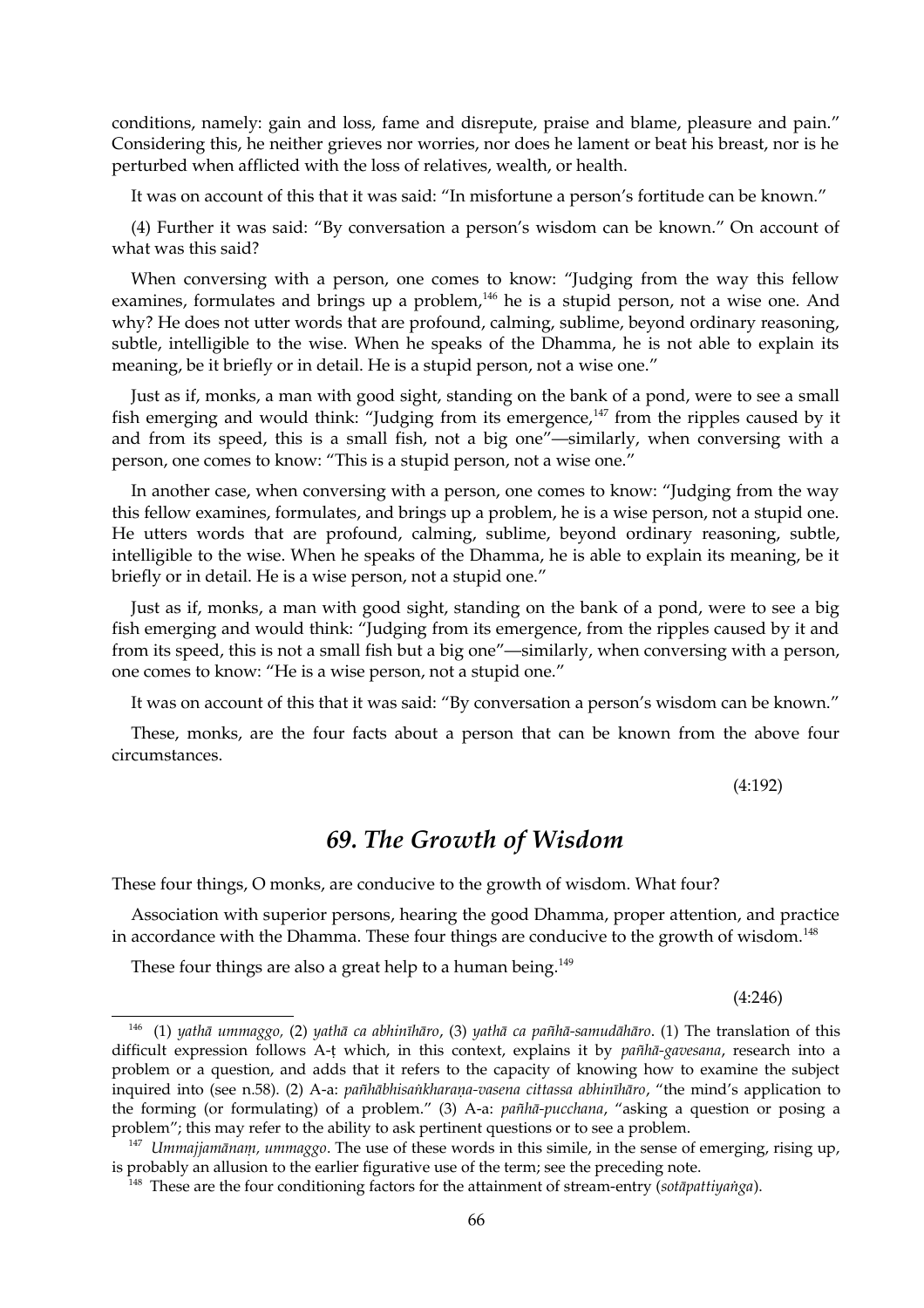conditions, namely: gain and loss, fame and disrepute, praise and blame, pleasure and pain." Considering this, he neither grieves nor worries, nor does he lament or beat his breast, nor is he perturbed when afflicted with the loss of relatives, wealth, or health.

It was on account of this that it was said: "In misfortune a person's fortitude can be known."

(4) Further it was said: "By conversation a person's wisdom can be known." On account of what was this said?

When conversing with a person, one comes to know: "Judging from the way this fellow examines, formulates and brings up a problem,[146] he is a stupid person, not a wise one. And why? He does not utter words that are profound, calming, sublime, beyond ordinary reasoning, subtle, intelligible to the wise. When he speaks of the Dhamma, he is not able to explain its meaning, be it briefly or in detail. He is a stupid person, not a wise one."

Just as if, monks, a man with good sight, standing on the bank of a pond, were to see a small fish emerging and would think: "Judging from its emergence,[147] from the ripples caused by it and from its speed, this is a small fish, not a big one"—similarly, when conversing with a person, one comes to know: "This is a stupid person, not a wise one."

In another case, when conversing with a person, one comes to know: "Judging from the way this fellow examines, formulates, and brings up a problem, he is a wise person, not a stupid one. He utters words that are profound, calming, sublime, beyond ordinary reasoning, subtle, intelligible to the wise. When he speaks of the Dhamma, he is able to explain its meaning, be it briefly or in detail. He is a wise person, not a stupid one."

Just as if, monks, a man with good sight, standing on the bank of a pond, were to see a big fish emerging and would think: "Judging from its emergence, from the ripples caused by it and from its speed, this is not a small fish but a big one"—similarly, when conversing with a person, one comes to know: "He is a wise person, not a stupid one."

It was on account of this that it was said: "By conversation a person's wisdom can be known."

These, monks, are the four facts about a person that can be known from the above four circumstances.

(4:192)

## *69. The Growth of Wisdom*

These four things, O monks, are conducive to the growth of wisdom. What four?

Association with superior persons, hearing the good Dhamma, proper attention, and practice in accordance with the Dhamma. These four things are conducive to the growth of wisdom.[148]

These four things are also a great help to a human being.[149]

(4:246)

---

[146] (1) *yathā ummaggo,* (2) *yathā ca abhinīhāro*, (3) *yathā ca pañhā-samudāhāro*. (1) The translation of this difficult expression follows A-ṭ which, in this context, explains it by *pañhā-gavesana*, research into a problem or a question, and adds that it refers to the capacity of knowing how to examine the subject inquired into (see n.58). (2) A-a: *pañhābhisaṅkharaṇa-vasena cittassa abhinīhāro*, "the mind's application to the forming (or formulating) of a problem." (3) A-a: *pañhā-pucchana*, "asking a question or posing a problem"; this may refer to the ability to ask pertinent questions or to see a problem.

[147] *Ummajjamānaṃ, ummaggo*. The use of these words in this simile, in the sense of emerging, rising up, is probably an allusion to the earlier figurative use of the term; see the preceding note.

[148] These are the four conditioning factors for the attainment of stream-entry (*sotāpattiyaṅga*).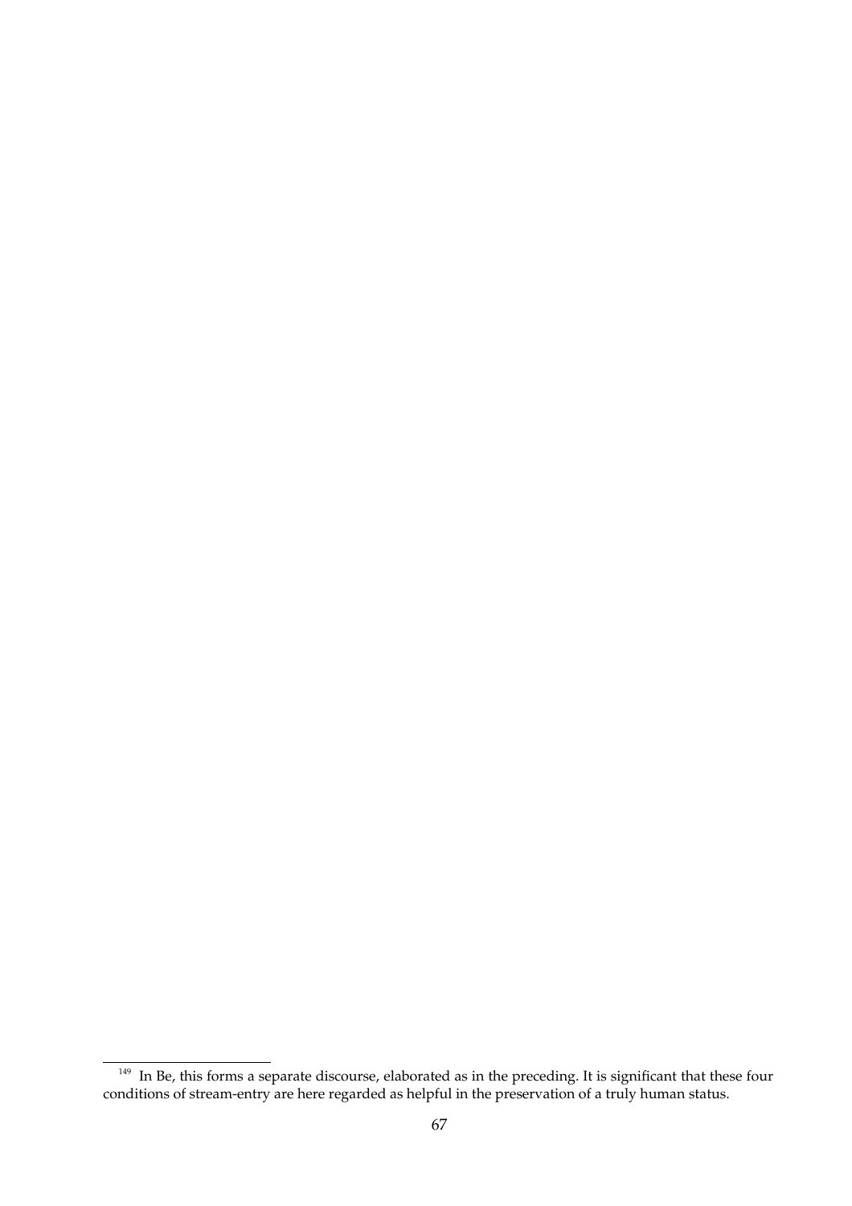[149] In Be, this forms a separate discourse, elaborated as in the preceding. It is significant that these four conditions of stream-entry are here regarded as helpful in the preservation of a truly human status.